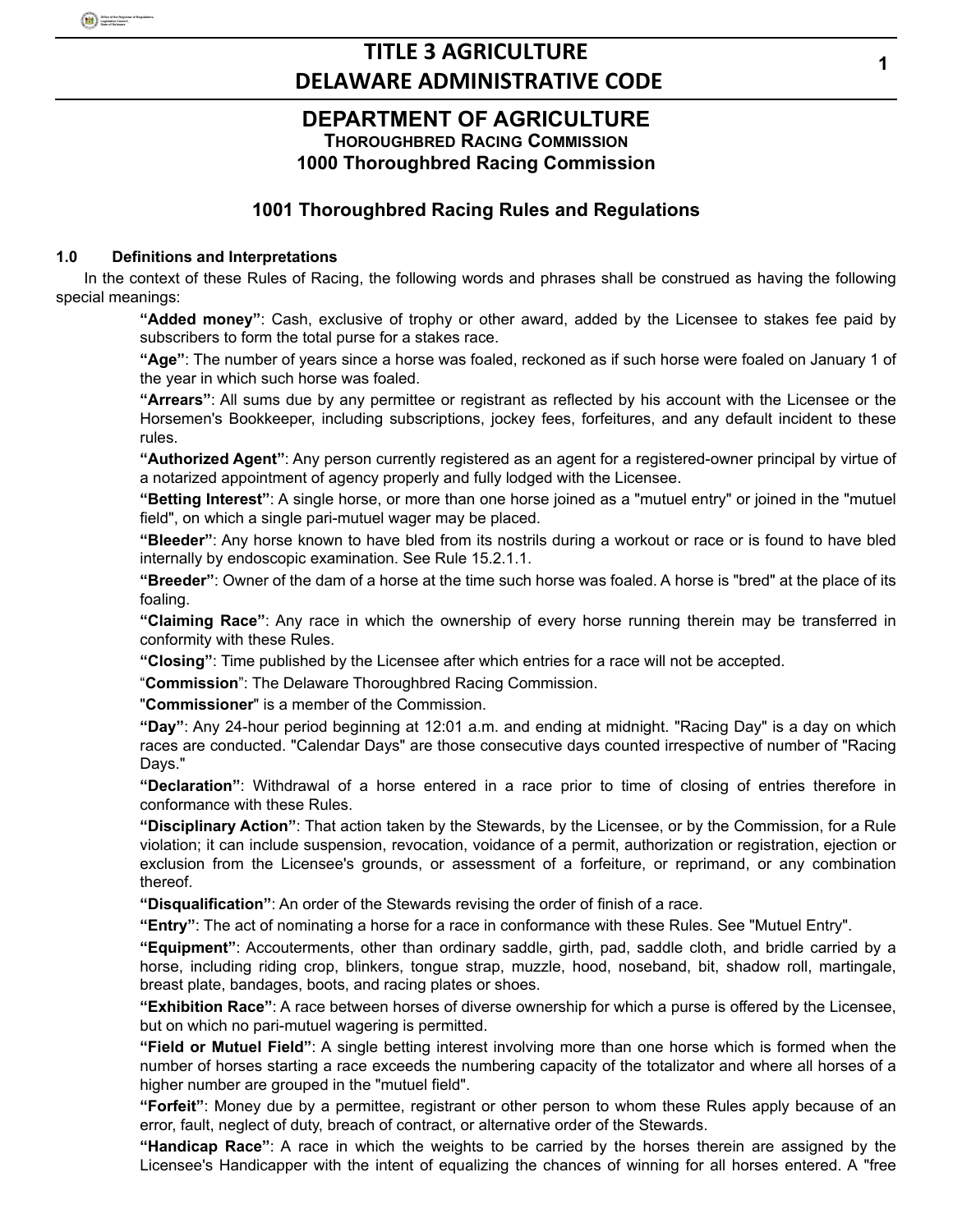# TITLE 3 AGRICULTURE
# DELAWARE ADMINISTRATIVE CODE

## DEPARTMENT OF AGRICULTURE
### THOROUGHBRED RACING COMMISSION
### 1000 Thoroughbred Racing Commission

## 1001 Thoroughbred Racing Rules and Regulations

**1.0 Definitions and Interpretations**

In the context of these Rules of Racing, the following words and phrases shall be construed as having the following special meanings:

**"Added money"**: Cash, exclusive of trophy or other award, added by the Licensee to stakes fee paid by subscribers to form the total purse for a stakes race.

**"Age"**: The number of years since a horse was foaled, reckoned as if such horse were foaled on January 1 of the year in which such horse was foaled.

**"Arrears"**: All sums due by any permittee or registrant as reflected by his account with the Licensee or the Horsemen's Bookkeeper, including subscriptions, jockey fees, forfeitures, and any default incident to these rules.

**"Authorized Agent"**: Any person currently registered as an agent for a registered-owner principal by virtue of a notarized appointment of agency properly and fully lodged with the Licensee.

**"Betting Interest"**: A single horse, or more than one horse joined as a "mutuel entry" or joined in the "mutuel field", on which a single pari-mutuel wager may be placed.

**"Bleeder"**: Any horse known to have bled from its nostrils during a workout or race or is found to have bled internally by endoscopic examination. See Rule 15.2.1.1.

**"Breeder"**: Owner of the dam of a horse at the time such horse was foaled. A horse is "bred" at the place of its foaling.

**"Claiming Race"**: Any race in which the ownership of every horse running therein may be transferred in conformity with these Rules.

**"Closing"**: Time published by the Licensee after which entries for a race will not be accepted.

"**Commission**": The Delaware Thoroughbred Racing Commission.

"**Commissioner**" is a member of the Commission.

**"Day"**: Any 24-hour period beginning at 12:01 a.m. and ending at midnight. "Racing Day" is a day on which races are conducted. "Calendar Days" are those consecutive days counted irrespective of number of "Racing Days."

**"Declaration"**: Withdrawal of a horse entered in a race prior to time of closing of entries therefore in conformance with these Rules.

**"Disciplinary Action"**: That action taken by the Stewards, by the Licensee, or by the Commission, for a Rule violation; it can include suspension, revocation, voidance of a permit, authorization or registration, ejection or exclusion from the Licensee's grounds, or assessment of a forfeiture, or reprimand, or any combination thereof.

**"Disqualification"**: An order of the Stewards revising the order of finish of a race.

**"Entry"**: The act of nominating a horse for a race in conformance with these Rules. See "Mutuel Entry".

**"Equipment"**: Accouterments, other than ordinary saddle, girth, pad, saddle cloth, and bridle carried by a horse, including riding crop, blinkers, tongue strap, muzzle, hood, noseband, bit, shadow roll, martingale, breast plate, bandages, boots, and racing plates or shoes.

**"Exhibition Race"**: A race between horses of diverse ownership for which a purse is offered by the Licensee, but on which no pari-mutuel wagering is permitted.

**"Field or Mutuel Field"**: A single betting interest involving more than one horse which is formed when the number of horses starting a race exceeds the numbering capacity of the totalizator and where all horses of a higher number are grouped in the "mutuel field".

**"Forfeit"**: Money due by a permittee, registrant or other person to whom these Rules apply because of an error, fault, neglect of duty, breach of contract, or alternative order of the Stewards.

**"Handicap Race"**: A race in which the weights to be carried by the horses therein are assigned by the Licensee's Handicapper with the intent of equalizing the chances of winning for all horses entered. A "free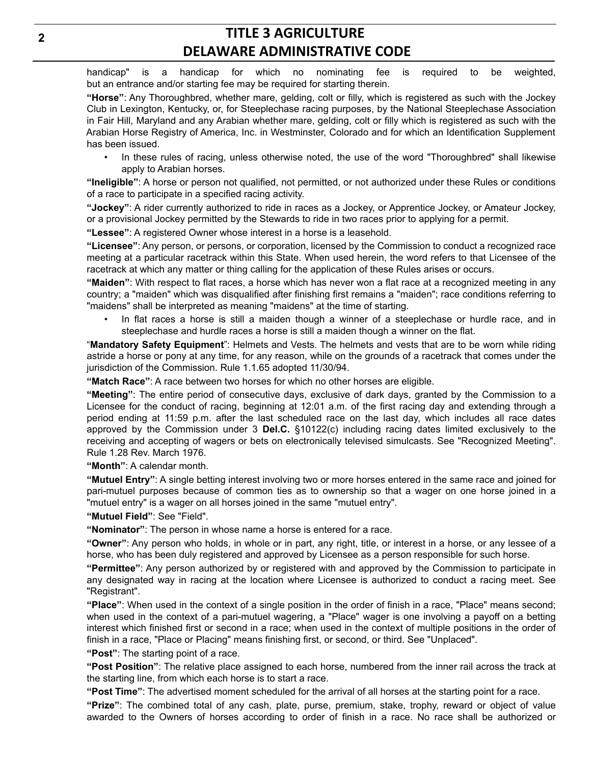handicap" is a handicap for which no nominating fee is required to be weighted, but an entrance and/or starting fee may be required for starting therein.

**"Horse"**: Any Thoroughbred, whether mare, gelding, colt or filly, which is registered as such with the Jockey Club in Lexington, Kentucky, or, for Steeplechase racing purposes, by the National Steeplechase Association in Fair Hill, Maryland and any Arabian whether mare, gelding, colt or filly which is registered as such with the Arabian Horse Registry of America, Inc. in Westminster, Colorado and for which an Identification Supplement has been issued.

- In these rules of racing, unless otherwise noted, the use of the word "Thoroughbred" shall likewise apply to Arabian horses.

**"Ineligible"**: A horse or person not qualified, not permitted, or not authorized under these Rules or conditions of a race to participate in a specified racing activity.

**"Jockey"**: A rider currently authorized to ride in races as a Jockey, or Apprentice Jockey, or Amateur Jockey, or a provisional Jockey permitted by the Stewards to ride in two races prior to applying for a permit.

**"Lessee"**: A registered Owner whose interest in a horse is a leasehold.

**"Licensee"**: Any person, or persons, or corporation, licensed by the Commission to conduct a recognized race meeting at a particular racetrack within this State. When used herein, the word refers to that Licensee of the racetrack at which any matter or thing calling for the application of these Rules arises or occurs.

**"Maiden"**: With respect to flat races, a horse which has never won a flat race at a recognized meeting in any country; a "maiden" which was disqualified after finishing first remains a "maiden"; race conditions referring to "maidens" shall be interpreted as meaning "maidens" at the time of starting.

- In flat races a horse is still a maiden though a winner of a steeplechase or hurdle race, and in steeplechase and hurdle races a horse is still a maiden though a winner on the flat.

"**Mandatory Safety Equipment**": Helmets and Vests. The helmets and vests that are to be worn while riding astride a horse or pony at any time, for any reason, while on the grounds of a racetrack that comes under the jurisdiction of the Commission. Rule 1.1.65 adopted 11/30/94.

**"Match Race"**: A race between two horses for which no other horses are eligible.

**"Meeting"**: The entire period of consecutive days, exclusive of dark days, granted by the Commission to a Licensee for the conduct of racing, beginning at 12:01 a.m. of the first racing day and extending through a period ending at 11:59 p.m. after the last scheduled race on the last day, which includes all race dates approved by the Commission under 3 **Del.C.** §10122(c) including racing dates limited exclusively to the receiving and accepting of wagers or bets on electronically televised simulcasts. See "Recognized Meeting". Rule 1.28 Rev. March 1976.

**"Month"**: A calendar month.

**"Mutuel Entry"**: A single betting interest involving two or more horses entered in the same race and joined for pari-mutuel purposes because of common ties as to ownership so that a wager on one horse joined in a "mutuel entry" is a wager on all horses joined in the same "mutuel entry".

**"Mutuel Field"**: See "Field".

**"Nominator"**: The person in whose name a horse is entered for a race.

**"Owner"**: Any person who holds, in whole or in part, any right, title, or interest in a horse, or any lessee of a horse, who has been duly registered and approved by Licensee as a person responsible for such horse.

**"Permittee"**: Any person authorized by or registered with and approved by the Commission to participate in any designated way in racing at the location where Licensee is authorized to conduct a racing meet. See "Registrant".

**"Place"**: When used in the context of a single position in the order of finish in a race, "Place" means second; when used in the context of a pari-mutuel wagering, a "Place" wager is one involving a payoff on a betting interest which finished first or second in a race; when used in the context of multiple positions in the order of finish in a race, "Place or Placing" means finishing first, or second, or third. See "Unplaced".

**"Post"**: The starting point of a race.

**"Post Position"**: The relative place assigned to each horse, numbered from the inner rail across the track at the starting line, from which each horse is to start a race.

**"Post Time"**: The advertised moment scheduled for the arrival of all horses at the starting point for a race.

**"Prize"**: The combined total of any cash, plate, purse, premium, stake, trophy, reward or object of value awarded to the Owners of horses according to order of finish in a race. No race shall be authorized or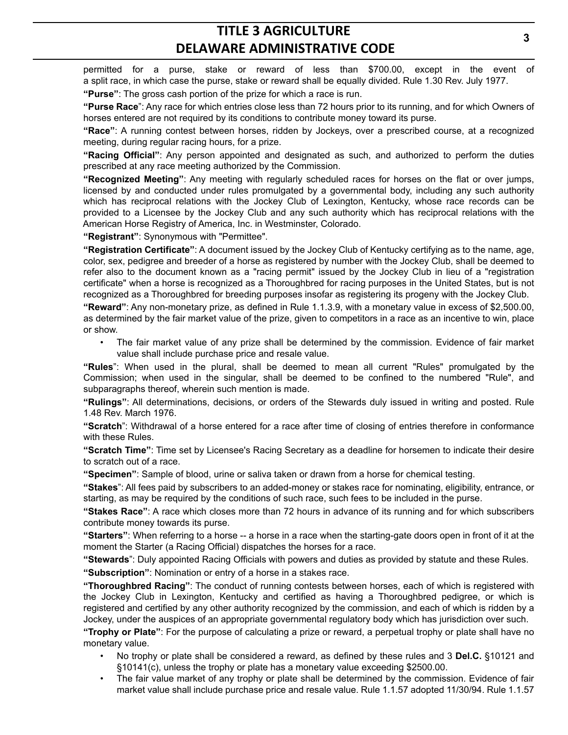permitted for a purse, stake or reward of less than $700.00, except in the event of a split race, in which case the purse, stake or reward shall be equally divided. Rule 1.30 Rev. July 1977.

**"Purse"**: The gross cash portion of the prize for which a race is run.

**"Purse Race"**: Any race for which entries close less than 72 hours prior to its running, and for which Owners of horses entered are not required by its conditions to contribute money toward its purse.

**"Race"**: A running contest between horses, ridden by Jockeys, over a prescribed course, at a recognized meeting, during regular racing hours, for a prize.

**"Racing Official"**: Any person appointed and designated as such, and authorized to perform the duties prescribed at any race meeting authorized by the Commission.

**"Recognized Meeting"**: Any meeting with regularly scheduled races for horses on the flat or over jumps, licensed by and conducted under rules promulgated by a governmental body, including any such authority which has reciprocal relations with the Jockey Club of Lexington, Kentucky, whose race records can be provided to a Licensee by the Jockey Club and any such authority which has reciprocal relations with the American Horse Registry of America, Inc. in Westminster, Colorado.

**"Registrant"**: Synonymous with "Permittee".

**"Registration Certificate"**: A document issued by the Jockey Club of Kentucky certifying as to the name, age, color, sex, pedigree and breeder of a horse as registered by number with the Jockey Club, shall be deemed to refer also to the document known as a "racing permit" issued by the Jockey Club in lieu of a "registration certificate" when a horse is recognized as a Thoroughbred for racing purposes in the United States, but is not recognized as a Thoroughbred for breeding purposes insofar as registering its progeny with the Jockey Club.

**"Reward"**: Any non-monetary prize, as defined in Rule 1.1.3.9, with a monetary value in excess of $2,500.00, as determined by the fair market value of the prize, given to competitors in a race as an incentive to win, place or show.

- The fair market value of any prize shall be determined by the commission. Evidence of fair market value shall include purchase price and resale value.

**"Rules"**: When used in the plural, shall be deemed to mean all current "Rules" promulgated by the Commission; when used in the singular, shall be deemed to be confined to the numbered "Rule", and subparagraphs thereof, wherein such mention is made.

**"Rulings"**: All determinations, decisions, or orders of the Stewards duly issued in writing and posted. Rule 1.48 Rev. March 1976.

**"Scratch"**: Withdrawal of a horse entered for a race after time of closing of entries therefore in conformance with these Rules.

**"Scratch Time"**: Time set by Licensee's Racing Secretary as a deadline for horsemen to indicate their desire to scratch out of a race.

**"Specimen"**: Sample of blood, urine or saliva taken or drawn from a horse for chemical testing.

**"Stakes"**: All fees paid by subscribers to an added-money or stakes race for nominating, eligibility, entrance, or starting, as may be required by the conditions of such race, such fees to be included in the purse.

**"Stakes Race"**: A race which closes more than 72 hours in advance of its running and for which subscribers contribute money towards its purse.

**"Starters"**: When referring to a horse -- a horse in a race when the starting-gate doors open in front of it at the moment the Starter (a Racing Official) dispatches the horses for a race.

**"Stewards"**: Duly appointed Racing Officials with powers and duties as provided by statute and these Rules.

**"Subscription"**: Nomination or entry of a horse in a stakes race.

**"Thoroughbred Racing"**: The conduct of running contests between horses, each of which is registered with the Jockey Club in Lexington, Kentucky and certified as having a Thoroughbred pedigree, or which is registered and certified by any other authority recognized by the commission, and each of which is ridden by a Jockey, under the auspices of an appropriate governmental regulatory body which has jurisdiction over such.

**"Trophy or Plate"**: For the purpose of calculating a prize or reward, a perpetual trophy or plate shall have no monetary value.

- No trophy or plate shall be considered a reward, as defined by these rules and 3 **Del.C.** §10121 and §10141(c), unless the trophy or plate has a monetary value exceeding $2500.00.
- The fair value market of any trophy or plate shall be determined by the commission. Evidence of fair market value shall include purchase price and resale value. Rule 1.1.57 adopted 11/30/94. Rule 1.1.57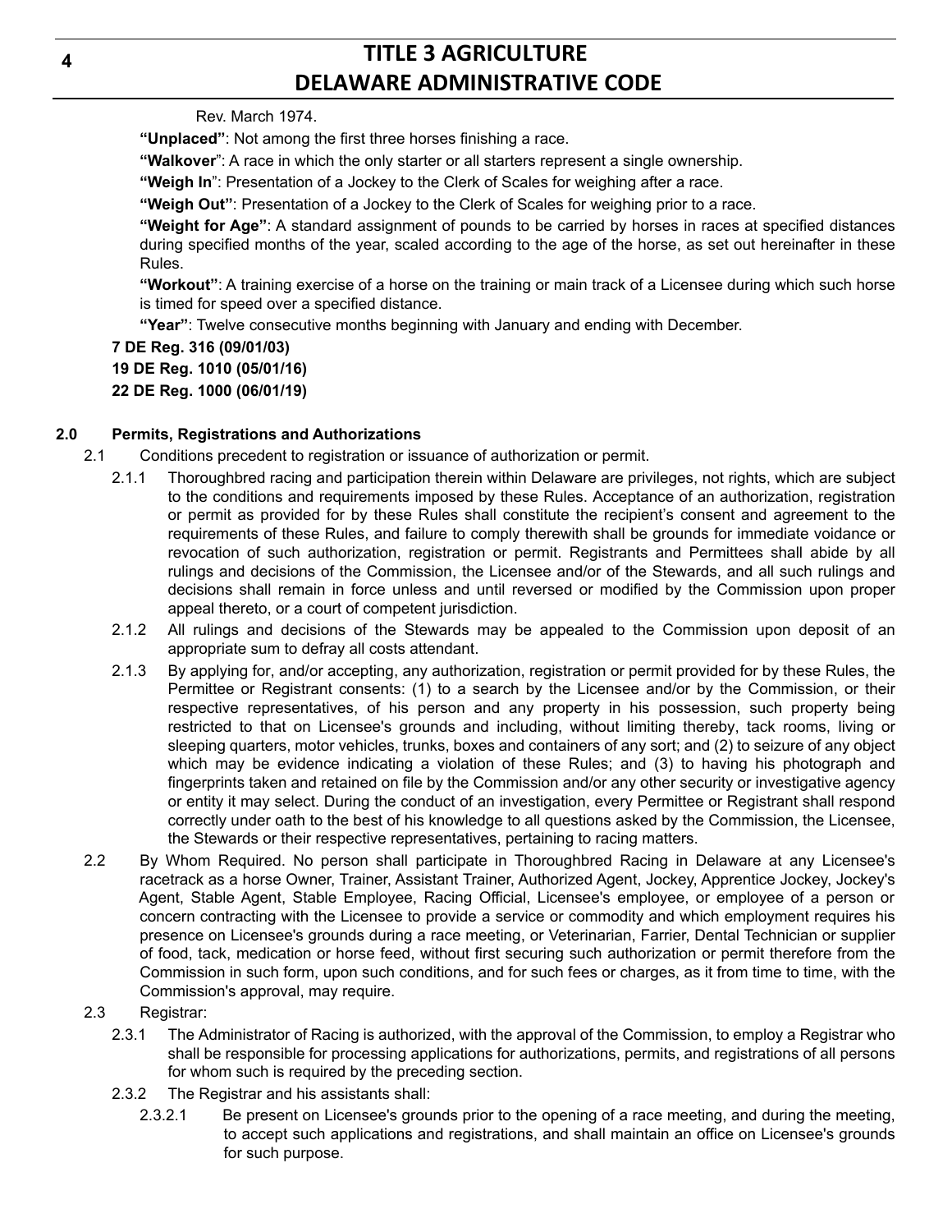Rev. March 1974.

**"Unplaced"**: Not among the first three horses finishing a race.

**"Walkover"**: A race in which the only starter or all starters represent a single ownership.

**"Weigh In"**: Presentation of a Jockey to the Clerk of Scales for weighing after a race.

**"Weigh Out"**: Presentation of a Jockey to the Clerk of Scales for weighing prior to a race.

**"Weight for Age"**: A standard assignment of pounds to be carried by horses in races at specified distances during specified months of the year, scaled according to the age of the horse, as set out hereinafter in these Rules.

**"Workout"**: A training exercise of a horse on the training or main track of a Licensee during which such horse is timed for speed over a specified distance.

**"Year"**: Twelve consecutive months beginning with January and ending with December.

**7 DE Reg. 316 (09/01/03)**
**19 DE Reg. 1010 (05/01/16)**
**22 DE Reg. 1000 (06/01/19)**

**2.0 Permits, Registrations and Authorizations**

2.1 Conditions precedent to registration or issuance of authorization or permit.

2.1.1 Thoroughbred racing and participation therein within Delaware are privileges, not rights, which are subject to the conditions and requirements imposed by these Rules. Acceptance of an authorization, registration or permit as provided for by these Rules shall constitute the recipient's consent and agreement to the requirements of these Rules, and failure to comply therewith shall be grounds for immediate voidance or revocation of such authorization, registration or permit. Registrants and Permittees shall abide by all rulings and decisions of the Commission, the Licensee and/or of the Stewards, and all such rulings and decisions shall remain in force unless and until reversed or modified by the Commission upon proper appeal thereto, or a court of competent jurisdiction.

2.1.2 All rulings and decisions of the Stewards may be appealed to the Commission upon deposit of an appropriate sum to defray all costs attendant.

2.1.3 By applying for, and/or accepting, any authorization, registration or permit provided for by these Rules, the Permittee or Registrant consents: (1) to a search by the Licensee and/or by the Commission, or their respective representatives, of his person and any property in his possession, such property being restricted to that on Licensee's grounds and including, without limiting thereby, tack rooms, living or sleeping quarters, motor vehicles, trunks, boxes and containers of any sort; and (2) to seizure of any object which may be evidence indicating a violation of these Rules; and (3) to having his photograph and fingerprints taken and retained on file by the Commission and/or any other security or investigative agency or entity it may select. During the conduct of an investigation, every Permittee or Registrant shall respond correctly under oath to the best of his knowledge to all questions asked by the Commission, the Licensee, the Stewards or their respective representatives, pertaining to racing matters.

2.2 By Whom Required. No person shall participate in Thoroughbred Racing in Delaware at any Licensee's racetrack as a horse Owner, Trainer, Assistant Trainer, Authorized Agent, Jockey, Apprentice Jockey, Jockey's Agent, Stable Agent, Stable Employee, Racing Official, Licensee's employee, or employee of a person or concern contracting with the Licensee to provide a service or commodity and which employment requires his presence on Licensee's grounds during a race meeting, or Veterinarian, Farrier, Dental Technician or supplier of food, tack, medication or horse feed, without first securing such authorization or permit therefore from the Commission in such form, upon such conditions, and for such fees or charges, as it from time to time, with the Commission's approval, may require.

2.3 Registrar:

2.3.1 The Administrator of Racing is authorized, with the approval of the Commission, to employ a Registrar who shall be responsible for processing applications for authorizations, permits, and registrations of all persons for whom such is required by the preceding section.

2.3.2 The Registrar and his assistants shall:

2.3.2.1 Be present on Licensee's grounds prior to the opening of a race meeting, and during the meeting, to accept such applications and registrations, and shall maintain an office on Licensee's grounds for such purpose.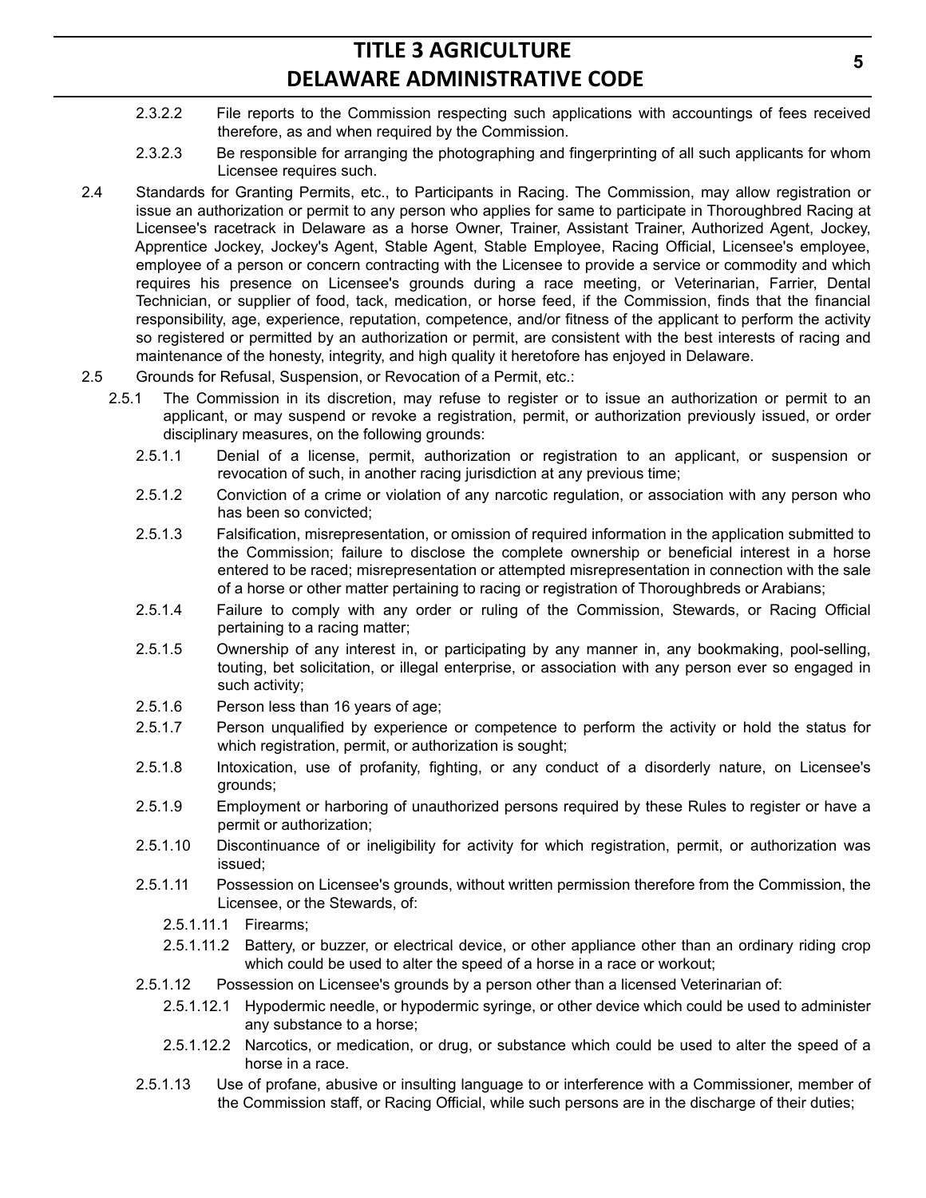2.3.2.2 File reports to the Commission respecting such applications with accountings of fees received therefore, as and when required by the Commission.

2.3.2.3 Be responsible for arranging the photographing and fingerprinting of all such applicants for whom Licensee requires such.

2.4 Standards for Granting Permits, etc., to Participants in Racing. The Commission, may allow registration or issue an authorization or permit to any person who applies for same to participate in Thoroughbred Racing at Licensee's racetrack in Delaware as a horse Owner, Trainer, Assistant Trainer, Authorized Agent, Jockey, Apprentice Jockey, Jockey's Agent, Stable Agent, Stable Employee, Racing Official, Licensee's employee, employee of a person or concern contracting with the Licensee to provide a service or commodity and which requires his presence on Licensee's grounds during a race meeting, or Veterinarian, Farrier, Dental Technician, or supplier of food, tack, medication, or horse feed, if the Commission, finds that the financial responsibility, age, experience, reputation, competence, and/or fitness of the applicant to perform the activity so registered or permitted by an authorization or permit, are consistent with the best interests of racing and maintenance of the honesty, integrity, and high quality it heretofore has enjoyed in Delaware.

2.5 Grounds for Refusal, Suspension, or Revocation of a Permit, etc.:

2.5.1 The Commission in its discretion, may refuse to register or to issue an authorization or permit to an applicant, or may suspend or revoke a registration, permit, or authorization previously issued, or order disciplinary measures, on the following grounds:

2.5.1.1 Denial of a license, permit, authorization or registration to an applicant, or suspension or revocation of such, in another racing jurisdiction at any previous time;

2.5.1.2 Conviction of a crime or violation of any narcotic regulation, or association with any person who has been so convicted;

2.5.1.3 Falsification, misrepresentation, or omission of required information in the application submitted to the Commission; failure to disclose the complete ownership or beneficial interest in a horse entered to be raced; misrepresentation or attempted misrepresentation in connection with the sale of a horse or other matter pertaining to racing or registration of Thoroughbreds or Arabians;

2.5.1.4 Failure to comply with any order or ruling of the Commission, Stewards, or Racing Official pertaining to a racing matter;

2.5.1.5 Ownership of any interest in, or participating by any manner in, any bookmaking, pool-selling, touting, bet solicitation, or illegal enterprise, or association with any person ever so engaged in such activity;

2.5.1.6 Person less than 16 years of age;

2.5.1.7 Person unqualified by experience or competence to perform the activity or hold the status for which registration, permit, or authorization is sought;

2.5.1.8 Intoxication, use of profanity, fighting, or any conduct of a disorderly nature, on Licensee's grounds;

2.5.1.9 Employment or harboring of unauthorized persons required by these Rules to register or have a permit or authorization;

2.5.1.10 Discontinuance of or ineligibility for activity for which registration, permit, or authorization was issued;

2.5.1.11 Possession on Licensee's grounds, without written permission therefore from the Commission, the Licensee, or the Stewards, of:

2.5.1.11.1 Firearms;

2.5.1.11.2 Battery, or buzzer, or electrical device, or other appliance other than an ordinary riding crop which could be used to alter the speed of a horse in a race or workout;

2.5.1.12 Possession on Licensee's grounds by a person other than a licensed Veterinarian of:

2.5.1.12.1 Hypodermic needle, or hypodermic syringe, or other device which could be used to administer any substance to a horse;

2.5.1.12.2 Narcotics, or medication, or drug, or substance which could be used to alter the speed of a horse in a race.

2.5.1.13 Use of profane, abusive or insulting language to or interference with a Commissioner, member of the Commission staff, or Racing Official, while such persons are in the discharge of their duties;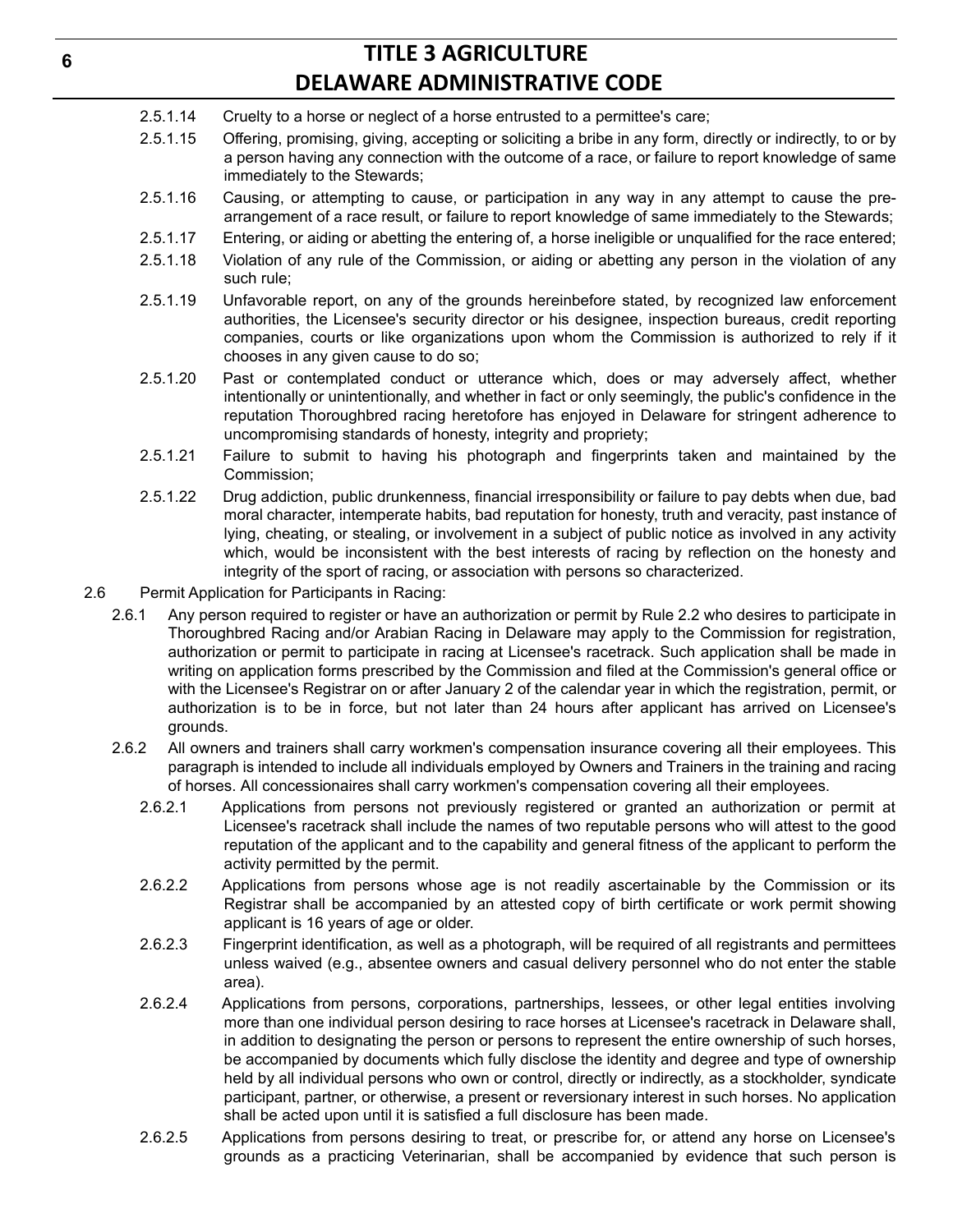2.5.1.14 Cruelty to a horse or neglect of a horse entrusted to a permittee's care;

2.5.1.15 Offering, promising, giving, accepting or soliciting a bribe in any form, directly or indirectly, to or by a person having any connection with the outcome of a race, or failure to report knowledge of same immediately to the Stewards;

2.5.1.16 Causing, or attempting to cause, or participation in any way in any attempt to cause the pre-arrangement of a race result, or failure to report knowledge of same immediately to the Stewards;

2.5.1.17 Entering, or aiding or abetting the entering of, a horse ineligible or unqualified for the race entered;

2.5.1.18 Violation of any rule of the Commission, or aiding or abetting any person in the violation of any such rule;

2.5.1.19 Unfavorable report, on any of the grounds hereinbefore stated, by recognized law enforcement authorities, the Licensee's security director or his designee, inspection bureaus, credit reporting companies, courts or like organizations upon whom the Commission is authorized to rely if it chooses in any given cause to do so;

2.5.1.20 Past or contemplated conduct or utterance which, does or may adversely affect, whether intentionally or unintentionally, and whether in fact or only seemingly, the public's confidence in the reputation Thoroughbred racing heretofore has enjoyed in Delaware for stringent adherence to uncompromising standards of honesty, integrity and propriety;

2.5.1.21 Failure to submit to having his photograph and fingerprints taken and maintained by the Commission;

2.5.1.22 Drug addiction, public drunkenness, financial irresponsibility or failure to pay debts when due, bad moral character, intemperate habits, bad reputation for honesty, truth and veracity, past instance of lying, cheating, or stealing, or involvement in a subject of public notice as involved in any activity which, would be inconsistent with the best interests of racing by reflection on the honesty and integrity of the sport of racing, or association with persons so characterized.

2.6 Permit Application for Participants in Racing:

2.6.1 Any person required to register or have an authorization or permit by Rule 2.2 who desires to participate in Thoroughbred Racing and/or Arabian Racing in Delaware may apply to the Commission for registration, authorization or permit to participate in racing at Licensee's racetrack. Such application shall be made in writing on application forms prescribed by the Commission and filed at the Commission's general office or with the Licensee's Registrar on or after January 2 of the calendar year in which the registration, permit, or authorization is to be in force, but not later than 24 hours after applicant has arrived on Licensee's grounds.

2.6.2 All owners and trainers shall carry workmen's compensation insurance covering all their employees. This paragraph is intended to include all individuals employed by Owners and Trainers in the training and racing of horses. All concessionaires shall carry workmen's compensation covering all their employees.

2.6.2.1 Applications from persons not previously registered or granted an authorization or permit at Licensee's racetrack shall include the names of two reputable persons who will attest to the good reputation of the applicant and to the capability and general fitness of the applicant to perform the activity permitted by the permit.

2.6.2.2 Applications from persons whose age is not readily ascertainable by the Commission or its Registrar shall be accompanied by an attested copy of birth certificate or work permit showing applicant is 16 years of age or older.

2.6.2.3 Fingerprint identification, as well as a photograph, will be required of all registrants and permittees unless waived (e.g., absentee owners and casual delivery personnel who do not enter the stable area).

2.6.2.4 Applications from persons, corporations, partnerships, lessees, or other legal entities involving more than one individual person desiring to race horses at Licensee's racetrack in Delaware shall, in addition to designating the person or persons to represent the entire ownership of such horses, be accompanied by documents which fully disclose the identity and degree and type of ownership held by all individual persons who own or control, directly or indirectly, as a stockholder, syndicate participant, partner, or otherwise, a present or reversionary interest in such horses. No application shall be acted upon until it is satisfied a full disclosure has been made.

2.6.2.5 Applications from persons desiring to treat, or prescribe for, or attend any horse on Licensee's grounds as a practicing Veterinarian, shall be accompanied by evidence that such person is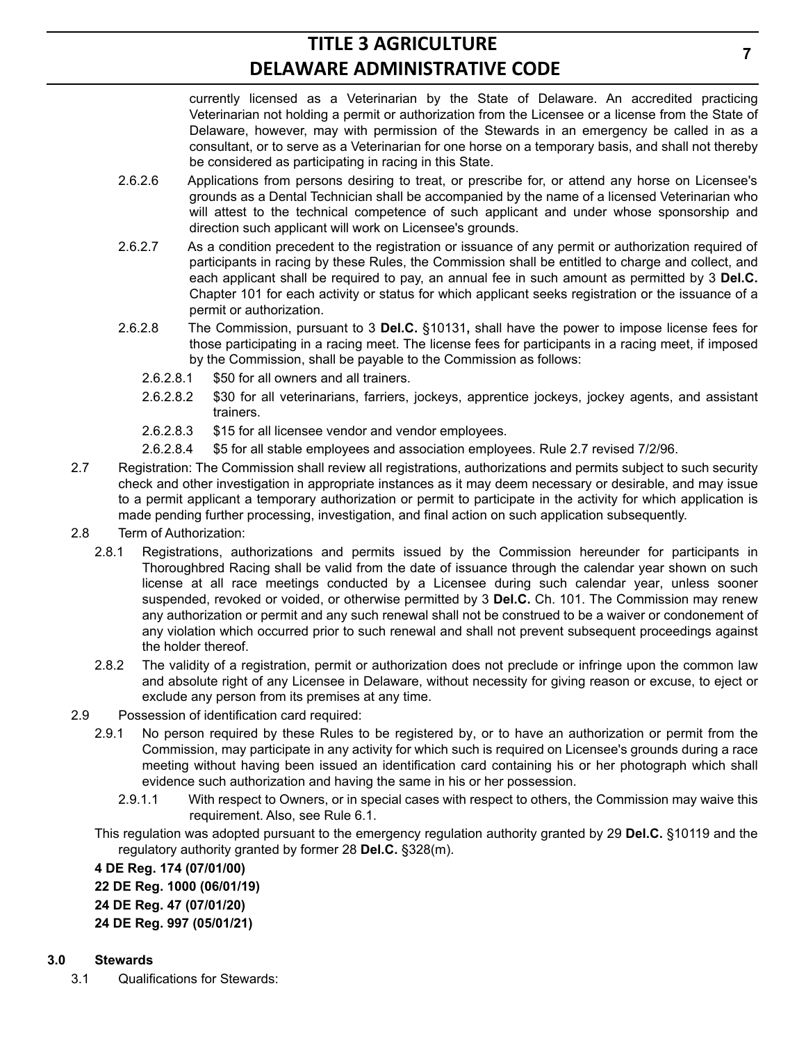currently licensed as a Veterinarian by the State of Delaware. An accredited practicing Veterinarian not holding a permit or authorization from the Licensee or a license from the State of Delaware, however, may with permission of the Stewards in an emergency be called in as a consultant, or to serve as a Veterinarian for one horse on a temporary basis, and shall not thereby be considered as participating in racing in this State.

2.6.2.6 Applications from persons desiring to treat, or prescribe for, or attend any horse on Licensee's grounds as a Dental Technician shall be accompanied by the name of a licensed Veterinarian who will attest to the technical competence of such applicant and under whose sponsorship and direction such applicant will work on Licensee's grounds.

2.6.2.7 As a condition precedent to the registration or issuance of any permit or authorization required of participants in racing by these Rules, the Commission shall be entitled to charge and collect, and each applicant shall be required to pay, an annual fee in such amount as permitted by 3 **Del.C.** Chapter 101 for each activity or status for which applicant seeks registration or the issuance of a permit or authorization.

2.6.2.8 The Commission, pursuant to 3 **Del.C.** §10131**,** shall have the power to impose license fees for those participating in a racing meet. The license fees for participants in a racing meet, if imposed by the Commission, shall be payable to the Commission as follows:

2.6.2.8.1 $50 for all owners and all trainers.

2.6.2.8.2 $30 for all veterinarians, farriers, jockeys, apprentice jockeys, jockey agents, and assistant trainers.

2.6.2.8.3 $15 for all licensee vendor and vendor employees.

2.6.2.8.4 $5 for all stable employees and association employees. Rule 2.7 revised 7/2/96.

2.7 Registration: The Commission shall review all registrations, authorizations and permits subject to such security check and other investigation in appropriate instances as it may deem necessary or desirable, and may issue to a permit applicant a temporary authorization or permit to participate in the activity for which application is made pending further processing, investigation, and final action on such application subsequently.

2.8 Term of Authorization:

2.8.1 Registrations, authorizations and permits issued by the Commission hereunder for participants in Thoroughbred Racing shall be valid from the date of issuance through the calendar year shown on such license at all race meetings conducted by a Licensee during such calendar year, unless sooner suspended, revoked or voided, or otherwise permitted by 3 **Del.C.** Ch. 101. The Commission may renew any authorization or permit and any such renewal shall not be construed to be a waiver or condonement of any violation which occurred prior to such renewal and shall not prevent subsequent proceedings against the holder thereof.

2.8.2 The validity of a registration, permit or authorization does not preclude or infringe upon the common law and absolute right of any Licensee in Delaware, without necessity for giving reason or excuse, to eject or exclude any person from its premises at any time.

2.9 Possession of identification card required:

2.9.1 No person required by these Rules to be registered by, or to have an authorization or permit from the Commission, may participate in any activity for which such is required on Licensee's grounds during a race meeting without having been issued an identification card containing his or her photograph which shall evidence such authorization and having the same in his or her possession.

2.9.1.1 With respect to Owners, or in special cases with respect to others, the Commission may waive this requirement. Also, see Rule 6.1.

This regulation was adopted pursuant to the emergency regulation authority granted by 29 **Del.C.** §10119 and the regulatory authority granted by former 28 **Del.C.** §328(m).

**4 DE Reg. 174 (07/01/00)**
**22 DE Reg. 1000 (06/01/19)**
**24 DE Reg. 47 (07/01/20)**
**24 DE Reg. 997 (05/01/21)**

## 3.0 Stewards

3.1 Qualifications for Stewards: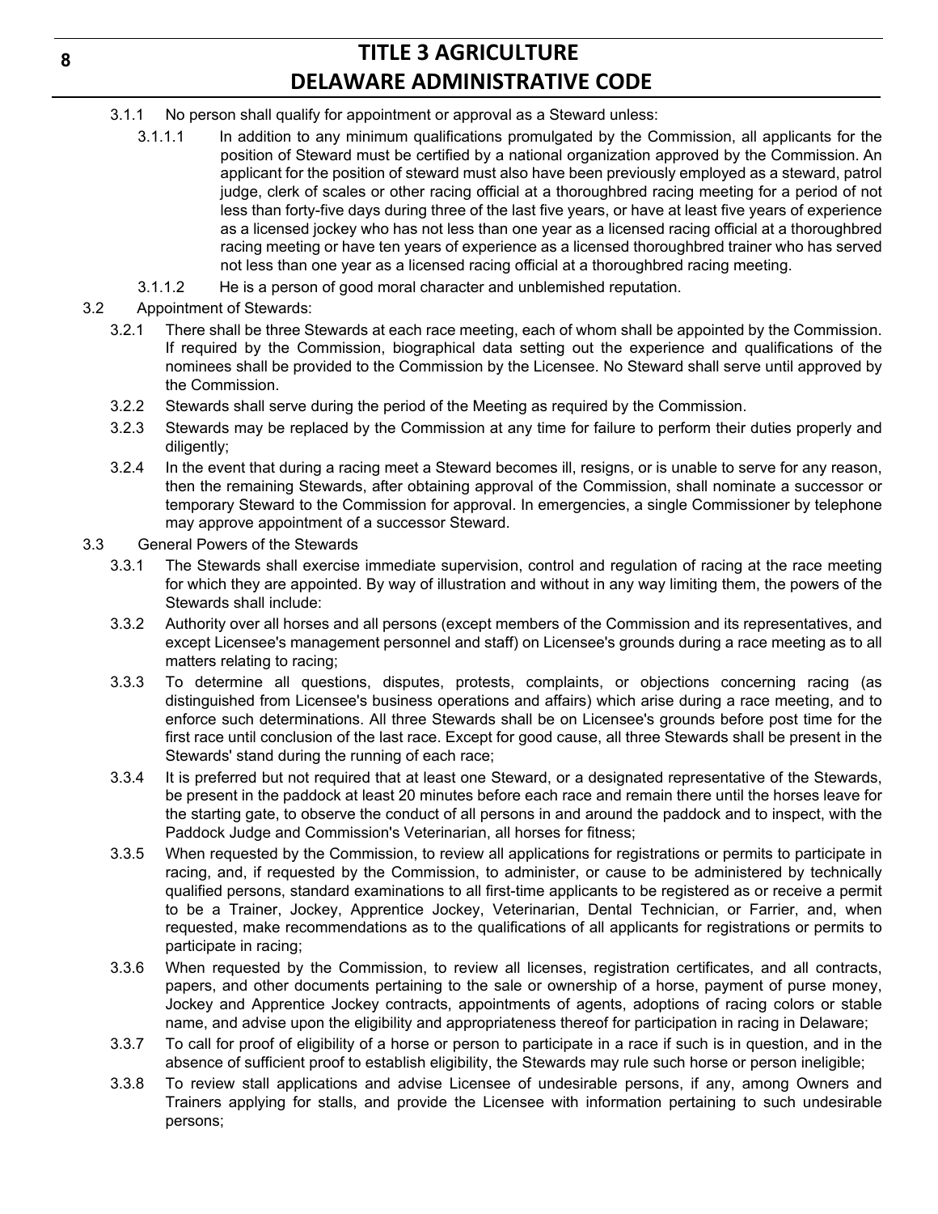3.1.1 No person shall qualify for appointment or approval as a Steward unless:

3.1.1.1 In addition to any minimum qualifications promulgated by the Commission, all applicants for the position of Steward must be certified by a national organization approved by the Commission. An applicant for the position of steward must also have been previously employed as a steward, patrol judge, clerk of scales or other racing official at a thoroughbred racing meeting for a period of not less than forty-five days during three of the last five years, or have at least five years of experience as a licensed jockey who has not less than one year as a licensed racing official at a thoroughbred racing meeting or have ten years of experience as a licensed thoroughbred trainer who has served not less than one year as a licensed racing official at a thoroughbred racing meeting.

3.1.1.2 He is a person of good moral character and unblemished reputation.

3.2 Appointment of Stewards:

3.2.1 There shall be three Stewards at each race meeting, each of whom shall be appointed by the Commission. If required by the Commission, biographical data setting out the experience and qualifications of the nominees shall be provided to the Commission by the Licensee. No Steward shall serve until approved by the Commission.

3.2.2 Stewards shall serve during the period of the Meeting as required by the Commission.

3.2.3 Stewards may be replaced by the Commission at any time for failure to perform their duties properly and diligently;

3.2.4 In the event that during a racing meet a Steward becomes ill, resigns, or is unable to serve for any reason, then the remaining Stewards, after obtaining approval of the Commission, shall nominate a successor or temporary Steward to the Commission for approval. In emergencies, a single Commissioner by telephone may approve appointment of a successor Steward.

3.3 General Powers of the Stewards

3.3.1 The Stewards shall exercise immediate supervision, control and regulation of racing at the race meeting for which they are appointed. By way of illustration and without in any way limiting them, the powers of the Stewards shall include:

3.3.2 Authority over all horses and all persons (except members of the Commission and its representatives, and except Licensee's management personnel and staff) on Licensee's grounds during a race meeting as to all matters relating to racing;

3.3.3 To determine all questions, disputes, protests, complaints, or objections concerning racing (as distinguished from Licensee's business operations and affairs) which arise during a race meeting, and to enforce such determinations. All three Stewards shall be on Licensee's grounds before post time for the first race until conclusion of the last race. Except for good cause, all three Stewards shall be present in the Stewards' stand during the running of each race;

3.3.4 It is preferred but not required that at least one Steward, or a designated representative of the Stewards, be present in the paddock at least 20 minutes before each race and remain there until the horses leave for the starting gate, to observe the conduct of all persons in and around the paddock and to inspect, with the Paddock Judge and Commission's Veterinarian, all horses for fitness;

3.3.5 When requested by the Commission, to review all applications for registrations or permits to participate in racing, and, if requested by the Commission, to administer, or cause to be administered by technically qualified persons, standard examinations to all first-time applicants to be registered as or receive a permit to be a Trainer, Jockey, Apprentice Jockey, Veterinarian, Dental Technician, or Farrier, and, when requested, make recommendations as to the qualifications of all applicants for registrations or permits to participate in racing;

3.3.6 When requested by the Commission, to review all licenses, registration certificates, and all contracts, papers, and other documents pertaining to the sale or ownership of a horse, payment of purse money, Jockey and Apprentice Jockey contracts, appointments of agents, adoptions of racing colors or stable name, and advise upon the eligibility and appropriateness thereof for participation in racing in Delaware;

3.3.7 To call for proof of eligibility of a horse or person to participate in a race if such is in question, and in the absence of sufficient proof to establish eligibility, the Stewards may rule such horse or person ineligible;

3.3.8 To review stall applications and advise Licensee of undesirable persons, if any, among Owners and Trainers applying for stalls, and provide the Licensee with information pertaining to such undesirable persons;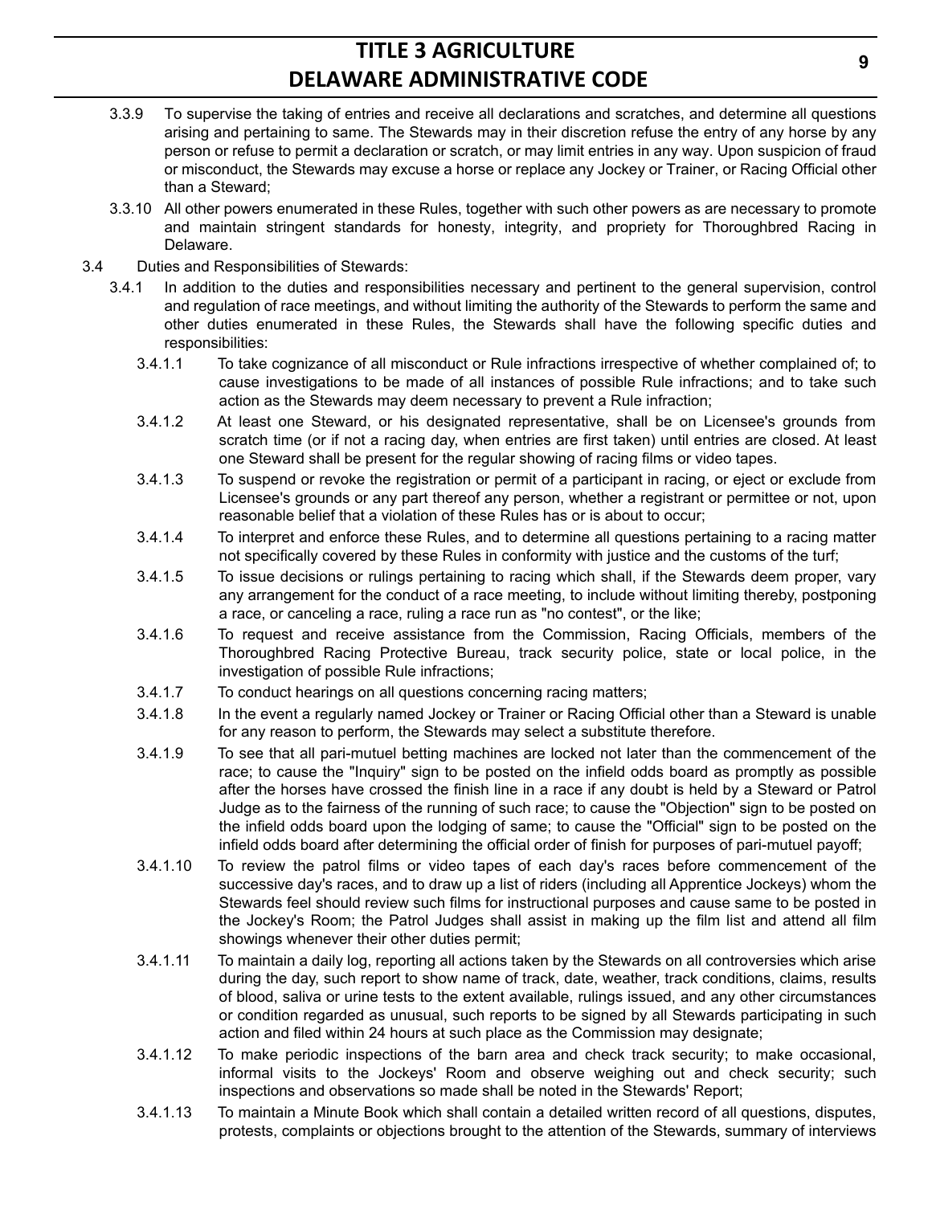3.3.9 To supervise the taking of entries and receive all declarations and scratches, and determine all questions arising and pertaining to same. The Stewards may in their discretion refuse the entry of any horse by any person or refuse to permit a declaration or scratch, or may limit entries in any way. Upon suspicion of fraud or misconduct, the Stewards may excuse a horse or replace any Jockey or Trainer, or Racing Official other than a Steward;

3.3.10 All other powers enumerated in these Rules, together with such other powers as are necessary to promote and maintain stringent standards for honesty, integrity, and propriety for Thoroughbred Racing in Delaware.

3.4 Duties and Responsibilities of Stewards:

3.4.1 In addition to the duties and responsibilities necessary and pertinent to the general supervision, control and regulation of race meetings, and without limiting the authority of the Stewards to perform the same and other duties enumerated in these Rules, the Stewards shall have the following specific duties and responsibilities:

3.4.1.1 To take cognizance of all misconduct or Rule infractions irrespective of whether complained of; to cause investigations to be made of all instances of possible Rule infractions; and to take such action as the Stewards may deem necessary to prevent a Rule infraction;

3.4.1.2 At least one Steward, or his designated representative, shall be on Licensee's grounds from scratch time (or if not a racing day, when entries are first taken) until entries are closed. At least one Steward shall be present for the regular showing of racing films or video tapes.

3.4.1.3 To suspend or revoke the registration or permit of a participant in racing, or eject or exclude from Licensee's grounds or any part thereof any person, whether a registrant or permittee or not, upon reasonable belief that a violation of these Rules has or is about to occur;

3.4.1.4 To interpret and enforce these Rules, and to determine all questions pertaining to a racing matter not specifically covered by these Rules in conformity with justice and the customs of the turf;

3.4.1.5 To issue decisions or rulings pertaining to racing which shall, if the Stewards deem proper, vary any arrangement for the conduct of a race meeting, to include without limiting thereby, postponing a race, or canceling a race, ruling a race run as "no contest", or the like;

3.4.1.6 To request and receive assistance from the Commission, Racing Officials, members of the Thoroughbred Racing Protective Bureau, track security police, state or local police, in the investigation of possible Rule infractions;

3.4.1.7 To conduct hearings on all questions concerning racing matters;

3.4.1.8 In the event a regularly named Jockey or Trainer or Racing Official other than a Steward is unable for any reason to perform, the Stewards may select a substitute therefore.

3.4.1.9 To see that all pari-mutuel betting machines are locked not later than the commencement of the race; to cause the "Inquiry" sign to be posted on the infield odds board as promptly as possible after the horses have crossed the finish line in a race if any doubt is held by a Steward or Patrol Judge as to the fairness of the running of such race; to cause the "Objection" sign to be posted on the infield odds board upon the lodging of same; to cause the "Official" sign to be posted on the infield odds board after determining the official order of finish for purposes of pari-mutuel payoff;

3.4.1.10 To review the patrol films or video tapes of each day's races before commencement of the successive day's races, and to draw up a list of riders (including all Apprentice Jockeys) whom the Stewards feel should review such films for instructional purposes and cause same to be posted in the Jockey's Room; the Patrol Judges shall assist in making up the film list and attend all film showings whenever their other duties permit;

3.4.1.11 To maintain a daily log, reporting all actions taken by the Stewards on all controversies which arise during the day, such report to show name of track, date, weather, track conditions, claims, results of blood, saliva or urine tests to the extent available, rulings issued, and any other circumstances or condition regarded as unusual, such reports to be signed by all Stewards participating in such action and filed within 24 hours at such place as the Commission may designate;

3.4.1.12 To make periodic inspections of the barn area and check track security; to make occasional, informal visits to the Jockeys' Room and observe weighing out and check security; such inspections and observations so made shall be noted in the Stewards' Report;

3.4.1.13 To maintain a Minute Book which shall contain a detailed written record of all questions, disputes, protests, complaints or objections brought to the attention of the Stewards, summary of interviews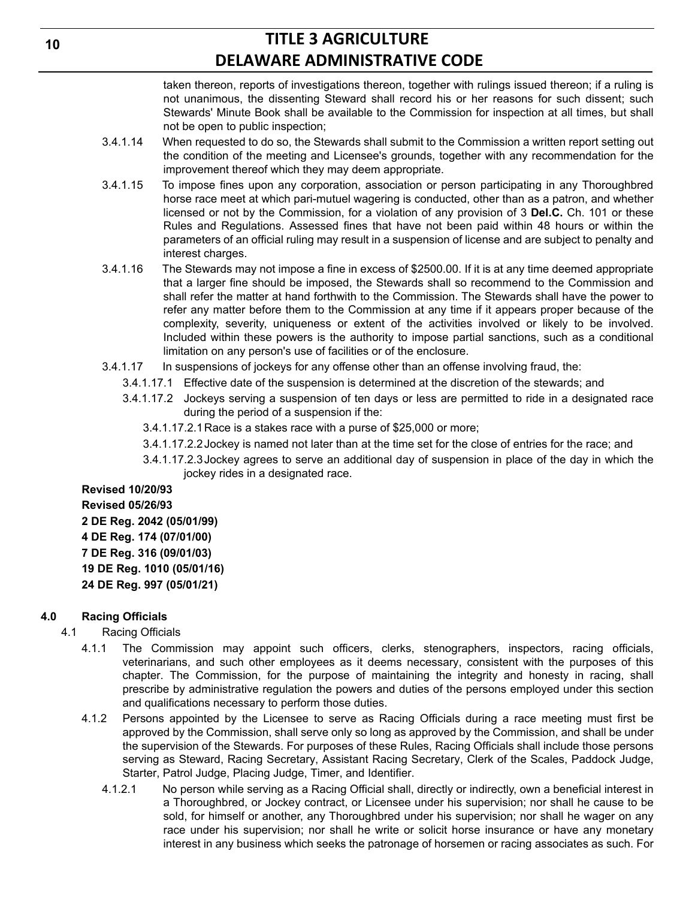taken thereon, reports of investigations thereon, together with rulings issued thereon; if a ruling is not unanimous, the dissenting Steward shall record his or her reasons for such dissent; such Stewards' Minute Book shall be available to the Commission for inspection at all times, but shall not be open to public inspection;

3.4.1.14 When requested to do so, the Stewards shall submit to the Commission a written report setting out the condition of the meeting and Licensee's grounds, together with any recommendation for the improvement thereof which they may deem appropriate.

3.4.1.15 To impose fines upon any corporation, association or person participating in any Thoroughbred horse race meet at which pari-mutuel wagering is conducted, other than as a patron, and whether licensed or not by the Commission, for a violation of any provision of 3 **Del.C.** Ch. 101 or these Rules and Regulations. Assessed fines that have not been paid within 48 hours or within the parameters of an official ruling may result in a suspension of license and are subject to penalty and interest charges.

3.4.1.16 The Stewards may not impose a fine in excess of $2500.00. If it is at any time deemed appropriate that a larger fine should be imposed, the Stewards shall so recommend to the Commission and shall refer the matter at hand forthwith to the Commission. The Stewards shall have the power to refer any matter before them to the Commission at any time if it appears proper because of the complexity, severity, uniqueness or extent of the activities involved or likely to be involved. Included within these powers is the authority to impose partial sanctions, such as a conditional limitation on any person's use of facilities or of the enclosure.

3.4.1.17 In suspensions of jockeys for any offense other than an offense involving fraud, the:

3.4.1.17.1 Effective date of the suspension is determined at the discretion of the stewards; and

3.4.1.17.2 Jockeys serving a suspension of ten days or less are permitted to ride in a designated race during the period of a suspension if the:

3.4.1.17.2.1 Race is a stakes race with a purse of $25,000 or more;

3.4.1.17.2.2 Jockey is named not later than at the time set for the close of entries for the race; and

3.4.1.17.2.3 Jockey agrees to serve an additional day of suspension in place of the day in which the jockey rides in a designated race.

**Revised 10/20/93**
**Revised 05/26/93**
**2 DE Reg. 2042 (05/01/99)**
**4 DE Reg. 174 (07/01/00)**
**7 DE Reg. 316 (09/01/03)**
**19 DE Reg. 1010 (05/01/16)**
**24 DE Reg. 997 (05/01/21)**

## 4.0 Racing Officials

4.1 Racing Officials

4.1.1 The Commission may appoint such officers, clerks, stenographers, inspectors, racing officials, veterinarians, and such other employees as it deems necessary, consistent with the purposes of this chapter. The Commission, for the purpose of maintaining the integrity and honesty in racing, shall prescribe by administrative regulation the powers and duties of the persons employed under this section and qualifications necessary to perform those duties.

4.1.2 Persons appointed by the Licensee to serve as Racing Officials during a race meeting must first be approved by the Commission, shall serve only so long as approved by the Commission, and shall be under the supervision of the Stewards. For purposes of these Rules, Racing Officials shall include those persons serving as Steward, Racing Secretary, Assistant Racing Secretary, Clerk of the Scales, Paddock Judge, Starter, Patrol Judge, Placing Judge, Timer, and Identifier.

4.1.2.1 No person while serving as a Racing Official shall, directly or indirectly, own a beneficial interest in a Thoroughbred, or Jockey contract, or Licensee under his supervision; nor shall he cause to be sold, for himself or another, any Thoroughbred under his supervision; nor shall he wager on any race under his supervision; nor shall he write or solicit horse insurance or have any monetary interest in any business which seeks the patronage of horsemen or racing associates as such. For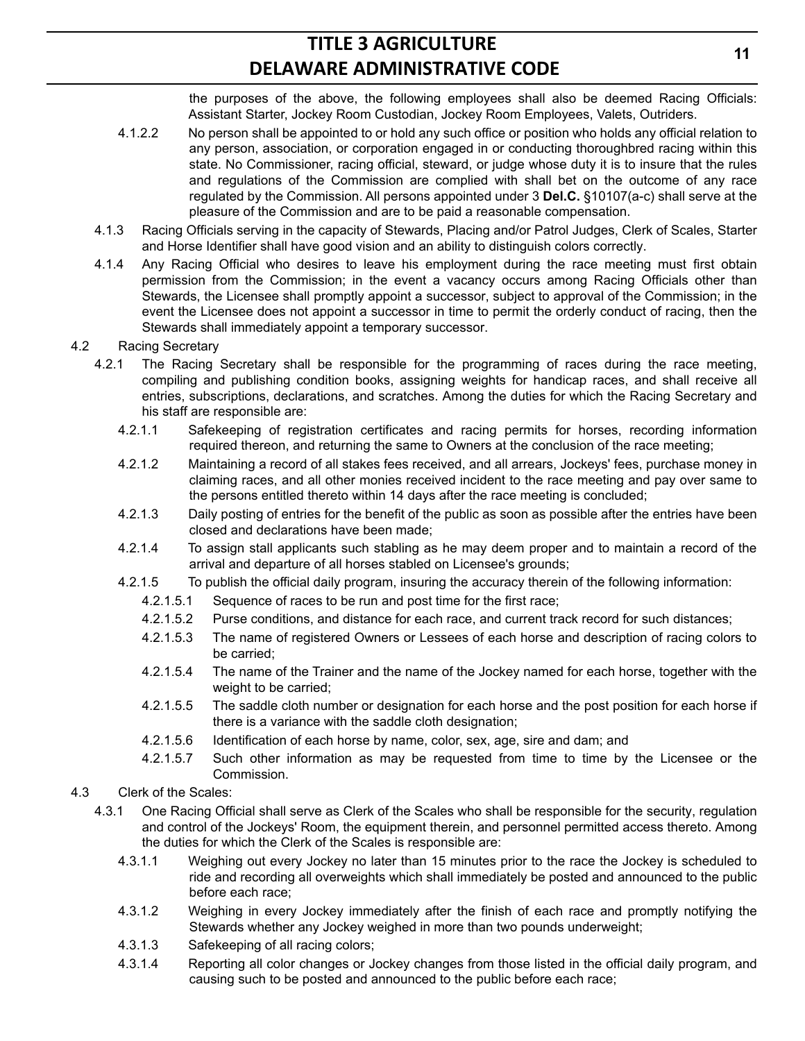the purposes of the above, the following employees shall also be deemed Racing Officials: Assistant Starter, Jockey Room Custodian, Jockey Room Employees, Valets, Outriders.

4.1.2.2 No person shall be appointed to or hold any such office or position who holds any official relation to any person, association, or corporation engaged in or conducting thoroughbred racing within this state. No Commissioner, racing official, steward, or judge whose duty it is to insure that the rules and regulations of the Commission are complied with shall bet on the outcome of any race regulated by the Commission. All persons appointed under 3 **Del.C.** §10107(a-c) shall serve at the pleasure of the Commission and are to be paid a reasonable compensation.

4.1.3 Racing Officials serving in the capacity of Stewards, Placing and/or Patrol Judges, Clerk of Scales, Starter and Horse Identifier shall have good vision and an ability to distinguish colors correctly.

4.1.4 Any Racing Official who desires to leave his employment during the race meeting must first obtain permission from the Commission; in the event a vacancy occurs among Racing Officials other than Stewards, the Licensee shall promptly appoint a successor, subject to approval of the Commission; in the event the Licensee does not appoint a successor in time to permit the orderly conduct of racing, then the Stewards shall immediately appoint a temporary successor.

4.2 Racing Secretary

4.2.1 The Racing Secretary shall be responsible for the programming of races during the race meeting, compiling and publishing condition books, assigning weights for handicap races, and shall receive all entries, subscriptions, declarations, and scratches. Among the duties for which the Racing Secretary and his staff are responsible are:

4.2.1.1 Safekeeping of registration certificates and racing permits for horses, recording information required thereon, and returning the same to Owners at the conclusion of the race meeting;

4.2.1.2 Maintaining a record of all stakes fees received, and all arrears, Jockeys' fees, purchase money in claiming races, and all other monies received incident to the race meeting and pay over same to the persons entitled thereto within 14 days after the race meeting is concluded;

4.2.1.3 Daily posting of entries for the benefit of the public as soon as possible after the entries have been closed and declarations have been made;

4.2.1.4 To assign stall applicants such stabling as he may deem proper and to maintain a record of the arrival and departure of all horses stabled on Licensee's grounds;

4.2.1.5 To publish the official daily program, insuring the accuracy therein of the following information:

4.2.1.5.1 Sequence of races to be run and post time for the first race;

4.2.1.5.2 Purse conditions, and distance for each race, and current track record for such distances;

4.2.1.5.3 The name of registered Owners or Lessees of each horse and description of racing colors to be carried;

4.2.1.5.4 The name of the Trainer and the name of the Jockey named for each horse, together with the weight to be carried;

4.2.1.5.5 The saddle cloth number or designation for each horse and the post position for each horse if there is a variance with the saddle cloth designation;

4.2.1.5.6 Identification of each horse by name, color, sex, age, sire and dam; and

4.2.1.5.7 Such other information as may be requested from time to time by the Licensee or the Commission.

4.3 Clerk of the Scales:

4.3.1 One Racing Official shall serve as Clerk of the Scales who shall be responsible for the security, regulation and control of the Jockeys' Room, the equipment therein, and personnel permitted access thereto. Among the duties for which the Clerk of the Scales is responsible are:

4.3.1.1 Weighing out every Jockey no later than 15 minutes prior to the race the Jockey is scheduled to ride and recording all overweights which shall immediately be posted and announced to the public before each race;

4.3.1.2 Weighing in every Jockey immediately after the finish of each race and promptly notifying the Stewards whether any Jockey weighed in more than two pounds underweight;

4.3.1.3 Safekeeping of all racing colors;

4.3.1.4 Reporting all color changes or Jockey changes from those listed in the official daily program, and causing such to be posted and announced to the public before each race;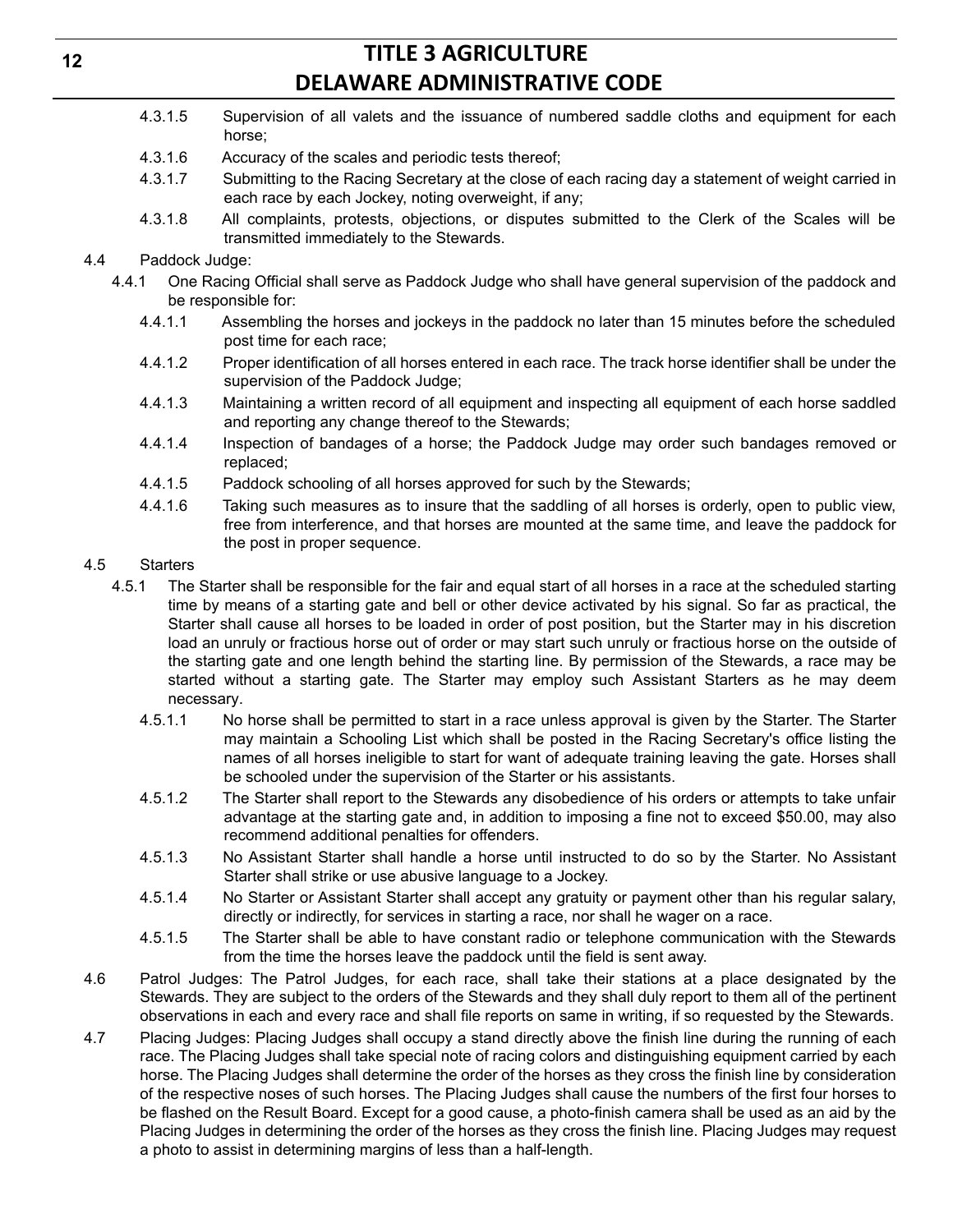4.3.1.5 Supervision of all valets and the issuance of numbered saddle cloths and equipment for each horse;

4.3.1.6 Accuracy of the scales and periodic tests thereof;

4.3.1.7 Submitting to the Racing Secretary at the close of each racing day a statement of weight carried in each race by each Jockey, noting overweight, if any;

4.3.1.8 All complaints, protests, objections, or disputes submitted to the Clerk of the Scales will be transmitted immediately to the Stewards.

4.4 Paddock Judge:

4.4.1 One Racing Official shall serve as Paddock Judge who shall have general supervision of the paddock and be responsible for:

4.4.1.1 Assembling the horses and jockeys in the paddock no later than 15 minutes before the scheduled post time for each race;

4.4.1.2 Proper identification of all horses entered in each race. The track horse identifier shall be under the supervision of the Paddock Judge;

4.4.1.3 Maintaining a written record of all equipment and inspecting all equipment of each horse saddled and reporting any change thereof to the Stewards;

4.4.1.4 Inspection of bandages of a horse; the Paddock Judge may order such bandages removed or replaced;

4.4.1.5 Paddock schooling of all horses approved for such by the Stewards;

4.4.1.6 Taking such measures as to insure that the saddling of all horses is orderly, open to public view, free from interference, and that horses are mounted at the same time, and leave the paddock for the post in proper sequence.

4.5 Starters

4.5.1 The Starter shall be responsible for the fair and equal start of all horses in a race at the scheduled starting time by means of a starting gate and bell or other device activated by his signal. So far as practical, the Starter shall cause all horses to be loaded in order of post position, but the Starter may in his discretion load an unruly or fractious horse out of order or may start such unruly or fractious horse on the outside of the starting gate and one length behind the starting line. By permission of the Stewards, a race may be started without a starting gate. The Starter may employ such Assistant Starters as he may deem necessary.

4.5.1.1 No horse shall be permitted to start in a race unless approval is given by the Starter. The Starter may maintain a Schooling List which shall be posted in the Racing Secretary's office listing the names of all horses ineligible to start for want of adequate training leaving the gate. Horses shall be schooled under the supervision of the Starter or his assistants.

4.5.1.2 The Starter shall report to the Stewards any disobedience of his orders or attempts to take unfair advantage at the starting gate and, in addition to imposing a fine not to exceed $50.00, may also recommend additional penalties for offenders.

4.5.1.3 No Assistant Starter shall handle a horse until instructed to do so by the Starter. No Assistant Starter shall strike or use abusive language to a Jockey.

4.5.1.4 No Starter or Assistant Starter shall accept any gratuity or payment other than his regular salary, directly or indirectly, for services in starting a race, nor shall he wager on a race.

4.5.1.5 The Starter shall be able to have constant radio or telephone communication with the Stewards from the time the horses leave the paddock until the field is sent away.

4.6 Patrol Judges: The Patrol Judges, for each race, shall take their stations at a place designated by the Stewards. They are subject to the orders of the Stewards and they shall duly report to them all of the pertinent observations in each and every race and shall file reports on same in writing, if so requested by the Stewards.

4.7 Placing Judges: Placing Judges shall occupy a stand directly above the finish line during the running of each race. The Placing Judges shall take special note of racing colors and distinguishing equipment carried by each horse. The Placing Judges shall determine the order of the horses as they cross the finish line by consideration of the respective noses of such horses. The Placing Judges shall cause the numbers of the first four horses to be flashed on the Result Board. Except for a good cause, a photo-finish camera shall be used as an aid by the Placing Judges in determining the order of the horses as they cross the finish line. Placing Judges may request a photo to assist in determining margins of less than a half-length.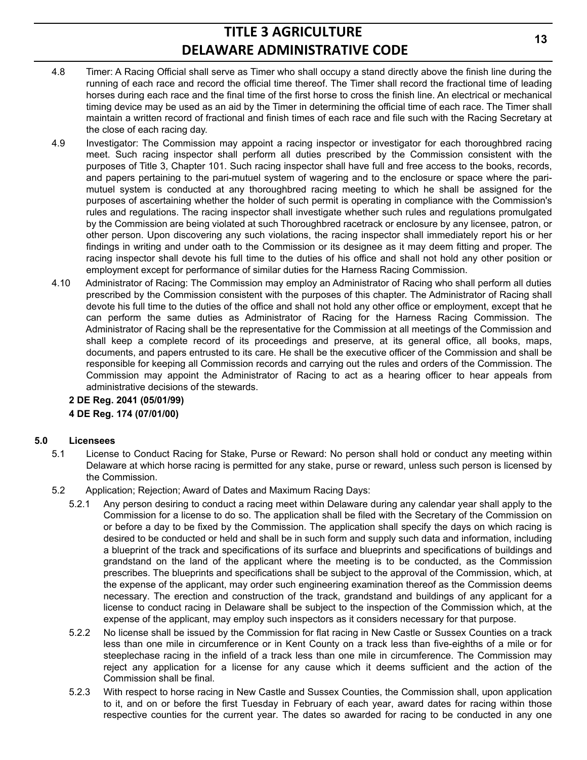4.8 Timer: A Racing Official shall serve as Timer who shall occupy a stand directly above the finish line during the running of each race and record the official time thereof. The Timer shall record the fractional time of leading horses during each race and the final time of the first horse to cross the finish line. An electrical or mechanical timing device may be used as an aid by the Timer in determining the official time of each race. The Timer shall maintain a written record of fractional and finish times of each race and file such with the Racing Secretary at the close of each racing day.

4.9 Investigator: The Commission may appoint a racing inspector or investigator for each thoroughbred racing meet. Such racing inspector shall perform all duties prescribed by the Commission consistent with the purposes of Title 3, Chapter 101. Such racing inspector shall have full and free access to the books, records, and papers pertaining to the pari-mutuel system of wagering and to the enclosure or space where the pari-mutuel system is conducted at any thoroughbred racing meeting to which he shall be assigned for the purposes of ascertaining whether the holder of such permit is operating in compliance with the Commission's rules and regulations. The racing inspector shall investigate whether such rules and regulations promulgated by the Commission are being violated at such Thoroughbred racetrack or enclosure by any licensee, patron, or other person. Upon discovering any such violations, the racing inspector shall immediately report his or her findings in writing and under oath to the Commission or its designee as it may deem fitting and proper. The racing inspector shall devote his full time to the duties of his office and shall not hold any other position or employment except for performance of similar duties for the Harness Racing Commission.

4.10 Administrator of Racing: The Commission may employ an Administrator of Racing who shall perform all duties prescribed by the Commission consistent with the purposes of this chapter. The Administrator of Racing shall devote his full time to the duties of the office and shall not hold any other office or employment, except that he can perform the same duties as Administrator of Racing for the Harness Racing Commission. The Administrator of Racing shall be the representative for the Commission at all meetings of the Commission and shall keep a complete record of its proceedings and preserve, at its general office, all books, maps, documents, and papers entrusted to its care. He shall be the executive officer of the Commission and shall be responsible for keeping all Commission records and carrying out the rules and orders of the Commission. The Commission may appoint the Administrator of Racing to act as a hearing officer to hear appeals from administrative decisions of the stewards.

**2 DE Reg. 2041 (05/01/99)**

**4 DE Reg. 174 (07/01/00)**

## 5.0 Licensees

5.1 License to Conduct Racing for Stake, Purse or Reward: No person shall hold or conduct any meeting within Delaware at which horse racing is permitted for any stake, purse or reward, unless such person is licensed by the Commission.

5.2 Application; Rejection; Award of Dates and Maximum Racing Days:

5.2.1 Any person desiring to conduct a racing meet within Delaware during any calendar year shall apply to the Commission for a license to do so. The application shall be filed with the Secretary of the Commission on or before a day to be fixed by the Commission. The application shall specify the days on which racing is desired to be conducted or held and shall be in such form and supply such data and information, including a blueprint of the track and specifications of its surface and blueprints and specifications of buildings and grandstand on the land of the applicant where the meeting is to be conducted, as the Commission prescribes. The blueprints and specifications shall be subject to the approval of the Commission, which, at the expense of the applicant, may order such engineering examination thereof as the Commission deems necessary. The erection and construction of the track, grandstand and buildings of any applicant for a license to conduct racing in Delaware shall be subject to the inspection of the Commission which, at the expense of the applicant, may employ such inspectors as it considers necessary for that purpose.

5.2.2 No license shall be issued by the Commission for flat racing in New Castle or Sussex Counties on a track less than one mile in circumference or in Kent County on a track less than five-eighths of a mile or for steeplechase racing in the infield of a track less than one mile in circumference. The Commission may reject any application for a license for any cause which it deems sufficient and the action of the Commission shall be final.

5.2.3 With respect to horse racing in New Castle and Sussex Counties, the Commission shall, upon application to it, and on or before the first Tuesday in February of each year, award dates for racing within those respective counties for the current year. The dates so awarded for racing to be conducted in any one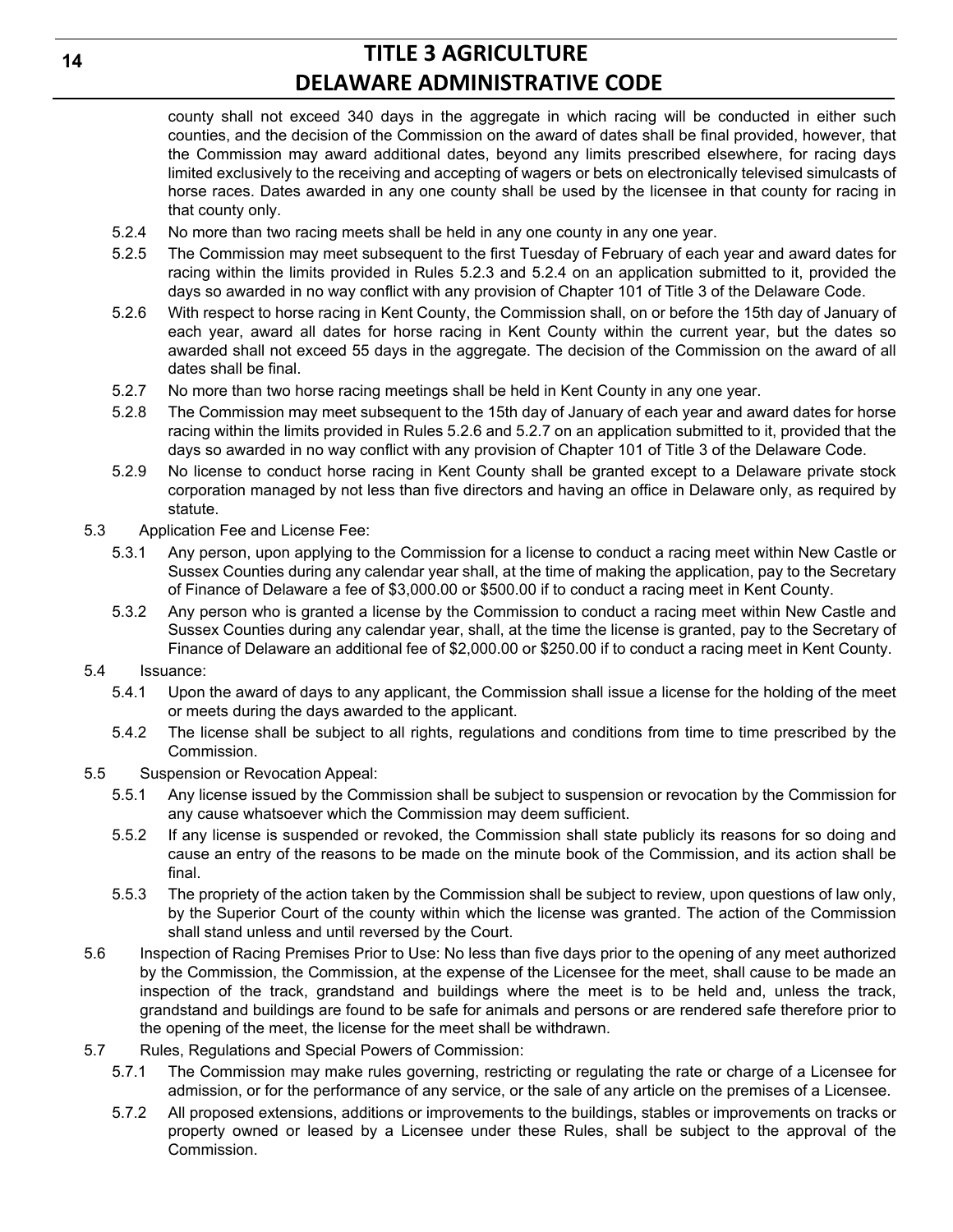county shall not exceed 340 days in the aggregate in which racing will be conducted in either such counties, and the decision of the Commission on the award of dates shall be final provided, however, that the Commission may award additional dates, beyond any limits prescribed elsewhere, for racing days limited exclusively to the receiving and accepting of wagers or bets on electronically televised simulcasts of horse races. Dates awarded in any one county shall be used by the licensee in that county for racing in that county only.

5.2.4 No more than two racing meets shall be held in any one county in any one year.

5.2.5 The Commission may meet subsequent to the first Tuesday of February of each year and award dates for racing within the limits provided in Rules 5.2.3 and 5.2.4 on an application submitted to it, provided the days so awarded in no way conflict with any provision of Chapter 101 of Title 3 of the Delaware Code.

5.2.6 With respect to horse racing in Kent County, the Commission shall, on or before the 15th day of January of each year, award all dates for horse racing in Kent County within the current year, but the dates so awarded shall not exceed 55 days in the aggregate. The decision of the Commission on the award of all dates shall be final.

5.2.7 No more than two horse racing meetings shall be held in Kent County in any one year.

5.2.8 The Commission may meet subsequent to the 15th day of January of each year and award dates for horse racing within the limits provided in Rules 5.2.6 and 5.2.7 on an application submitted to it, provided that the days so awarded in no way conflict with any provision of Chapter 101 of Title 3 of the Delaware Code.

5.2.9 No license to conduct horse racing in Kent County shall be granted except to a Delaware private stock corporation managed by not less than five directors and having an office in Delaware only, as required by statute.

5.3 Application Fee and License Fee:

5.3.1 Any person, upon applying to the Commission for a license to conduct a racing meet within New Castle or Sussex Counties during any calendar year shall, at the time of making the application, pay to the Secretary of Finance of Delaware a fee of $3,000.00 or $500.00 if to conduct a racing meet in Kent County.

5.3.2 Any person who is granted a license by the Commission to conduct a racing meet within New Castle and Sussex Counties during any calendar year, shall, at the time the license is granted, pay to the Secretary of Finance of Delaware an additional fee of $2,000.00 or $250.00 if to conduct a racing meet in Kent County.

5.4 Issuance:

5.4.1 Upon the award of days to any applicant, the Commission shall issue a license for the holding of the meet or meets during the days awarded to the applicant.

5.4.2 The license shall be subject to all rights, regulations and conditions from time to time prescribed by the Commission.

5.5 Suspension or Revocation Appeal:

5.5.1 Any license issued by the Commission shall be subject to suspension or revocation by the Commission for any cause whatsoever which the Commission may deem sufficient.

5.5.2 If any license is suspended or revoked, the Commission shall state publicly its reasons for so doing and cause an entry of the reasons to be made on the minute book of the Commission, and its action shall be final.

5.5.3 The propriety of the action taken by the Commission shall be subject to review, upon questions of law only, by the Superior Court of the county within which the license was granted. The action of the Commission shall stand unless and until reversed by the Court.

5.6 Inspection of Racing Premises Prior to Use: No less than five days prior to the opening of any meet authorized by the Commission, the Commission, at the expense of the Licensee for the meet, shall cause to be made an inspection of the track, grandstand and buildings where the meet is to be held and, unless the track, grandstand and buildings are found to be safe for animals and persons or are rendered safe therefore prior to the opening of the meet, the license for the meet shall be withdrawn.

5.7 Rules, Regulations and Special Powers of Commission:

5.7.1 The Commission may make rules governing, restricting or regulating the rate or charge of a Licensee for admission, or for the performance of any service, or the sale of any article on the premises of a Licensee.

5.7.2 All proposed extensions, additions or improvements to the buildings, stables or improvements on tracks or property owned or leased by a Licensee under these Rules, shall be subject to the approval of the Commission.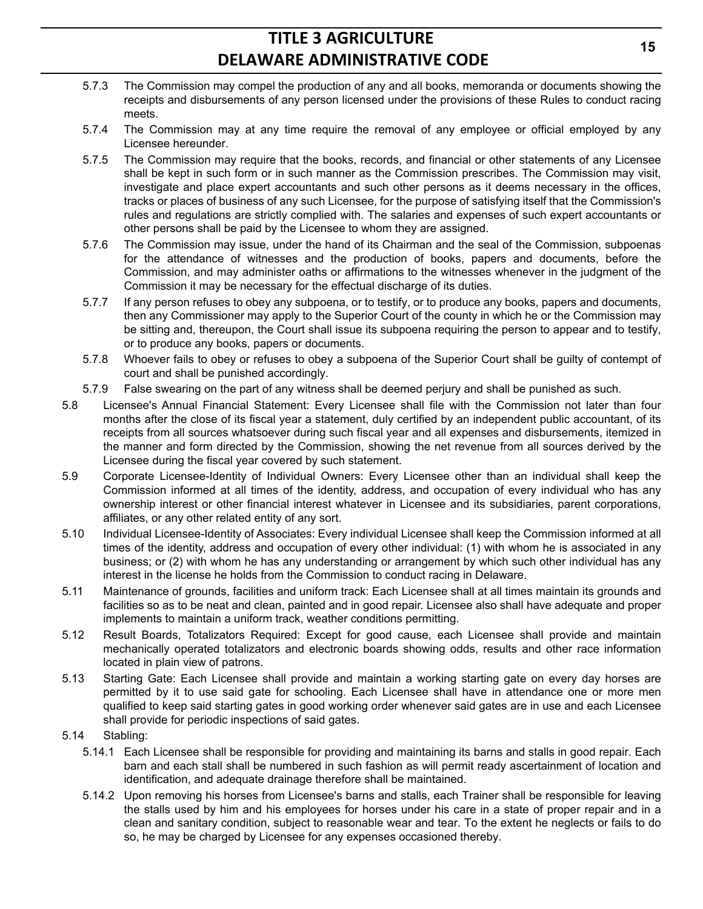5.7.3 The Commission may compel the production of any and all books, memoranda or documents showing the receipts and disbursements of any person licensed under the provisions of these Rules to conduct racing meets.

5.7.4 The Commission may at any time require the removal of any employee or official employed by any Licensee hereunder.

5.7.5 The Commission may require that the books, records, and financial or other statements of any Licensee shall be kept in such form or in such manner as the Commission prescribes. The Commission may visit, investigate and place expert accountants and such other persons as it deems necessary in the offices, tracks or places of business of any such Licensee, for the purpose of satisfying itself that the Commission's rules and regulations are strictly complied with. The salaries and expenses of such expert accountants or other persons shall be paid by the Licensee to whom they are assigned.

5.7.6 The Commission may issue, under the hand of its Chairman and the seal of the Commission, subpoenas for the attendance of witnesses and the production of books, papers and documents, before the Commission, and may administer oaths or affirmations to the witnesses whenever in the judgment of the Commission it may be necessary for the effectual discharge of its duties.

5.7.7 If any person refuses to obey any subpoena, or to testify, or to produce any books, papers and documents, then any Commissioner may apply to the Superior Court of the county in which he or the Commission may be sitting and, thereupon, the Court shall issue its subpoena requiring the person to appear and to testify, or to produce any books, papers or documents.

5.7.8 Whoever fails to obey or refuses to obey a subpoena of the Superior Court shall be guilty of contempt of court and shall be punished accordingly.

5.7.9 False swearing on the part of any witness shall be deemed perjury and shall be punished as such.

5.8 Licensee's Annual Financial Statement: Every Licensee shall file with the Commission not later than four months after the close of its fiscal year a statement, duly certified by an independent public accountant, of its receipts from all sources whatsoever during such fiscal year and all expenses and disbursements, itemized in the manner and form directed by the Commission, showing the net revenue from all sources derived by the Licensee during the fiscal year covered by such statement.

5.9 Corporate Licensee-Identity of Individual Owners: Every Licensee other than an individual shall keep the Commission informed at all times of the identity, address, and occupation of every individual who has any ownership interest or other financial interest whatever in Licensee and its subsidiaries, parent corporations, affiliates, or any other related entity of any sort.

5.10 Individual Licensee-Identity of Associates: Every individual Licensee shall keep the Commission informed at all times of the identity, address and occupation of every other individual: (1) with whom he is associated in any business; or (2) with whom he has any understanding or arrangement by which such other individual has any interest in the license he holds from the Commission to conduct racing in Delaware.

5.11 Maintenance of grounds, facilities and uniform track: Each Licensee shall at all times maintain its grounds and facilities so as to be neat and clean, painted and in good repair. Licensee also shall have adequate and proper implements to maintain a uniform track, weather conditions permitting.

5.12 Result Boards, Totalizators Required: Except for good cause, each Licensee shall provide and maintain mechanically operated totalizators and electronic boards showing odds, results and other race information located in plain view of patrons.

5.13 Starting Gate: Each Licensee shall provide and maintain a working starting gate on every day horses are permitted by it to use said gate for schooling. Each Licensee shall have in attendance one or more men qualified to keep said starting gates in good working order whenever said gates are in use and each Licensee shall provide for periodic inspections of said gates.

5.14 Stabling:

5.14.1 Each Licensee shall be responsible for providing and maintaining its barns and stalls in good repair. Each barn and each stall shall be numbered in such fashion as will permit ready ascertainment of location and identification, and adequate drainage therefore shall be maintained.

5.14.2 Upon removing his horses from Licensee's barns and stalls, each Trainer shall be responsible for leaving the stalls used by him and his employees for horses under his care in a state of proper repair and in a clean and sanitary condition, subject to reasonable wear and tear. To the extent he neglects or fails to do so, he may be charged by Licensee for any expenses occasioned thereby.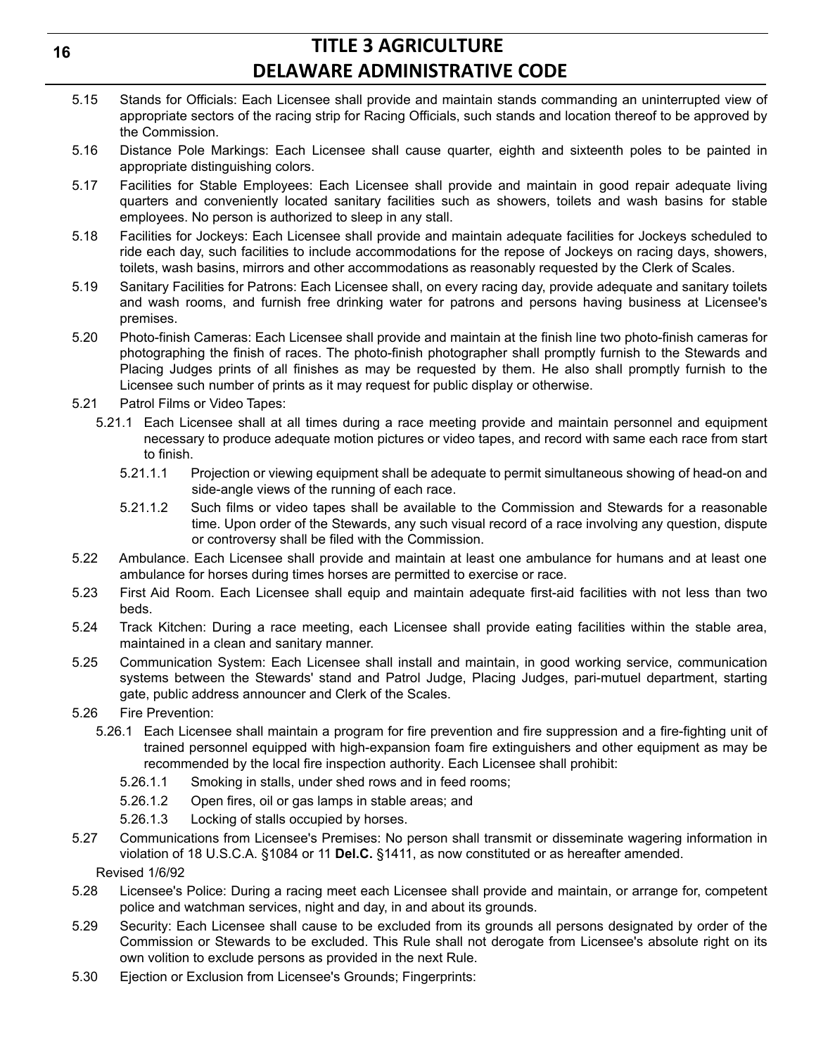5.15 Stands for Officials: Each Licensee shall provide and maintain stands commanding an uninterrupted view of appropriate sectors of the racing strip for Racing Officials, such stands and location thereof to be approved by the Commission.

5.16 Distance Pole Markings: Each Licensee shall cause quarter, eighth and sixteenth poles to be painted in appropriate distinguishing colors.

5.17 Facilities for Stable Employees: Each Licensee shall provide and maintain in good repair adequate living quarters and conveniently located sanitary facilities such as showers, toilets and wash basins for stable employees. No person is authorized to sleep in any stall.

5.18 Facilities for Jockeys: Each Licensee shall provide and maintain adequate facilities for Jockeys scheduled to ride each day, such facilities to include accommodations for the repose of Jockeys on racing days, showers, toilets, wash basins, mirrors and other accommodations as reasonably requested by the Clerk of Scales.

5.19 Sanitary Facilities for Patrons: Each Licensee shall, on every racing day, provide adequate and sanitary toilets and wash rooms, and furnish free drinking water for patrons and persons having business at Licensee's premises.

5.20 Photo-finish Cameras: Each Licensee shall provide and maintain at the finish line two photo-finish cameras for photographing the finish of races. The photo-finish photographer shall promptly furnish to the Stewards and Placing Judges prints of all finishes as may be requested by them. He also shall promptly furnish to the Licensee such number of prints as it may request for public display or otherwise.

5.21 Patrol Films or Video Tapes:

5.21.1 Each Licensee shall at all times during a race meeting provide and maintain personnel and equipment necessary to produce adequate motion pictures or video tapes, and record with same each race from start to finish.

5.21.1.1 Projection or viewing equipment shall be adequate to permit simultaneous showing of head-on and side-angle views of the running of each race.

5.21.1.2 Such films or video tapes shall be available to the Commission and Stewards for a reasonable time. Upon order of the Stewards, any such visual record of a race involving any question, dispute or controversy shall be filed with the Commission.

5.22 Ambulance. Each Licensee shall provide and maintain at least one ambulance for humans and at least one ambulance for horses during times horses are permitted to exercise or race.

5.23 First Aid Room. Each Licensee shall equip and maintain adequate first-aid facilities with not less than two beds.

5.24 Track Kitchen: During a race meeting, each Licensee shall provide eating facilities within the stable area, maintained in a clean and sanitary manner.

5.25 Communication System: Each Licensee shall install and maintain, in good working service, communication systems between the Stewards' stand and Patrol Judge, Placing Judges, pari-mutuel department, starting gate, public address announcer and Clerk of the Scales.

5.26 Fire Prevention:

5.26.1 Each Licensee shall maintain a program for fire prevention and fire suppression and a fire-fighting unit of trained personnel equipped with high-expansion foam fire extinguishers and other equipment as may be recommended by the local fire inspection authority. Each Licensee shall prohibit:

5.26.1.1 Smoking in stalls, under shed rows and in feed rooms;

5.26.1.2 Open fires, oil or gas lamps in stable areas; and

5.26.1.3 Locking of stalls occupied by horses.

5.27 Communications from Licensee's Premises: No person shall transmit or disseminate wagering information in violation of 18 U.S.C.A. §1084 or 11 **Del.C.** §1411, as now constituted or as hereafter amended.

Revised 1/6/92

5.28 Licensee's Police: During a racing meet each Licensee shall provide and maintain, or arrange for, competent police and watchman services, night and day, in and about its grounds.

5.29 Security: Each Licensee shall cause to be excluded from its grounds all persons designated by order of the Commission or Stewards to be excluded. This Rule shall not derogate from Licensee's absolute right on its own volition to exclude persons as provided in the next Rule.

5.30 Ejection or Exclusion from Licensee's Grounds; Fingerprints: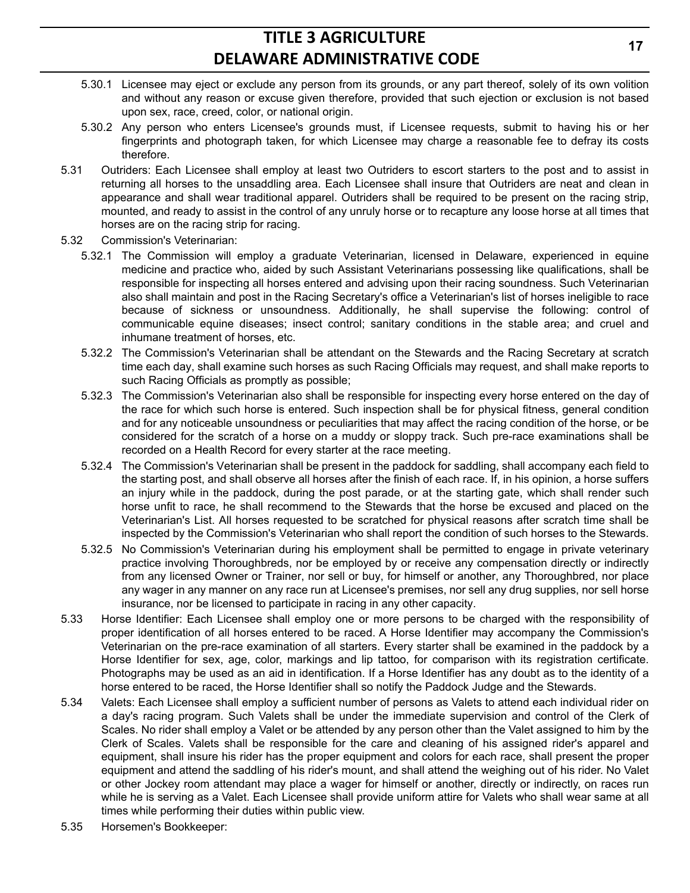5.30.1 Licensee may eject or exclude any person from its grounds, or any part thereof, solely of its own volition and without any reason or excuse given therefore, provided that such ejection or exclusion is not based upon sex, race, creed, color, or national origin.

5.30.2 Any person who enters Licensee's grounds must, if Licensee requests, submit to having his or her fingerprints and photograph taken, for which Licensee may charge a reasonable fee to defray its costs therefore.

5.31 Outriders: Each Licensee shall employ at least two Outriders to escort starters to the post and to assist in returning all horses to the unsaddling area. Each Licensee shall insure that Outriders are neat and clean in appearance and shall wear traditional apparel. Outriders shall be required to be present on the racing strip, mounted, and ready to assist in the control of any unruly horse or to recapture any loose horse at all times that horses are on the racing strip for racing.

5.32 Commission's Veterinarian:

5.32.1 The Commission will employ a graduate Veterinarian, licensed in Delaware, experienced in equine medicine and practice who, aided by such Assistant Veterinarians possessing like qualifications, shall be responsible for inspecting all horses entered and advising upon their racing soundness. Such Veterinarian also shall maintain and post in the Racing Secretary's office a Veterinarian's list of horses ineligible to race because of sickness or unsoundness. Additionally, he shall supervise the following: control of communicable equine diseases; insect control; sanitary conditions in the stable area; and cruel and inhumane treatment of horses, etc.

5.32.2 The Commission's Veterinarian shall be attendant on the Stewards and the Racing Secretary at scratch time each day, shall examine such horses as such Racing Officials may request, and shall make reports to such Racing Officials as promptly as possible;

5.32.3 The Commission's Veterinarian also shall be responsible for inspecting every horse entered on the day of the race for which such horse is entered. Such inspection shall be for physical fitness, general condition and for any noticeable unsoundness or peculiarities that may affect the racing condition of the horse, or be considered for the scratch of a horse on a muddy or sloppy track. Such pre-race examinations shall be recorded on a Health Record for every starter at the race meeting.

5.32.4 The Commission's Veterinarian shall be present in the paddock for saddling, shall accompany each field to the starting post, and shall observe all horses after the finish of each race. If, in his opinion, a horse suffers an injury while in the paddock, during the post parade, or at the starting gate, which shall render such horse unfit to race, he shall recommend to the Stewards that the horse be excused and placed on the Veterinarian's List. All horses requested to be scratched for physical reasons after scratch time shall be inspected by the Commission's Veterinarian who shall report the condition of such horses to the Stewards.

5.32.5 No Commission's Veterinarian during his employment shall be permitted to engage in private veterinary practice involving Thoroughbreds, nor be employed by or receive any compensation directly or indirectly from any licensed Owner or Trainer, nor sell or buy, for himself or another, any Thoroughbred, nor place any wager in any manner on any race run at Licensee's premises, nor sell any drug supplies, nor sell horse insurance, nor be licensed to participate in racing in any other capacity.

5.33 Horse Identifier: Each Licensee shall employ one or more persons to be charged with the responsibility of proper identification of all horses entered to be raced. A Horse Identifier may accompany the Commission's Veterinarian on the pre-race examination of all starters. Every starter shall be examined in the paddock by a Horse Identifier for sex, age, color, markings and lip tattoo, for comparison with its registration certificate. Photographs may be used as an aid in identification. If a Horse Identifier has any doubt as to the identity of a horse entered to be raced, the Horse Identifier shall so notify the Paddock Judge and the Stewards.

5.34 Valets: Each Licensee shall employ a sufficient number of persons as Valets to attend each individual rider on a day's racing program. Such Valets shall be under the immediate supervision and control of the Clerk of Scales. No rider shall employ a Valet or be attended by any person other than the Valet assigned to him by the Clerk of Scales. Valets shall be responsible for the care and cleaning of his assigned rider's apparel and equipment, shall insure his rider has the proper equipment and colors for each race, shall present the proper equipment and attend the saddling of his rider's mount, and shall attend the weighing out of his rider. No Valet or other Jockey room attendant may place a wager for himself or another, directly or indirectly, on races run while he is serving as a Valet. Each Licensee shall provide uniform attire for Valets who shall wear same at all times while performing their duties within public view.

5.35 Horsemen's Bookkeeper: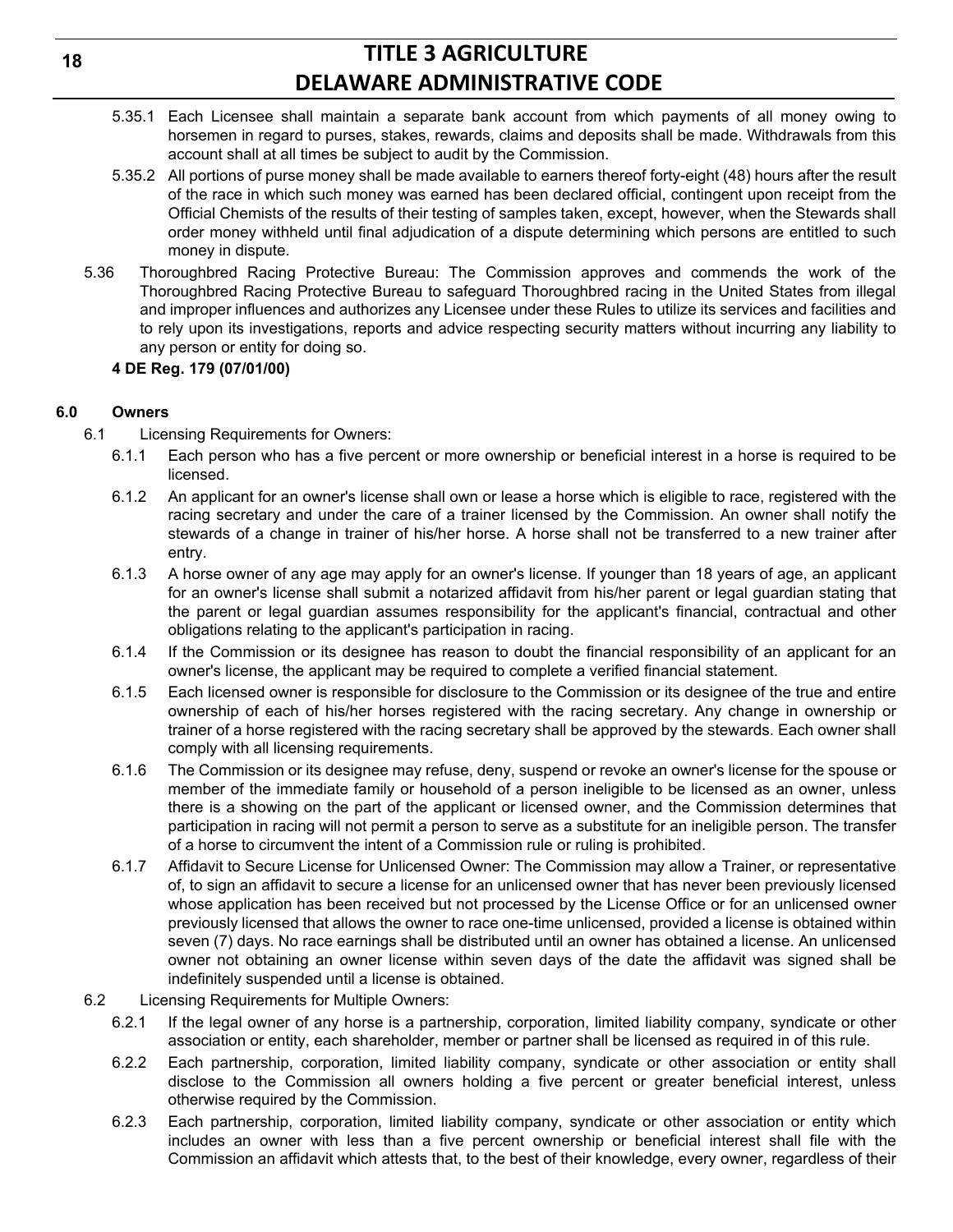5.35.1 Each Licensee shall maintain a separate bank account from which payments of all money owing to horsemen in regard to purses, stakes, rewards, claims and deposits shall be made. Withdrawals from this account shall at all times be subject to audit by the Commission.

5.35.2 All portions of purse money shall be made available to earners thereof forty-eight (48) hours after the result of the race in which such money was earned has been declared official, contingent upon receipt from the Official Chemists of the results of their testing of samples taken, except, however, when the Stewards shall order money withheld until final adjudication of a dispute determining which persons are entitled to such money in dispute.

5.36 Thoroughbred Racing Protective Bureau: The Commission approves and commends the work of the Thoroughbred Racing Protective Bureau to safeguard Thoroughbred racing in the United States from illegal and improper influences and authorizes any Licensee under these Rules to utilize its services and facilities and to rely upon its investigations, reports and advice respecting security matters without incurring any liability to any person or entity for doing so.

**4 DE Reg. 179 (07/01/00)**

## 6.0 Owners

6.1 Licensing Requirements for Owners:

6.1.1 Each person who has a five percent or more ownership or beneficial interest in a horse is required to be licensed.

6.1.2 An applicant for an owner's license shall own or lease a horse which is eligible to race, registered with the racing secretary and under the care of a trainer licensed by the Commission. An owner shall notify the stewards of a change in trainer of his/her horse. A horse shall not be transferred to a new trainer after entry.

6.1.3 A horse owner of any age may apply for an owner's license. If younger than 18 years of age, an applicant for an owner's license shall submit a notarized affidavit from his/her parent or legal guardian stating that the parent or legal guardian assumes responsibility for the applicant's financial, contractual and other obligations relating to the applicant's participation in racing.

6.1.4 If the Commission or its designee has reason to doubt the financial responsibility of an applicant for an owner's license, the applicant may be required to complete a verified financial statement.

6.1.5 Each licensed owner is responsible for disclosure to the Commission or its designee of the true and entire ownership of each of his/her horses registered with the racing secretary. Any change in ownership or trainer of a horse registered with the racing secretary shall be approved by the stewards. Each owner shall comply with all licensing requirements.

6.1.6 The Commission or its designee may refuse, deny, suspend or revoke an owner's license for the spouse or member of the immediate family or household of a person ineligible to be licensed as an owner, unless there is a showing on the part of the applicant or licensed owner, and the Commission determines that participation in racing will not permit a person to serve as a substitute for an ineligible person. The transfer of a horse to circumvent the intent of a Commission rule or ruling is prohibited.

6.1.7 Affidavit to Secure License for Unlicensed Owner: The Commission may allow a Trainer, or representative of, to sign an affidavit to secure a license for an unlicensed owner that has never been previously licensed whose application has been received but not processed by the License Office or for an unlicensed owner previously licensed that allows the owner to race one-time unlicensed, provided a license is obtained within seven (7) days. No race earnings shall be distributed until an owner has obtained a license. An unlicensed owner not obtaining an owner license within seven days of the date the affidavit was signed shall be indefinitely suspended until a license is obtained.

6.2 Licensing Requirements for Multiple Owners:

6.2.1 If the legal owner of any horse is a partnership, corporation, limited liability company, syndicate or other association or entity, each shareholder, member or partner shall be licensed as required in of this rule.

6.2.2 Each partnership, corporation, limited liability company, syndicate or other association or entity shall disclose to the Commission all owners holding a five percent or greater beneficial interest, unless otherwise required by the Commission.

6.2.3 Each partnership, corporation, limited liability company, syndicate or other association or entity which includes an owner with less than a five percent ownership or beneficial interest shall file with the Commission an affidavit which attests that, to the best of their knowledge, every owner, regardless of their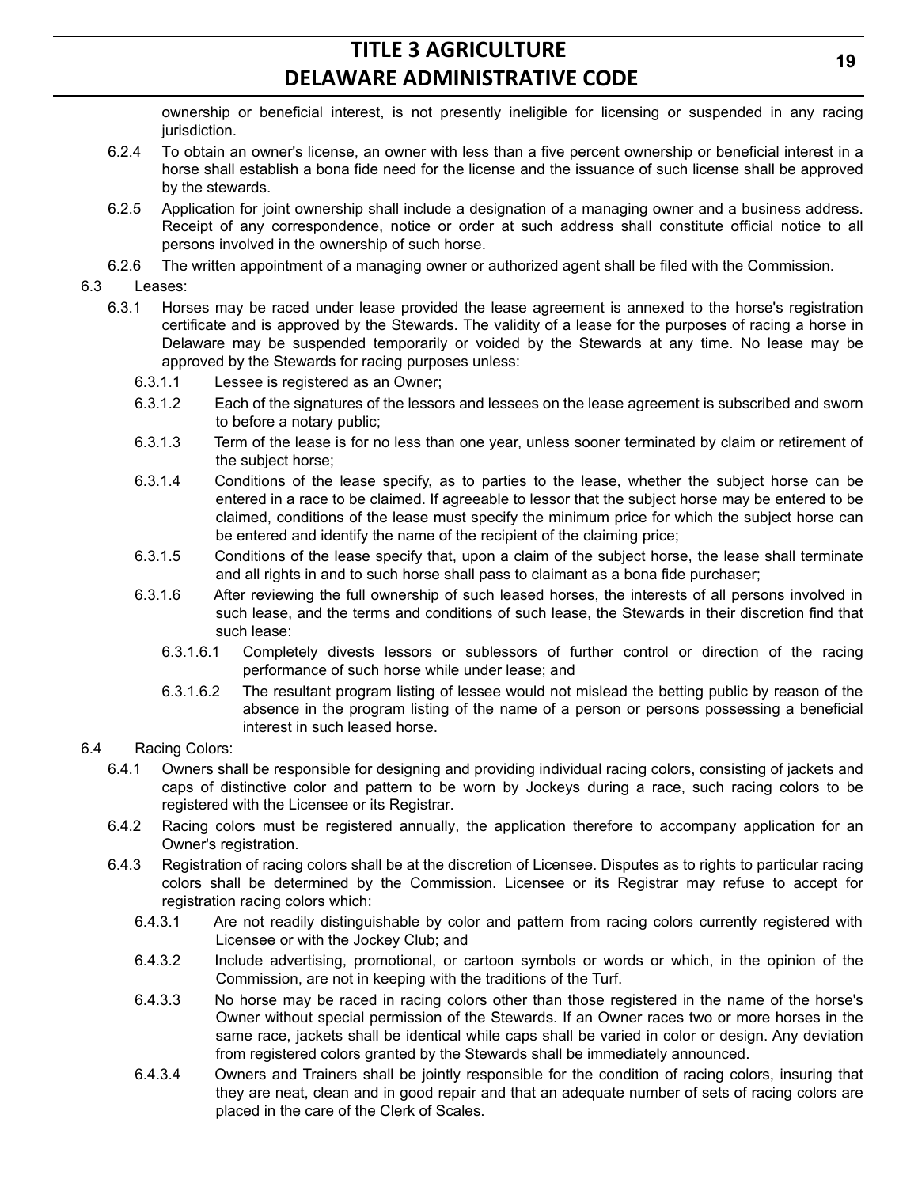ownership or beneficial interest, is not presently ineligible for licensing or suspended in any racing jurisdiction.

6.2.4 To obtain an owner's license, an owner with less than a five percent ownership or beneficial interest in a horse shall establish a bona fide need for the license and the issuance of such license shall be approved by the stewards.

6.2.5 Application for joint ownership shall include a designation of a managing owner and a business address. Receipt of any correspondence, notice or order at such address shall constitute official notice to all persons involved in the ownership of such horse.

6.2.6 The written appointment of a managing owner or authorized agent shall be filed with the Commission.

6.3 Leases:

6.3.1 Horses may be raced under lease provided the lease agreement is annexed to the horse's registration certificate and is approved by the Stewards. The validity of a lease for the purposes of racing a horse in Delaware may be suspended temporarily or voided by the Stewards at any time. No lease may be approved by the Stewards for racing purposes unless:

6.3.1.1 Lessee is registered as an Owner;

6.3.1.2 Each of the signatures of the lessors and lessees on the lease agreement is subscribed and sworn to before a notary public;

6.3.1.3 Term of the lease is for no less than one year, unless sooner terminated by claim or retirement of the subject horse;

6.3.1.4 Conditions of the lease specify, as to parties to the lease, whether the subject horse can be entered in a race to be claimed. If agreeable to lessor that the subject horse may be entered to be claimed, conditions of the lease must specify the minimum price for which the subject horse can be entered and identify the name of the recipient of the claiming price;

6.3.1.5 Conditions of the lease specify that, upon a claim of the subject horse, the lease shall terminate and all rights in and to such horse shall pass to claimant as a bona fide purchaser;

6.3.1.6 After reviewing the full ownership of such leased horses, the interests of all persons involved in such lease, and the terms and conditions of such lease, the Stewards in their discretion find that such lease:

6.3.1.6.1 Completely divests lessors or sublessors of further control or direction of the racing performance of such horse while under lease; and

6.3.1.6.2 The resultant program listing of lessee would not mislead the betting public by reason of the absence in the program listing of the name of a person or persons possessing a beneficial interest in such leased horse.

6.4 Racing Colors:

6.4.1 Owners shall be responsible for designing and providing individual racing colors, consisting of jackets and caps of distinctive color and pattern to be worn by Jockeys during a race, such racing colors to be registered with the Licensee or its Registrar.

6.4.2 Racing colors must be registered annually, the application therefore to accompany application for an Owner's registration.

6.4.3 Registration of racing colors shall be at the discretion of Licensee. Disputes as to rights to particular racing colors shall be determined by the Commission. Licensee or its Registrar may refuse to accept for registration racing colors which:

6.4.3.1 Are not readily distinguishable by color and pattern from racing colors currently registered with Licensee or with the Jockey Club; and

6.4.3.2 Include advertising, promotional, or cartoon symbols or words or which, in the opinion of the Commission, are not in keeping with the traditions of the Turf.

6.4.3.3 No horse may be raced in racing colors other than those registered in the name of the horse's Owner without special permission of the Stewards. If an Owner races two or more horses in the same race, jackets shall be identical while caps shall be varied in color or design. Any deviation from registered colors granted by the Stewards shall be immediately announced.

6.4.3.4 Owners and Trainers shall be jointly responsible for the condition of racing colors, insuring that they are neat, clean and in good repair and that an adequate number of sets of racing colors are placed in the care of the Clerk of Scales.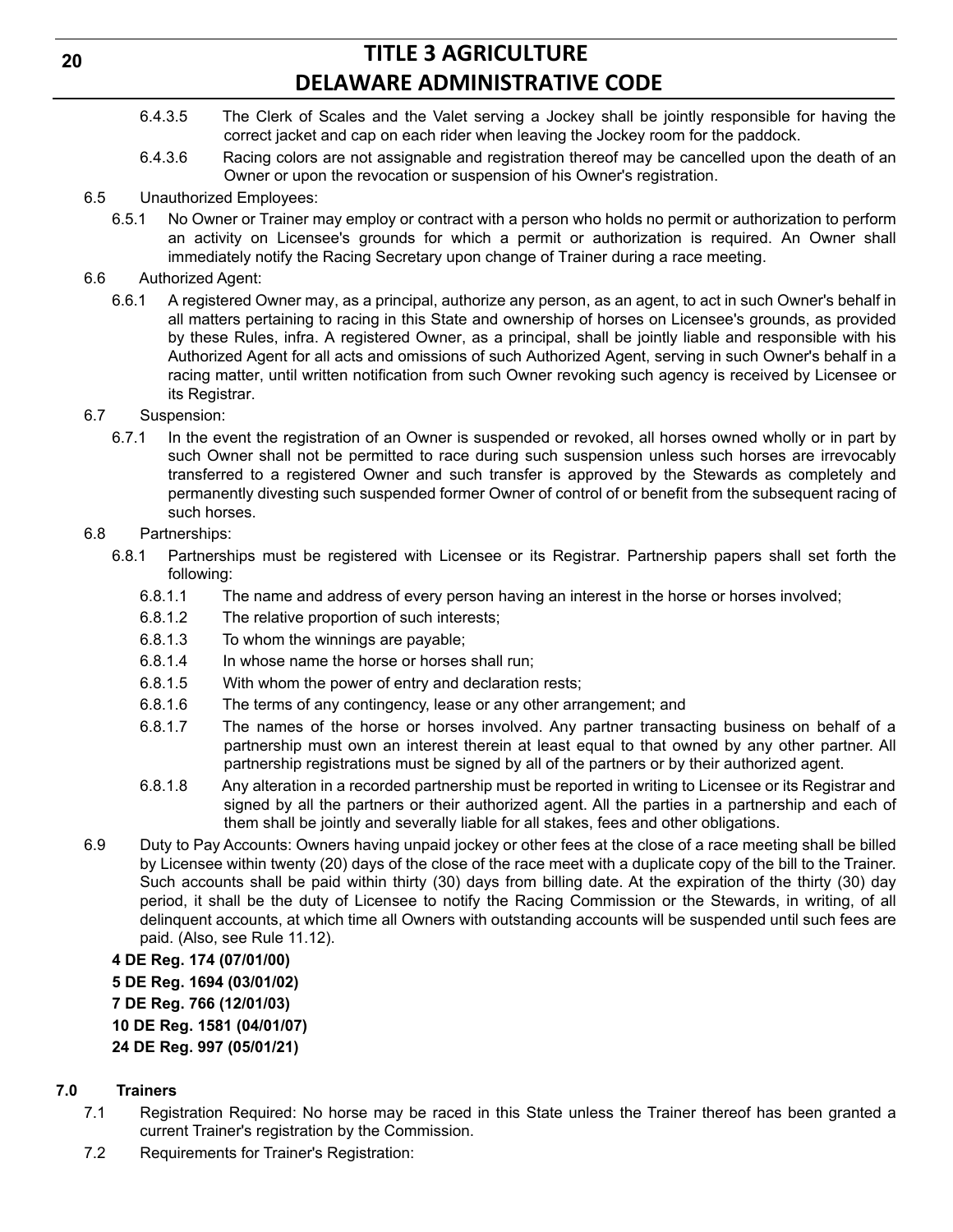6.4.3.5 The Clerk of Scales and the Valet serving a Jockey shall be jointly responsible for having the correct jacket and cap on each rider when leaving the Jockey room for the paddock.

6.4.3.6 Racing colors are not assignable and registration thereof may be cancelled upon the death of an Owner or upon the revocation or suspension of his Owner's registration.

6.5 Unauthorized Employees:

6.5.1 No Owner or Trainer may employ or contract with a person who holds no permit or authorization to perform an activity on Licensee's grounds for which a permit or authorization is required. An Owner shall immediately notify the Racing Secretary upon change of Trainer during a race meeting.

6.6 Authorized Agent:

6.6.1 A registered Owner may, as a principal, authorize any person, as an agent, to act in such Owner's behalf in all matters pertaining to racing in this State and ownership of horses on Licensee's grounds, as provided by these Rules, infra. A registered Owner, as a principal, shall be jointly liable and responsible with his Authorized Agent for all acts and omissions of such Authorized Agent, serving in such Owner's behalf in a racing matter, until written notification from such Owner revoking such agency is received by Licensee or its Registrar.

6.7 Suspension:

6.7.1 In the event the registration of an Owner is suspended or revoked, all horses owned wholly or in part by such Owner shall not be permitted to race during such suspension unless such horses are irrevocably transferred to a registered Owner and such transfer is approved by the Stewards as completely and permanently divesting such suspended former Owner of control of or benefit from the subsequent racing of such horses.

6.8 Partnerships:

6.8.1 Partnerships must be registered with Licensee or its Registrar. Partnership papers shall set forth the following:

6.8.1.1 The name and address of every person having an interest in the horse or horses involved;

6.8.1.2 The relative proportion of such interests;

6.8.1.3 To whom the winnings are payable;

6.8.1.4 In whose name the horse or horses shall run;

6.8.1.5 With whom the power of entry and declaration rests;

6.8.1.6 The terms of any contingency, lease or any other arrangement; and

6.8.1.7 The names of the horse or horses involved. Any partner transacting business on behalf of a partnership must own an interest therein at least equal to that owned by any other partner. All partnership registrations must be signed by all of the partners or by their authorized agent.

6.8.1.8 Any alteration in a recorded partnership must be reported in writing to Licensee or its Registrar and signed by all the partners or their authorized agent. All the parties in a partnership and each of them shall be jointly and severally liable for all stakes, fees and other obligations.

6.9 Duty to Pay Accounts: Owners having unpaid jockey or other fees at the close of a race meeting shall be billed by Licensee within twenty (20) days of the close of the race meet with a duplicate copy of the bill to the Trainer. Such accounts shall be paid within thirty (30) days from billing date. At the expiration of the thirty (30) day period, it shall be the duty of Licensee to notify the Racing Commission or the Stewards, in writing, of all delinquent accounts, at which time all Owners with outstanding accounts will be suspended until such fees are paid. (Also, see Rule 11.12).

**4 DE Reg. 174 (07/01/00)**
**5 DE Reg. 1694 (03/01/02)**
**7 DE Reg. 766 (12/01/03)**
**10 DE Reg. 1581 (04/01/07)**
**24 DE Reg. 997 (05/01/21)**

## 7.0 Trainers

7.1 Registration Required: No horse may be raced in this State unless the Trainer thereof has been granted a current Trainer's registration by the Commission.

7.2 Requirements for Trainer's Registration: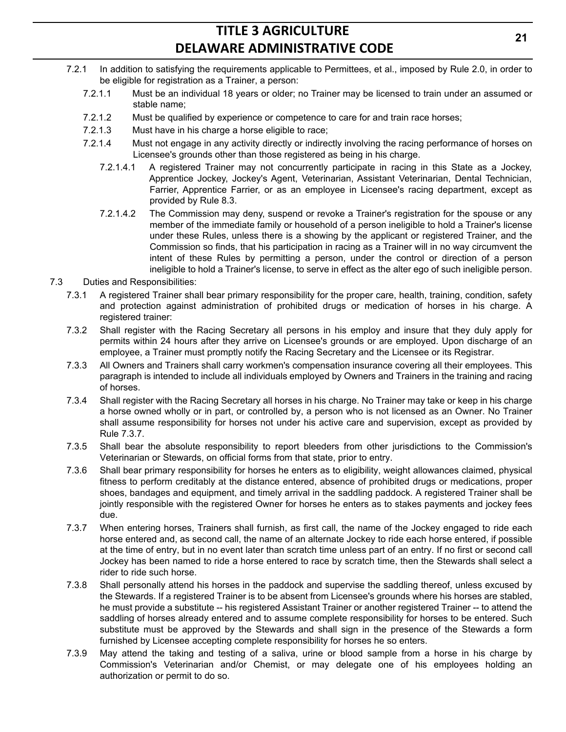7.2.1 In addition to satisfying the requirements applicable to Permittees, et al., imposed by Rule 2.0, in order to be eligible for registration as a Trainer, a person:

7.2.1.1 Must be an individual 18 years or older; no Trainer may be licensed to train under an assumed or stable name;

7.2.1.2 Must be qualified by experience or competence to care for and train race horses;

7.2.1.3 Must have in his charge a horse eligible to race;

7.2.1.4 Must not engage in any activity directly or indirectly involving the racing performance of horses on Licensee's grounds other than those registered as being in his charge.

7.2.1.4.1 A registered Trainer may not concurrently participate in racing in this State as a Jockey, Apprentice Jockey, Jockey's Agent, Veterinarian, Assistant Veterinarian, Dental Technician, Farrier, Apprentice Farrier, or as an employee in Licensee's racing department, except as provided by Rule 8.3.

7.2.1.4.2 The Commission may deny, suspend or revoke a Trainer's registration for the spouse or any member of the immediate family or household of a person ineligible to hold a Trainer's license under these Rules, unless there is a showing by the applicant or registered Trainer, and the Commission so finds, that his participation in racing as a Trainer will in no way circumvent the intent of these Rules by permitting a person, under the control or direction of a person ineligible to hold a Trainer's license, to serve in effect as the alter ego of such ineligible person.

7.3 Duties and Responsibilities:

7.3.1 A registered Trainer shall bear primary responsibility for the proper care, health, training, condition, safety and protection against administration of prohibited drugs or medication of horses in his charge. A registered trainer:

7.3.2 Shall register with the Racing Secretary all persons in his employ and insure that they duly apply for permits within 24 hours after they arrive on Licensee's grounds or are employed. Upon discharge of an employee, a Trainer must promptly notify the Racing Secretary and the Licensee or its Registrar.

7.3.3 All Owners and Trainers shall carry workmen's compensation insurance covering all their employees. This paragraph is intended to include all individuals employed by Owners and Trainers in the training and racing of horses.

7.3.4 Shall register with the Racing Secretary all horses in his charge. No Trainer may take or keep in his charge a horse owned wholly or in part, or controlled by, a person who is not licensed as an Owner. No Trainer shall assume responsibility for horses not under his active care and supervision, except as provided by Rule 7.3.7.

7.3.5 Shall bear the absolute responsibility to report bleeders from other jurisdictions to the Commission's Veterinarian or Stewards, on official forms from that state, prior to entry.

7.3.6 Shall bear primary responsibility for horses he enters as to eligibility, weight allowances claimed, physical fitness to perform creditably at the distance entered, absence of prohibited drugs or medications, proper shoes, bandages and equipment, and timely arrival in the saddling paddock. A registered Trainer shall be jointly responsible with the registered Owner for horses he enters as to stakes payments and jockey fees due.

7.3.7 When entering horses, Trainers shall furnish, as first call, the name of the Jockey engaged to ride each horse entered and, as second call, the name of an alternate Jockey to ride each horse entered, if possible at the time of entry, but in no event later than scratch time unless part of an entry. If no first or second call Jockey has been named to ride a horse entered to race by scratch time, then the Stewards shall select a rider to ride such horse.

7.3.8 Shall personally attend his horses in the paddock and supervise the saddling thereof, unless excused by the Stewards. If a registered Trainer is to be absent from Licensee's grounds where his horses are stabled, he must provide a substitute -- his registered Assistant Trainer or another registered Trainer -- to attend the saddling of horses already entered and to assume complete responsibility for horses to be entered. Such substitute must be approved by the Stewards and shall sign in the presence of the Stewards a form furnished by Licensee accepting complete responsibility for horses he so enters.

7.3.9 May attend the taking and testing of a saliva, urine or blood sample from a horse in his charge by Commission's Veterinarian and/or Chemist, or may delegate one of his employees holding an authorization or permit to do so.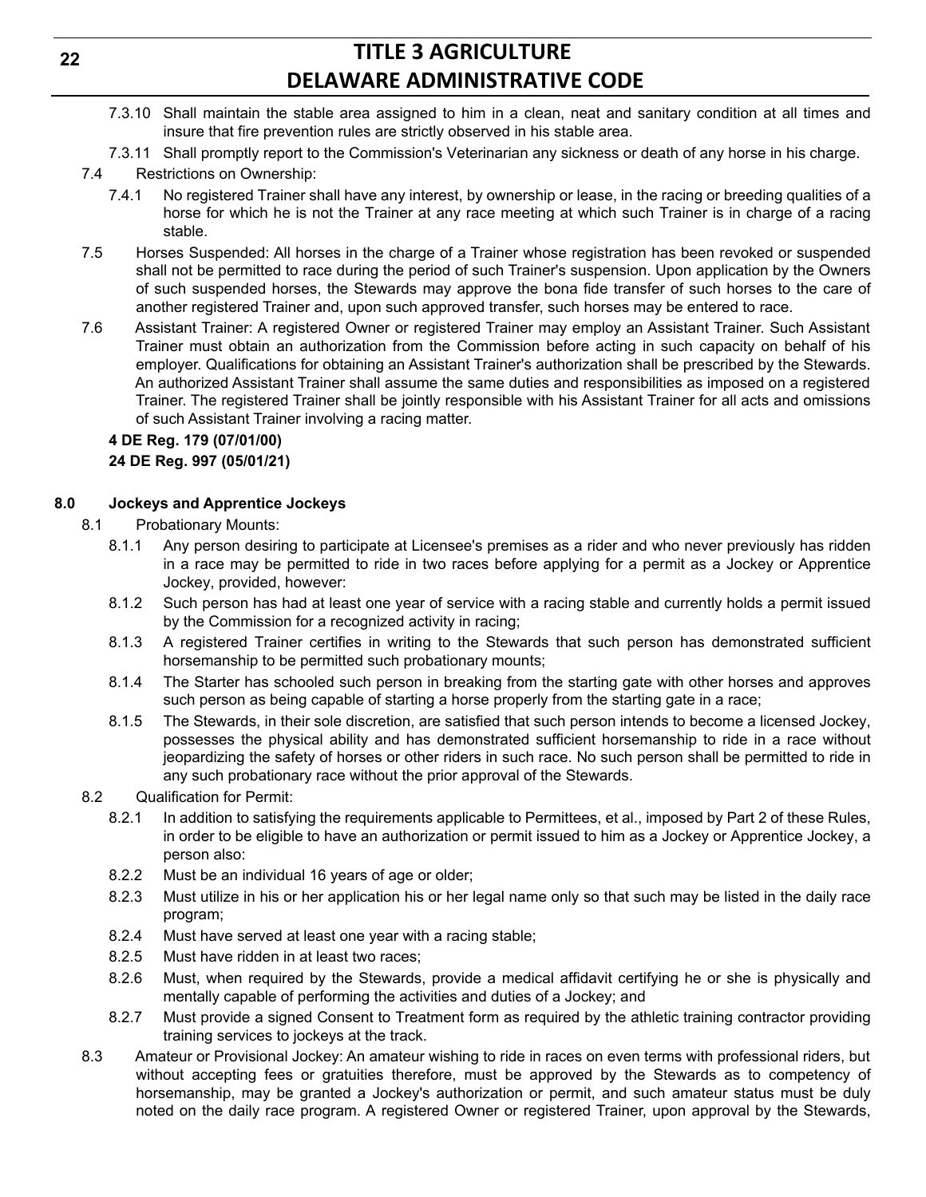7.3.10 Shall maintain the stable area assigned to him in a clean, neat and sanitary condition at all times and insure that fire prevention rules are strictly observed in his stable area.

7.3.11 Shall promptly report to the Commission's Veterinarian any sickness or death of any horse in his charge.

7.4 Restrictions on Ownership:

7.4.1 No registered Trainer shall have any interest, by ownership or lease, in the racing or breeding qualities of a horse for which he is not the Trainer at any race meeting at which such Trainer is in charge of a racing stable.

7.5 Horses Suspended: All horses in the charge of a Trainer whose registration has been revoked or suspended shall not be permitted to race during the period of such Trainer's suspension. Upon application by the Owners of such suspended horses, the Stewards may approve the bona fide transfer of such horses to the care of another registered Trainer and, upon such approved transfer, such horses may be entered to race.

7.6 Assistant Trainer: A registered Owner or registered Trainer may employ an Assistant Trainer. Such Assistant Trainer must obtain an authorization from the Commission before acting in such capacity on behalf of his employer. Qualifications for obtaining an Assistant Trainer's authorization shall be prescribed by the Stewards. An authorized Assistant Trainer shall assume the same duties and responsibilities as imposed on a registered Trainer. The registered Trainer shall be jointly responsible with his Assistant Trainer for all acts and omissions of such Assistant Trainer involving a racing matter.

**4 DE Reg. 179 (07/01/00)**
**24 DE Reg. 997 (05/01/21)**

### 8.0 Jockeys and Apprentice Jockeys

8.1 Probationary Mounts:

8.1.1 Any person desiring to participate at Licensee's premises as a rider and who never previously has ridden in a race may be permitted to ride in two races before applying for a permit as a Jockey or Apprentice Jockey, provided, however:

8.1.2 Such person has had at least one year of service with a racing stable and currently holds a permit issued by the Commission for a recognized activity in racing;

8.1.3 A registered Trainer certifies in writing to the Stewards that such person has demonstrated sufficient horsemanship to be permitted such probationary mounts;

8.1.4 The Starter has schooled such person in breaking from the starting gate with other horses and approves such person as being capable of starting a horse properly from the starting gate in a race;

8.1.5 The Stewards, in their sole discretion, are satisfied that such person intends to become a licensed Jockey, possesses the physical ability and has demonstrated sufficient horsemanship to ride in a race without jeopardizing the safety of horses or other riders in such race. No such person shall be permitted to ride in any such probationary race without the prior approval of the Stewards.

8.2 Qualification for Permit:

8.2.1 In addition to satisfying the requirements applicable to Permittees, et al., imposed by Part 2 of these Rules, in order to be eligible to have an authorization or permit issued to him as a Jockey or Apprentice Jockey, a person also:

8.2.2 Must be an individual 16 years of age or older;

8.2.3 Must utilize in his or her application his or her legal name only so that such may be listed in the daily race program;

8.2.4 Must have served at least one year with a racing stable;

8.2.5 Must have ridden in at least two races;

8.2.6 Must, when required by the Stewards, provide a medical affidavit certifying he or she is physically and mentally capable of performing the activities and duties of a Jockey; and

8.2.7 Must provide a signed Consent to Treatment form as required by the athletic training contractor providing training services to jockeys at the track.

8.3 Amateur or Provisional Jockey: An amateur wishing to ride in races on even terms with professional riders, but without accepting fees or gratuities therefore, must be approved by the Stewards as to competency of horsemanship, may be granted a Jockey's authorization or permit, and such amateur status must be duly noted on the daily race program. A registered Owner or registered Trainer, upon approval by the Stewards,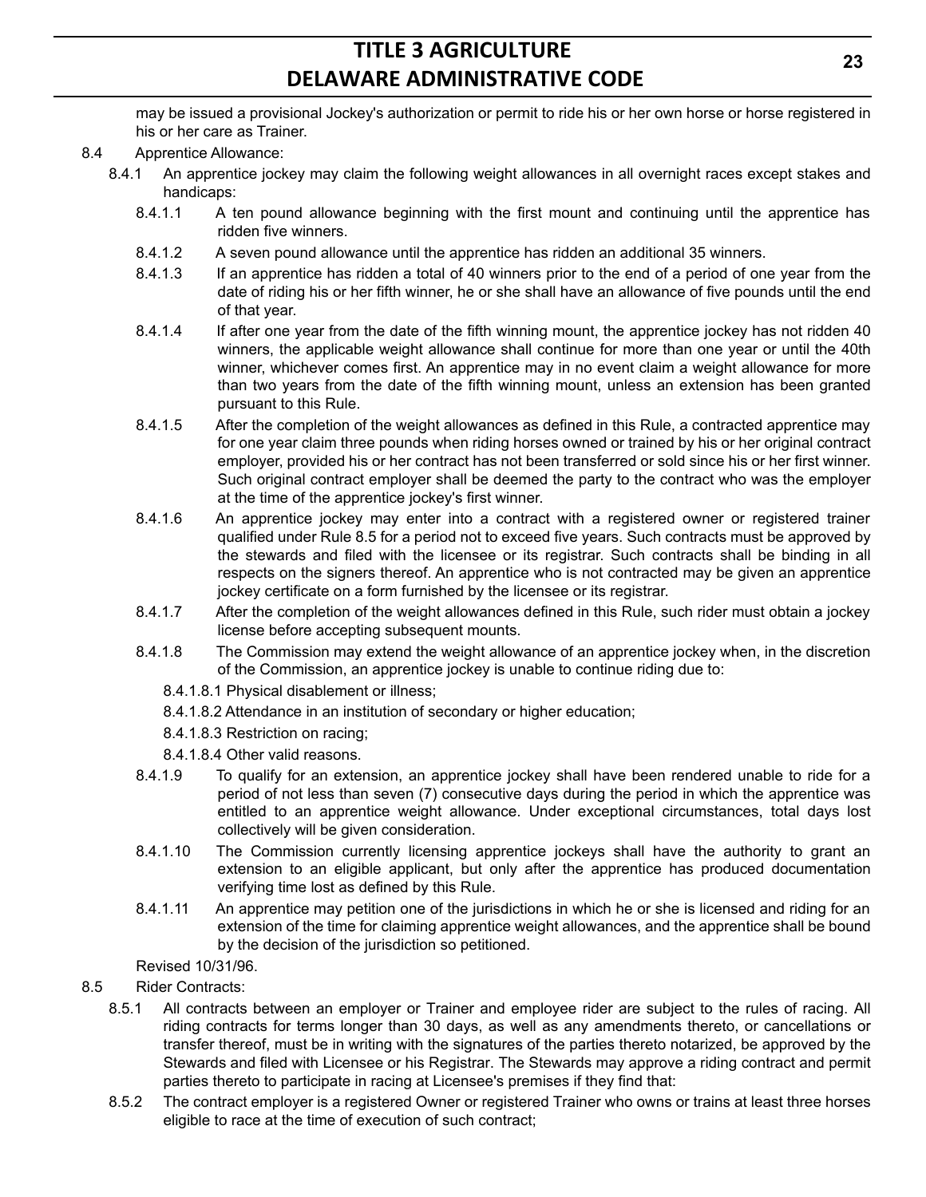may be issued a provisional Jockey's authorization or permit to ride his or her own horse or horse registered in his or her care as Trainer.

8.4 Apprentice Allowance:

8.4.1 An apprentice jockey may claim the following weight allowances in all overnight races except stakes and handicaps:

8.4.1.1 A ten pound allowance beginning with the first mount and continuing until the apprentice has ridden five winners.

8.4.1.2 A seven pound allowance until the apprentice has ridden an additional 35 winners.

8.4.1.3 If an apprentice has ridden a total of 40 winners prior to the end of a period of one year from the date of riding his or her fifth winner, he or she shall have an allowance of five pounds until the end of that year.

8.4.1.4 If after one year from the date of the fifth winning mount, the apprentice jockey has not ridden 40 winners, the applicable weight allowance shall continue for more than one year or until the 40th winner, whichever comes first. An apprentice may in no event claim a weight allowance for more than two years from the date of the fifth winning mount, unless an extension has been granted pursuant to this Rule.

8.4.1.5 After the completion of the weight allowances as defined in this Rule, a contracted apprentice may for one year claim three pounds when riding horses owned or trained by his or her original contract employer, provided his or her contract has not been transferred or sold since his or her first winner. Such original contract employer shall be deemed the party to the contract who was the employer at the time of the apprentice jockey's first winner.

8.4.1.6 An apprentice jockey may enter into a contract with a registered owner or registered trainer qualified under Rule 8.5 for a period not to exceed five years. Such contracts must be approved by the stewards and filed with the licensee or its registrar. Such contracts shall be binding in all respects on the signers thereof. An apprentice who is not contracted may be given an apprentice jockey certificate on a form furnished by the licensee or its registrar.

8.4.1.7 After the completion of the weight allowances defined in this Rule, such rider must obtain a jockey license before accepting subsequent mounts.

8.4.1.8 The Commission may extend the weight allowance of an apprentice jockey when, in the discretion of the Commission, an apprentice jockey is unable to continue riding due to:

8.4.1.8.1 Physical disablement or illness;

8.4.1.8.2 Attendance in an institution of secondary or higher education;

8.4.1.8.3 Restriction on racing;

8.4.1.8.4 Other valid reasons.

8.4.1.9 To qualify for an extension, an apprentice jockey shall have been rendered unable to ride for a period of not less than seven (7) consecutive days during the period in which the apprentice was entitled to an apprentice weight allowance. Under exceptional circumstances, total days lost collectively will be given consideration.

8.4.1.10 The Commission currently licensing apprentice jockeys shall have the authority to grant an extension to an eligible applicant, but only after the apprentice has produced documentation verifying time lost as defined by this Rule.

8.4.1.11 An apprentice may petition one of the jurisdictions in which he or she is licensed and riding for an extension of the time for claiming apprentice weight allowances, and the apprentice shall be bound by the decision of the jurisdiction so petitioned.

Revised 10/31/96.

8.5 Rider Contracts:

8.5.1 All contracts between an employer or Trainer and employee rider are subject to the rules of racing. All riding contracts for terms longer than 30 days, as well as any amendments thereto, or cancellations or transfer thereof, must be in writing with the signatures of the parties thereto notarized, be approved by the Stewards and filed with Licensee or his Registrar. The Stewards may approve a riding contract and permit parties thereto to participate in racing at Licensee's premises if they find that:

8.5.2 The contract employer is a registered Owner or registered Trainer who owns or trains at least three horses eligible to race at the time of execution of such contract;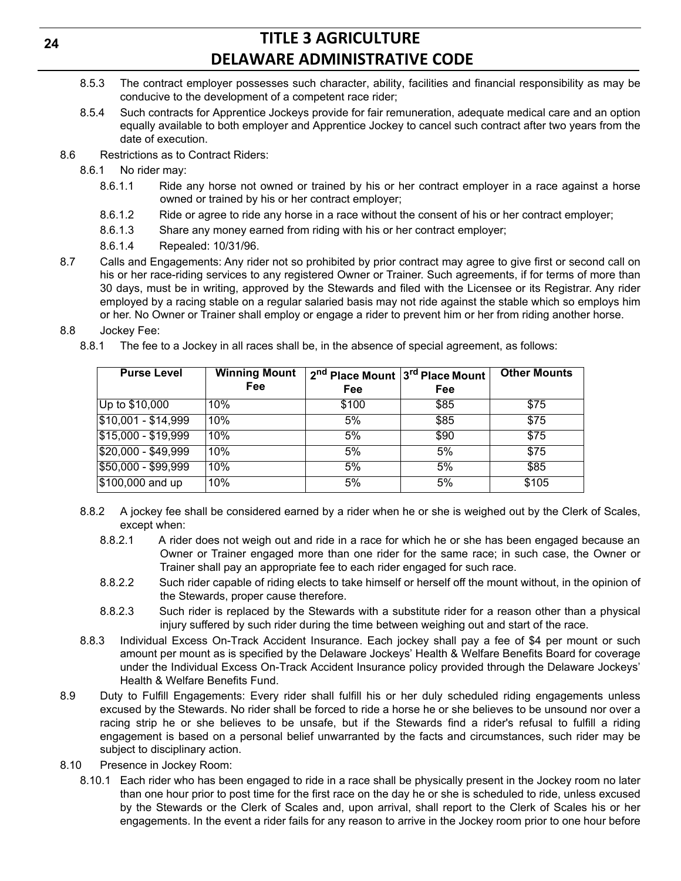8.5.3 The contract employer possesses such character, ability, facilities and financial responsibility as may be conducive to the development of a competent race rider;

8.5.4 Such contracts for Apprentice Jockeys provide for fair remuneration, adequate medical care and an option equally available to both employer and Apprentice Jockey to cancel such contract after two years from the date of execution.

8.6 Restrictions as to Contract Riders:

8.6.1 No rider may:

8.6.1.1 Ride any horse not owned or trained by his or her contract employer in a race against a horse owned or trained by his or her contract employer;

8.6.1.2 Ride or agree to ride any horse in a race without the consent of his or her contract employer;

8.6.1.3 Share any money earned from riding with his or her contract employer;

8.6.1.4 Repealed: 10/31/96.

8.7 Calls and Engagements: Any rider not so prohibited by prior contract may agree to give first or second call on his or her race-riding services to any registered Owner or Trainer. Such agreements, if for terms of more than 30 days, must be in writing, approved by the Stewards and filed with the Licensee or its Registrar. Any rider employed by a racing stable on a regular salaried basis may not ride against the stable which so employs him or her. No Owner or Trainer shall employ or engage a rider to prevent him or her from riding another horse.

8.8 Jockey Fee:

8.8.1 The fee to a Jockey in all races shall be, in the absence of special agreement, as follows:

| Purse Level | Winning Mount Fee | 2nd Place Mount Fee | 3rd Place Mount Fee | Other Mounts |
|---|---|---|---|---|
| Up to $10,000 | 10% | $100 | $85 | $75 |
| $10,001 - $14,999 | 10% | 5% | $85 | $75 |
| $15,000 - $19,999 | 10% | 5% | $90 | $75 |
| $20,000 - $49,999 | 10% | 5% | 5% | $75 |
| $50,000 - $99,999 | 10% | 5% | 5% | $85 |
| $100,000 and up | 10% | 5% | 5% | $105 |

8.8.2 A jockey fee shall be considered earned by a rider when he or she is weighed out by the Clerk of Scales, except when:

8.8.2.1 A rider does not weigh out and ride in a race for which he or she has been engaged because an Owner or Trainer engaged more than one rider for the same race; in such case, the Owner or Trainer shall pay an appropriate fee to each rider engaged for such race.

8.8.2.2 Such rider capable of riding elects to take himself or herself off the mount without, in the opinion of the Stewards, proper cause therefore.

8.8.2.3 Such rider is replaced by the Stewards with a substitute rider for a reason other than a physical injury suffered by such rider during the time between weighing out and start of the race.

8.8.3 Individual Excess On-Track Accident Insurance. Each jockey shall pay a fee of $4 per mount or such amount per mount as is specified by the Delaware Jockeys' Health & Welfare Benefits Board for coverage under the Individual Excess On-Track Accident Insurance policy provided through the Delaware Jockeys' Health & Welfare Benefits Fund.

8.9 Duty to Fulfill Engagements: Every rider shall fulfill his or her duly scheduled riding engagements unless excused by the Stewards. No rider shall be forced to ride a horse he or she believes to be unsound nor over a racing strip he or she believes to be unsafe, but if the Stewards find a rider's refusal to fulfill a riding engagement is based on a personal belief unwarranted by the facts and circumstances, such rider may be subject to disciplinary action.

8.10 Presence in Jockey Room:

8.10.1 Each rider who has been engaged to ride in a race shall be physically present in the Jockey room no later than one hour prior to post time for the first race on the day he or she is scheduled to ride, unless excused by the Stewards or the Clerk of Scales and, upon arrival, shall report to the Clerk of Scales his or her engagements. In the event a rider fails for any reason to arrive in the Jockey room prior to one hour before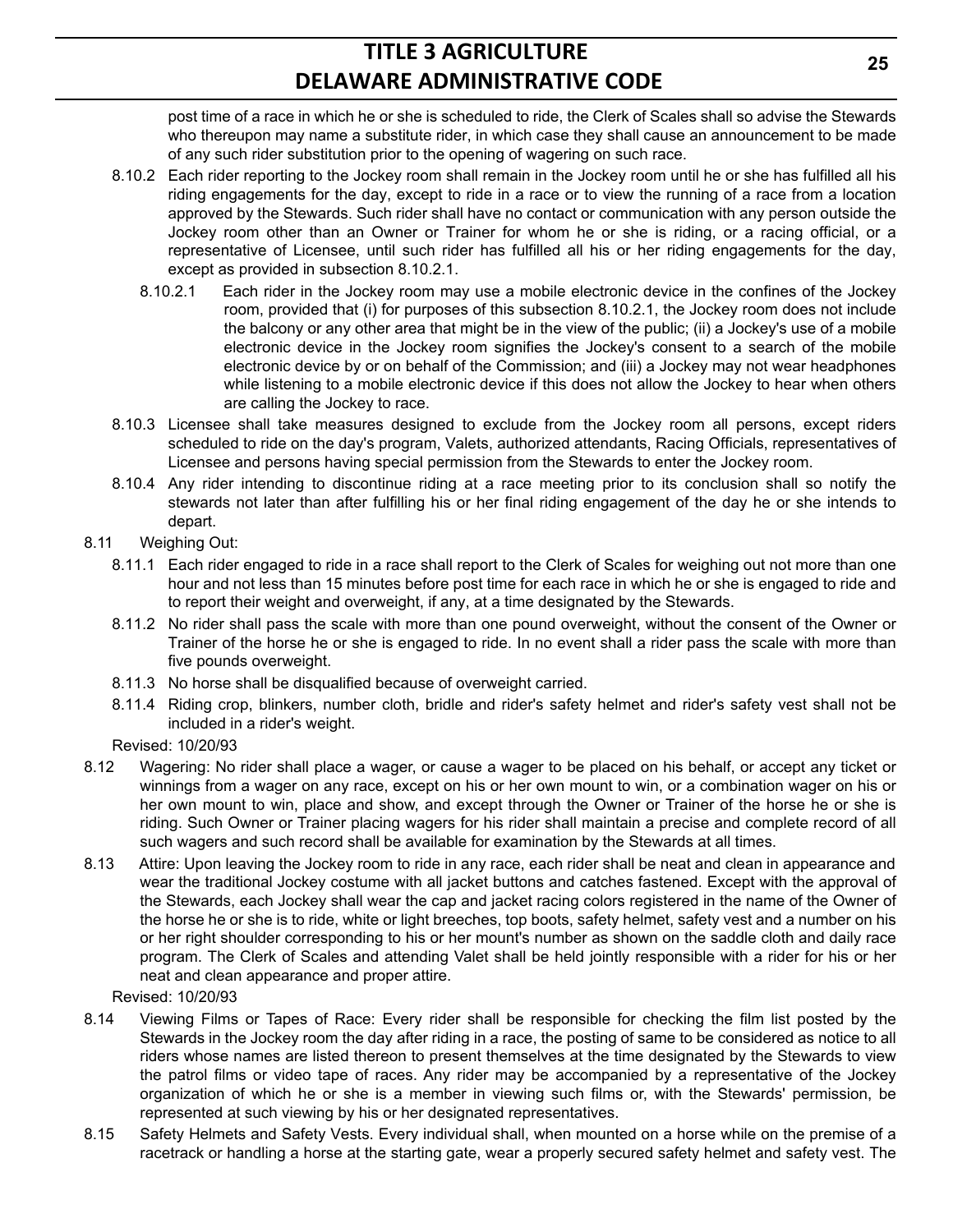post time of a race in which he or she is scheduled to ride, the Clerk of Scales shall so advise the Stewards who thereupon may name a substitute rider, in which case they shall cause an announcement to be made of any such rider substitution prior to the opening of wagering on such race.

8.10.2 Each rider reporting to the Jockey room shall remain in the Jockey room until he or she has fulfilled all his riding engagements for the day, except to ride in a race or to view the running of a race from a location approved by the Stewards. Such rider shall have no contact or communication with any person outside the Jockey room other than an Owner or Trainer for whom he or she is riding, or a racing official, or a representative of Licensee, until such rider has fulfilled all his or her riding engagements for the day, except as provided in subsection 8.10.2.1.

8.10.2.1 Each rider in the Jockey room may use a mobile electronic device in the confines of the Jockey room, provided that (i) for purposes of this subsection 8.10.2.1, the Jockey room does not include the balcony or any other area that might be in the view of the public; (ii) a Jockey's use of a mobile electronic device in the Jockey room signifies the Jockey's consent to a search of the mobile electronic device by or on behalf of the Commission; and (iii) a Jockey may not wear headphones while listening to a mobile electronic device if this does not allow the Jockey to hear when others are calling the Jockey to race.

8.10.3 Licensee shall take measures designed to exclude from the Jockey room all persons, except riders scheduled to ride on the day's program, Valets, authorized attendants, Racing Officials, representatives of Licensee and persons having special permission from the Stewards to enter the Jockey room.

8.10.4 Any rider intending to discontinue riding at a race meeting prior to its conclusion shall so notify the stewards not later than after fulfilling his or her final riding engagement of the day he or she intends to depart.

8.11 Weighing Out:

8.11.1 Each rider engaged to ride in a race shall report to the Clerk of Scales for weighing out not more than one hour and not less than 15 minutes before post time for each race in which he or she is engaged to ride and to report their weight and overweight, if any, at a time designated by the Stewards.

8.11.2 No rider shall pass the scale with more than one pound overweight, without the consent of the Owner or Trainer of the horse he or she is engaged to ride. In no event shall a rider pass the scale with more than five pounds overweight.

8.11.3 No horse shall be disqualified because of overweight carried.

8.11.4 Riding crop, blinkers, number cloth, bridle and rider's safety helmet and rider's safety vest shall not be included in a rider's weight.

Revised: 10/20/93

8.12 Wagering: No rider shall place a wager, or cause a wager to be placed on his behalf, or accept any ticket or winnings from a wager on any race, except on his or her own mount to win, or a combination wager on his or her own mount to win, place and show, and except through the Owner or Trainer of the horse he or she is riding. Such Owner or Trainer placing wagers for his rider shall maintain a precise and complete record of all such wagers and such record shall be available for examination by the Stewards at all times.

8.13 Attire: Upon leaving the Jockey room to ride in any race, each rider shall be neat and clean in appearance and wear the traditional Jockey costume with all jacket buttons and catches fastened. Except with the approval of the Stewards, each Jockey shall wear the cap and jacket racing colors registered in the name of the Owner of the horse he or she is to ride, white or light breeches, top boots, safety helmet, safety vest and a number on his or her right shoulder corresponding to his or her mount's number as shown on the saddle cloth and daily race program. The Clerk of Scales and attending Valet shall be held jointly responsible with a rider for his or her neat and clean appearance and proper attire.

Revised: 10/20/93

8.14 Viewing Films or Tapes of Race: Every rider shall be responsible for checking the film list posted by the Stewards in the Jockey room the day after riding in a race, the posting of same to be considered as notice to all riders whose names are listed thereon to present themselves at the time designated by the Stewards to view the patrol films or video tape of races. Any rider may be accompanied by a representative of the Jockey organization of which he or she is a member in viewing such films or, with the Stewards' permission, be represented at such viewing by his or her designated representatives.

8.15 Safety Helmets and Safety Vests. Every individual shall, when mounted on a horse while on the premise of a racetrack or handling a horse at the starting gate, wear a properly secured safety helmet and safety vest. The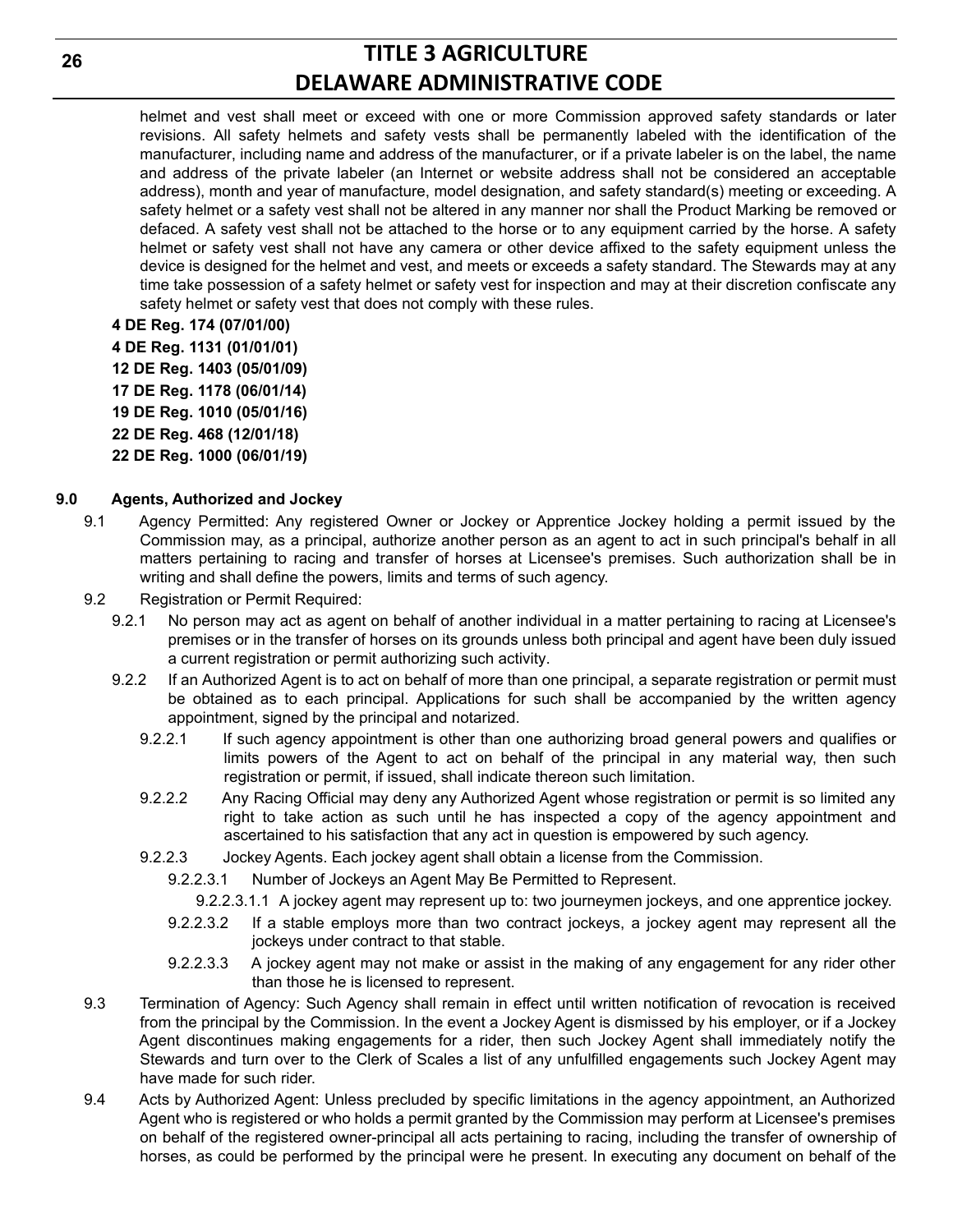helmet and vest shall meet or exceed with one or more Commission approved safety standards or later revisions. All safety helmets and safety vests shall be permanently labeled with the identification of the manufacturer, including name and address of the manufacturer, or if a private labeler is on the label, the name and address of the private labeler (an Internet or website address shall not be considered an acceptable address), month and year of manufacture, model designation, and safety standard(s) meeting or exceeding. A safety helmet or a safety vest shall not be altered in any manner nor shall the Product Marking be removed or defaced. A safety vest shall not be attached to the horse or to any equipment carried by the horse. A safety helmet or safety vest shall not have any camera or other device affixed to the safety equipment unless the device is designed for the helmet and vest, and meets or exceeds a safety standard. The Stewards may at any time take possession of a safety helmet or safety vest for inspection and may at their discretion confiscate any safety helmet or safety vest that does not comply with these rules.

**4 DE Reg. 174 (07/01/00)**
**4 DE Reg. 1131 (01/01/01)**
**12 DE Reg. 1403 (05/01/09)**
**17 DE Reg. 1178 (06/01/14)**
**19 DE Reg. 1010 (05/01/16)**
**22 DE Reg. 468 (12/01/18)**
**22 DE Reg. 1000 (06/01/19)**

## 9.0 Agents, Authorized and Jockey

9.1 Agency Permitted: Any registered Owner or Jockey or Apprentice Jockey holding a permit issued by the Commission may, as a principal, authorize another person as an agent to act in such principal's behalf in all matters pertaining to racing and transfer of horses at Licensee's premises. Such authorization shall be in writing and shall define the powers, limits and terms of such agency.

9.2 Registration or Permit Required:

9.2.1 No person may act as agent on behalf of another individual in a matter pertaining to racing at Licensee's premises or in the transfer of horses on its grounds unless both principal and agent have been duly issued a current registration or permit authorizing such activity.

9.2.2 If an Authorized Agent is to act on behalf of more than one principal, a separate registration or permit must be obtained as to each principal. Applications for such shall be accompanied by the written agency appointment, signed by the principal and notarized.

9.2.2.1 If such agency appointment is other than one authorizing broad general powers and qualifies or limits powers of the Agent to act on behalf of the principal in any material way, then such registration or permit, if issued, shall indicate thereon such limitation.

9.2.2.2 Any Racing Official may deny any Authorized Agent whose registration or permit is so limited any right to take action as such until he has inspected a copy of the agency appointment and ascertained to his satisfaction that any act in question is empowered by such agency.

9.2.2.3 Jockey Agents. Each jockey agent shall obtain a license from the Commission.

9.2.2.3.1 Number of Jockeys an Agent May Be Permitted to Represent.

9.2.2.3.1.1 A jockey agent may represent up to: two journeymen jockeys, and one apprentice jockey.

9.2.2.3.2 If a stable employs more than two contract jockeys, a jockey agent may represent all the jockeys under contract to that stable.

9.2.2.3.3 A jockey agent may not make or assist in the making of any engagement for any rider other than those he is licensed to represent.

9.3 Termination of Agency: Such Agency shall remain in effect until written notification of revocation is received from the principal by the Commission. In the event a Jockey Agent is dismissed by his employer, or if a Jockey Agent discontinues making engagements for a rider, then such Jockey Agent shall immediately notify the Stewards and turn over to the Clerk of Scales a list of any unfulfilled engagements such Jockey Agent may have made for such rider.

9.4 Acts by Authorized Agent: Unless precluded by specific limitations in the agency appointment, an Authorized Agent who is registered or who holds a permit granted by the Commission may perform at Licensee's premises on behalf of the registered owner-principal all acts pertaining to racing, including the transfer of ownership of horses, as could be performed by the principal were he present. In executing any document on behalf of the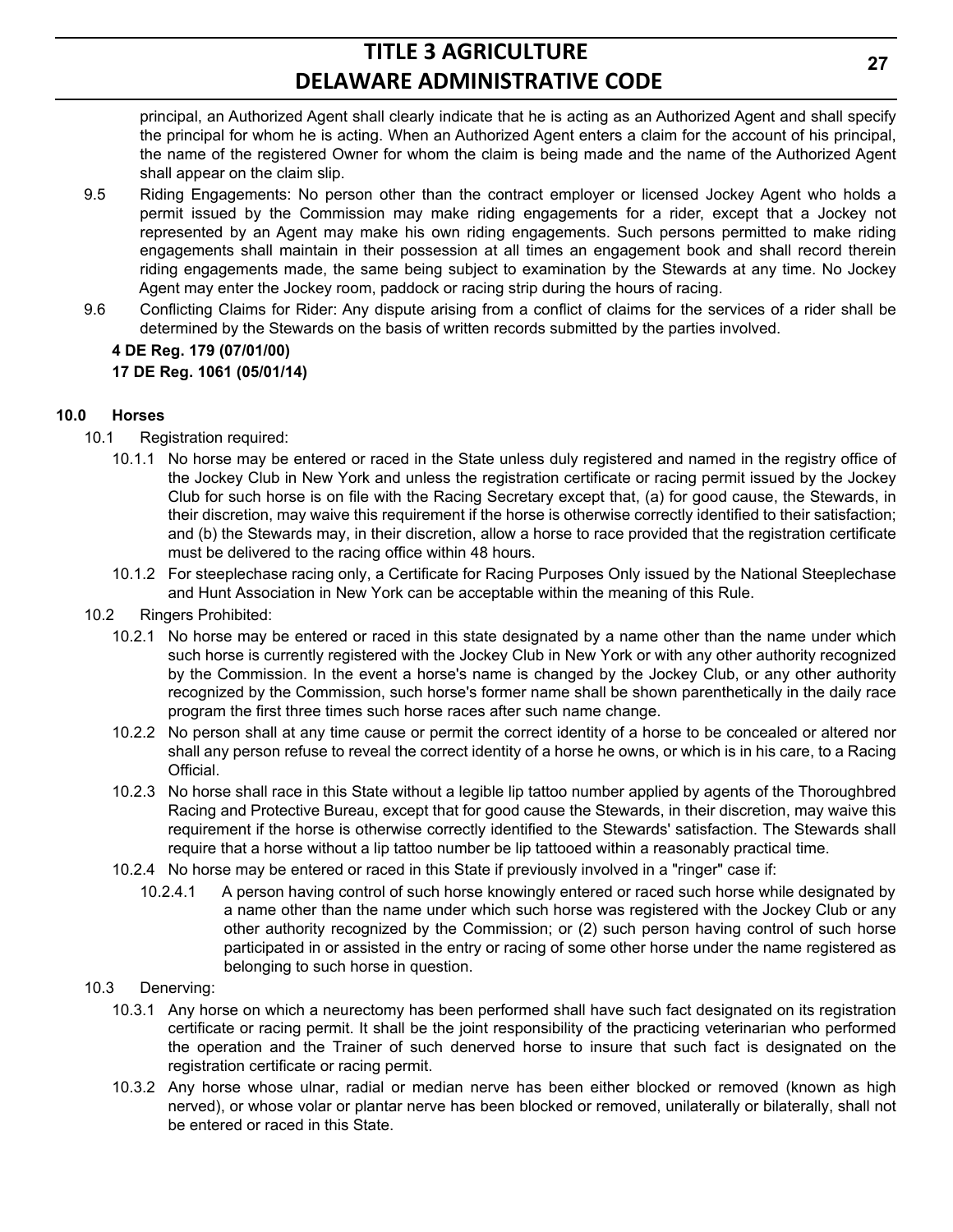principal, an Authorized Agent shall clearly indicate that he is acting as an Authorized Agent and shall specify the principal for whom he is acting. When an Authorized Agent enters a claim for the account of his principal, the name of the registered Owner for whom the claim is being made and the name of the Authorized Agent shall appear on the claim slip.

9.5 Riding Engagements: No person other than the contract employer or licensed Jockey Agent who holds a permit issued by the Commission may make riding engagements for a rider, except that a Jockey not represented by an Agent may make his own riding engagements. Such persons permitted to make riding engagements shall maintain in their possession at all times an engagement book and shall record therein riding engagements made, the same being subject to examination by the Stewards at any time. No Jockey Agent may enter the Jockey room, paddock or racing strip during the hours of racing.

9.6 Conflicting Claims for Rider: Any dispute arising from a conflict of claims for the services of a rider shall be determined by the Stewards on the basis of written records submitted by the parties involved.

**4 DE Reg. 179 (07/01/00)**

**17 DE Reg. 1061 (05/01/14)**

**10.0 Horses**

10.1 Registration required:

10.1.1 No horse may be entered or raced in the State unless duly registered and named in the registry office of the Jockey Club in New York and unless the registration certificate or racing permit issued by the Jockey Club for such horse is on file with the Racing Secretary except that, (a) for good cause, the Stewards, in their discretion, may waive this requirement if the horse is otherwise correctly identified to their satisfaction; and (b) the Stewards may, in their discretion, allow a horse to race provided that the registration certificate must be delivered to the racing office within 48 hours.

10.1.2 For steeplechase racing only, a Certificate for Racing Purposes Only issued by the National Steeplechase and Hunt Association in New York can be acceptable within the meaning of this Rule.

10.2 Ringers Prohibited:

10.2.1 No horse may be entered or raced in this state designated by a name other than the name under which such horse is currently registered with the Jockey Club in New York or with any other authority recognized by the Commission. In the event a horse's name is changed by the Jockey Club, or any other authority recognized by the Commission, such horse's former name shall be shown parenthetically in the daily race program the first three times such horse races after such name change.

10.2.2 No person shall at any time cause or permit the correct identity of a horse to be concealed or altered nor shall any person refuse to reveal the correct identity of a horse he owns, or which is in his care, to a Racing Official.

10.2.3 No horse shall race in this State without a legible lip tattoo number applied by agents of the Thoroughbred Racing and Protective Bureau, except that for good cause the Stewards, in their discretion, may waive this requirement if the horse is otherwise correctly identified to the Stewards' satisfaction. The Stewards shall require that a horse without a lip tattoo number be lip tattooed within a reasonably practical time.

10.2.4 No horse may be entered or raced in this State if previously involved in a "ringer" case if:

10.2.4.1 A person having control of such horse knowingly entered or raced such horse while designated by a name other than the name under which such horse was registered with the Jockey Club or any other authority recognized by the Commission; or (2) such person having control of such horse participated in or assisted in the entry or racing of some other horse under the name registered as belonging to such horse in question.

10.3 Denerving:

10.3.1 Any horse on which a neurectomy has been performed shall have such fact designated on its registration certificate or racing permit. It shall be the joint responsibility of the practicing veterinarian who performed the operation and the Trainer of such denerved horse to insure that such fact is designated on the registration certificate or racing permit.

10.3.2 Any horse whose ulnar, radial or median nerve has been either blocked or removed (known as high nerved), or whose volar or plantar nerve has been blocked or removed, unilaterally or bilaterally, shall not be entered or raced in this State.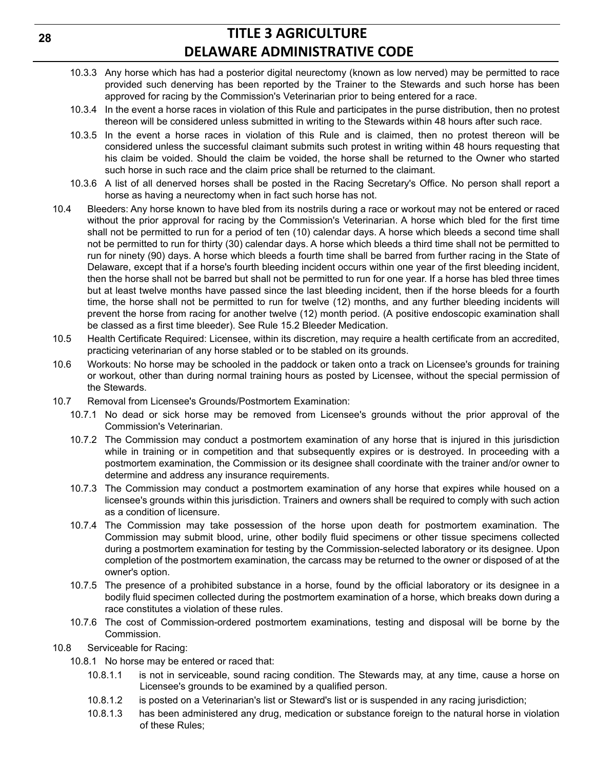10.3.3 Any horse which has had a posterior digital neurectomy (known as low nerved) may be permitted to race provided such denerving has been reported by the Trainer to the Stewards and such horse has been approved for racing by the Commission's Veterinarian prior to being entered for a race.

10.3.4 In the event a horse races in violation of this Rule and participates in the purse distribution, then no protest thereon will be considered unless submitted in writing to the Stewards within 48 hours after such race.

10.3.5 In the event a horse races in violation of this Rule and is claimed, then no protest thereon will be considered unless the successful claimant submits such protest in writing within 48 hours requesting that his claim be voided. Should the claim be voided, the horse shall be returned to the Owner who started such horse in such race and the claim price shall be returned to the claimant.

10.3.6 A list of all denerved horses shall be posted in the Racing Secretary's Office. No person shall report a horse as having a neurectomy when in fact such horse has not.

10.4 Bleeders: Any horse known to have bled from its nostrils during a race or workout may not be entered or raced without the prior approval for racing by the Commission's Veterinarian. A horse which bled for the first time shall not be permitted to run for a period of ten (10) calendar days. A horse which bleeds a second time shall not be permitted to run for thirty (30) calendar days. A horse which bleeds a third time shall not be permitted to run for ninety (90) days. A horse which bleeds a fourth time shall be barred from further racing in the State of Delaware, except that if a horse's fourth bleeding incident occurs within one year of the first bleeding incident, then the horse shall not be barred but shall not be permitted to run for one year. If a horse has bled three times but at least twelve months have passed since the last bleeding incident, then if the horse bleeds for a fourth time, the horse shall not be permitted to run for twelve (12) months, and any further bleeding incidents will prevent the horse from racing for another twelve (12) month period. (A positive endoscopic examination shall be classed as a first time bleeder). See Rule 15.2 Bleeder Medication.

10.5 Health Certificate Required: Licensee, within its discretion, may require a health certificate from an accredited, practicing veterinarian of any horse stabled or to be stabled on its grounds.

10.6 Workouts: No horse may be schooled in the paddock or taken onto a track on Licensee's grounds for training or workout, other than during normal training hours as posted by Licensee, without the special permission of the Stewards.

10.7 Removal from Licensee's Grounds/Postmortem Examination:

10.7.1 No dead or sick horse may be removed from Licensee's grounds without the prior approval of the Commission's Veterinarian.

10.7.2 The Commission may conduct a postmortem examination of any horse that is injured in this jurisdiction while in training or in competition and that subsequently expires or is destroyed. In proceeding with a postmortem examination, the Commission or its designee shall coordinate with the trainer and/or owner to determine and address any insurance requirements.

10.7.3 The Commission may conduct a postmortem examination of any horse that expires while housed on a licensee's grounds within this jurisdiction. Trainers and owners shall be required to comply with such action as a condition of licensure.

10.7.4 The Commission may take possession of the horse upon death for postmortem examination. The Commission may submit blood, urine, other bodily fluid specimens or other tissue specimens collected during a postmortem examination for testing by the Commission-selected laboratory or its designee. Upon completion of the postmortem examination, the carcass may be returned to the owner or disposed of at the owner's option.

10.7.5 The presence of a prohibited substance in a horse, found by the official laboratory or its designee in a bodily fluid specimen collected during the postmortem examination of a horse, which breaks down during a race constitutes a violation of these rules.

10.7.6 The cost of Commission-ordered postmortem examinations, testing and disposal will be borne by the Commission.

10.8 Serviceable for Racing:

10.8.1 No horse may be entered or raced that:

10.8.1.1 is not in serviceable, sound racing condition. The Stewards may, at any time, cause a horse on Licensee's grounds to be examined by a qualified person.

10.8.1.2 is posted on a Veterinarian's list or Steward's list or is suspended in any racing jurisdiction;

10.8.1.3 has been administered any drug, medication or substance foreign to the natural horse in violation of these Rules;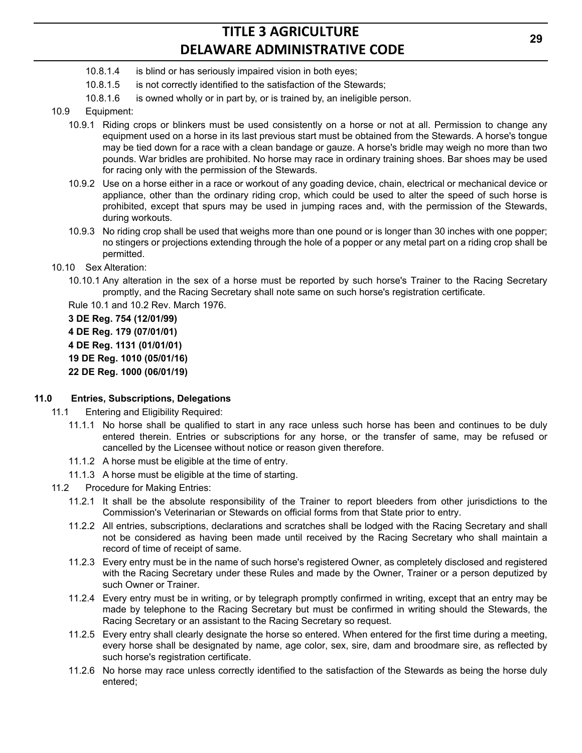10.8.1.4 is blind or has seriously impaired vision in both eyes;

10.8.1.5 is not correctly identified to the satisfaction of the Stewards;

10.8.1.6 is owned wholly or in part by, or is trained by, an ineligible person.

10.9 Equipment:

10.9.1 Riding crops or blinkers must be used consistently on a horse or not at all. Permission to change any equipment used on a horse in its last previous start must be obtained from the Stewards. A horse's tongue may be tied down for a race with a clean bandage or gauze. A horse's bridle may weigh no more than two pounds. War bridles are prohibited. No horse may race in ordinary training shoes. Bar shoes may be used for racing only with the permission of the Stewards.

10.9.2 Use on a horse either in a race or workout of any goading device, chain, electrical or mechanical device or appliance, other than the ordinary riding crop, which could be used to alter the speed of such horse is prohibited, except that spurs may be used in jumping races and, with the permission of the Stewards, during workouts.

10.9.3 No riding crop shall be used that weighs more than one pound or is longer than 30 inches with one popper; no stingers or projections extending through the hole of a popper or any metal part on a riding crop shall be permitted.

10.10 Sex Alteration:

10.10.1 Any alteration in the sex of a horse must be reported by such horse's Trainer to the Racing Secretary promptly, and the Racing Secretary shall note same on such horse's registration certificate.

Rule 10.1 and 10.2 Rev. March 1976.

**3 DE Reg. 754 (12/01/99)**

**4 DE Reg. 179 (07/01/01)**

**4 DE Reg. 1131 (01/01/01)**

**19 DE Reg. 1010 (05/01/16)**

**22 DE Reg. 1000 (06/01/19)**

## 11.0 Entries, Subscriptions, Delegations

11.1 Entering and Eligibility Required:

11.1.1 No horse shall be qualified to start in any race unless such horse has been and continues to be duly entered therein. Entries or subscriptions for any horse, or the transfer of same, may be refused or cancelled by the Licensee without notice or reason given therefore.

11.1.2 A horse must be eligible at the time of entry.

11.1.3 A horse must be eligible at the time of starting.

11.2 Procedure for Making Entries:

11.2.1 It shall be the absolute responsibility of the Trainer to report bleeders from other jurisdictions to the Commission's Veterinarian or Stewards on official forms from that State prior to entry.

11.2.2 All entries, subscriptions, declarations and scratches shall be lodged with the Racing Secretary and shall not be considered as having been made until received by the Racing Secretary who shall maintain a record of time of receipt of same.

11.2.3 Every entry must be in the name of such horse's registered Owner, as completely disclosed and registered with the Racing Secretary under these Rules and made by the Owner, Trainer or a person deputized by such Owner or Trainer.

11.2.4 Every entry must be in writing, or by telegraph promptly confirmed in writing, except that an entry may be made by telephone to the Racing Secretary but must be confirmed in writing should the Stewards, the Racing Secretary or an assistant to the Racing Secretary so request.

11.2.5 Every entry shall clearly designate the horse so entered. When entered for the first time during a meeting, every horse shall be designated by name, age color, sex, sire, dam and broodmare sire, as reflected by such horse's registration certificate.

11.2.6 No horse may race unless correctly identified to the satisfaction of the Stewards as being the horse duly entered;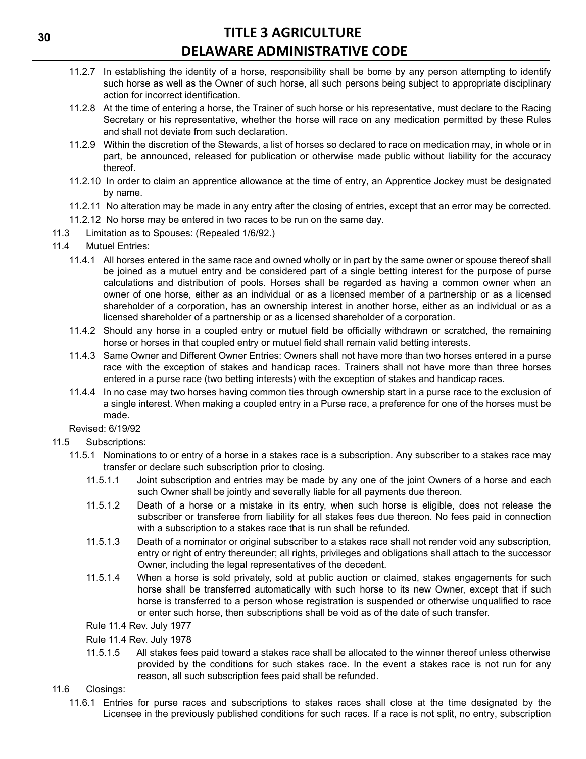11.2.7 In establishing the identity of a horse, responsibility shall be borne by any person attempting to identify such horse as well as the Owner of such horse, all such persons being subject to appropriate disciplinary action for incorrect identification.

11.2.8 At the time of entering a horse, the Trainer of such horse or his representative, must declare to the Racing Secretary or his representative, whether the horse will race on any medication permitted by these Rules and shall not deviate from such declaration.

11.2.9 Within the discretion of the Stewards, a list of horses so declared to race on medication may, in whole or in part, be announced, released for publication or otherwise made public without liability for the accuracy thereof.

11.2.10 In order to claim an apprentice allowance at the time of entry, an Apprentice Jockey must be designated by name.

11.2.11 No alteration may be made in any entry after the closing of entries, except that an error may be corrected.

11.2.12 No horse may be entered in two races to be run on the same day.

11.3 Limitation as to Spouses: (Repealed 1/6/92.)

11.4 Mutuel Entries:

11.4.1 All horses entered in the same race and owned wholly or in part by the same owner or spouse thereof shall be joined as a mutuel entry and be considered part of a single betting interest for the purpose of purse calculations and distribution of pools. Horses shall be regarded as having a common owner when an owner of one horse, either as an individual or as a licensed member of a partnership or as a licensed shareholder of a corporation, has an ownership interest in another horse, either as an individual or as a licensed shareholder of a partnership or as a licensed shareholder of a corporation.

11.4.2 Should any horse in a coupled entry or mutuel field be officially withdrawn or scratched, the remaining horse or horses in that coupled entry or mutuel field shall remain valid betting interests.

11.4.3 Same Owner and Different Owner Entries: Owners shall not have more than two horses entered in a purse race with the exception of stakes and handicap races. Trainers shall not have more than three horses entered in a purse race (two betting interests) with the exception of stakes and handicap races.

11.4.4 In no case may two horses having common ties through ownership start in a purse race to the exclusion of a single interest. When making a coupled entry in a Purse race, a preference for one of the horses must be made.

Revised: 6/19/92

11.5 Subscriptions:

11.5.1 Nominations to or entry of a horse in a stakes race is a subscription. Any subscriber to a stakes race may transfer or declare such subscription prior to closing.

11.5.1.1 Joint subscription and entries may be made by any one of the joint Owners of a horse and each such Owner shall be jointly and severally liable for all payments due thereon.

11.5.1.2 Death of a horse or a mistake in its entry, when such horse is eligible, does not release the subscriber or transferee from liability for all stakes fees due thereon. No fees paid in connection with a subscription to a stakes race that is run shall be refunded.

11.5.1.3 Death of a nominator or original subscriber to a stakes race shall not render void any subscription, entry or right of entry thereunder; all rights, privileges and obligations shall attach to the successor Owner, including the legal representatives of the decedent.

11.5.1.4 When a horse is sold privately, sold at public auction or claimed, stakes engagements for such horse shall be transferred automatically with such horse to its new Owner, except that if such horse is transferred to a person whose registration is suspended or otherwise unqualified to race or enter such horse, then subscriptions shall be void as of the date of such transfer.

Rule 11.4 Rev. July 1977

Rule 11.4 Rev. July 1978

11.5.1.5 All stakes fees paid toward a stakes race shall be allocated to the winner thereof unless otherwise provided by the conditions for such stakes race. In the event a stakes race is not run for any reason, all such subscription fees paid shall be refunded.

11.6 Closings:

11.6.1 Entries for purse races and subscriptions to stakes races shall close at the time designated by the Licensee in the previously published conditions for such races. If a race is not split, no entry, subscription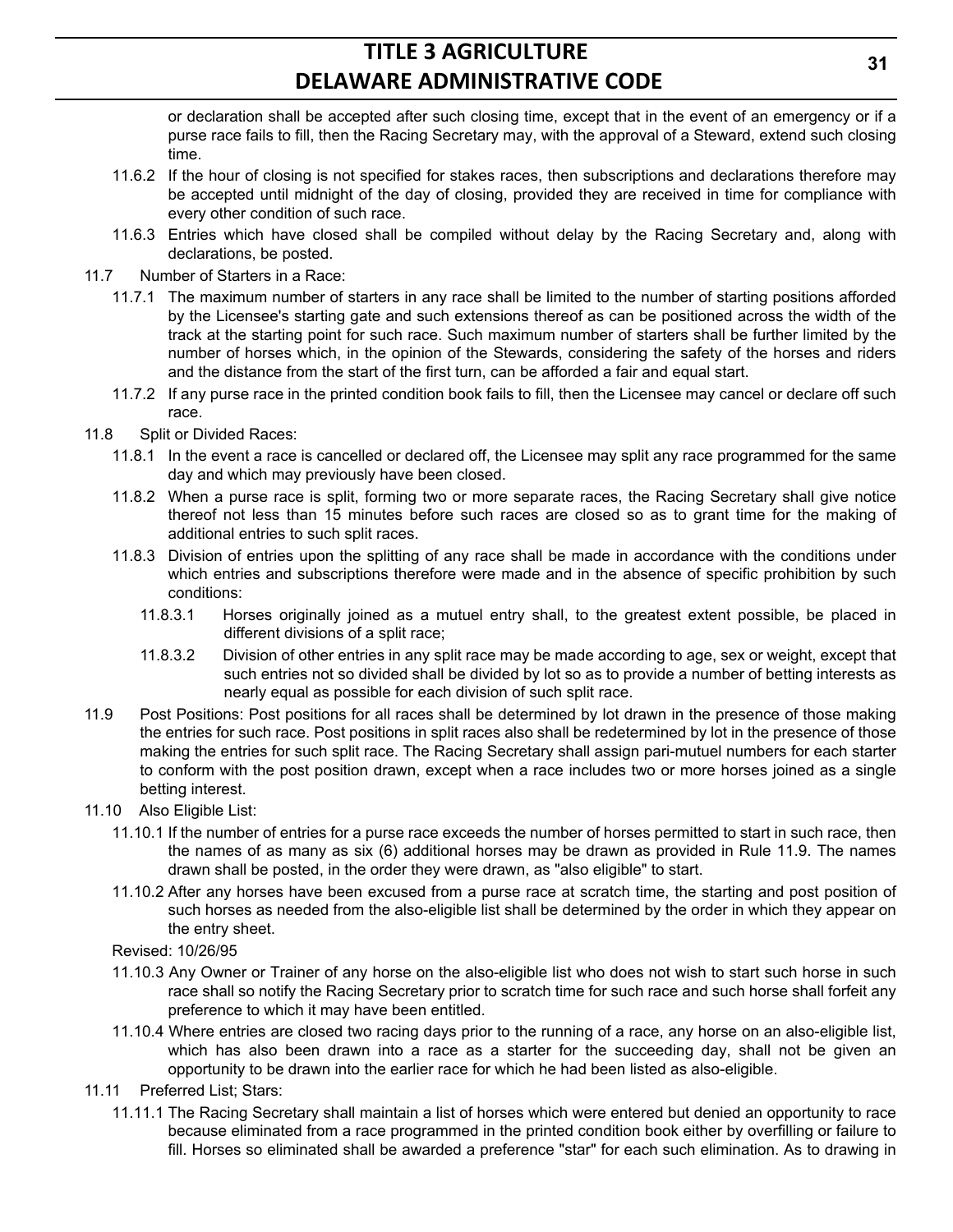or declaration shall be accepted after such closing time, except that in the event of an emergency or if a purse race fails to fill, then the Racing Secretary may, with the approval of a Steward, extend such closing time.

11.6.2 If the hour of closing is not specified for stakes races, then subscriptions and declarations therefore may be accepted until midnight of the day of closing, provided they are received in time for compliance with every other condition of such race.

11.6.3 Entries which have closed shall be compiled without delay by the Racing Secretary and, along with declarations, be posted.

11.7 Number of Starters in a Race:

11.7.1 The maximum number of starters in any race shall be limited to the number of starting positions afforded by the Licensee's starting gate and such extensions thereof as can be positioned across the width of the track at the starting point for such race. Such maximum number of starters shall be further limited by the number of horses which, in the opinion of the Stewards, considering the safety of the horses and riders and the distance from the start of the first turn, can be afforded a fair and equal start.

11.7.2 If any purse race in the printed condition book fails to fill, then the Licensee may cancel or declare off such race.

11.8 Split or Divided Races:

11.8.1 In the event a race is cancelled or declared off, the Licensee may split any race programmed for the same day and which may previously have been closed.

11.8.2 When a purse race is split, forming two or more separate races, the Racing Secretary shall give notice thereof not less than 15 minutes before such races are closed so as to grant time for the making of additional entries to such split races.

11.8.3 Division of entries upon the splitting of any race shall be made in accordance with the conditions under which entries and subscriptions therefore were made and in the absence of specific prohibition by such conditions:

11.8.3.1 Horses originally joined as a mutuel entry shall, to the greatest extent possible, be placed in different divisions of a split race;

11.8.3.2 Division of other entries in any split race may be made according to age, sex or weight, except that such entries not so divided shall be divided by lot so as to provide a number of betting interests as nearly equal as possible for each division of such split race.

11.9 Post Positions: Post positions for all races shall be determined by lot drawn in the presence of those making the entries for such race. Post positions in split races also shall be redetermined by lot in the presence of those making the entries for such split race. The Racing Secretary shall assign pari-mutuel numbers for each starter to conform with the post position drawn, except when a race includes two or more horses joined as a single betting interest.

11.10 Also Eligible List:

11.10.1 If the number of entries for a purse race exceeds the number of horses permitted to start in such race, then the names of as many as six (6) additional horses may be drawn as provided in Rule 11.9. The names drawn shall be posted, in the order they were drawn, as "also eligible" to start.

11.10.2 After any horses have been excused from a purse race at scratch time, the starting and post position of such horses as needed from the also-eligible list shall be determined by the order in which they appear on the entry sheet.

Revised: 10/26/95

11.10.3 Any Owner or Trainer of any horse on the also-eligible list who does not wish to start such horse in such race shall so notify the Racing Secretary prior to scratch time for such race and such horse shall forfeit any preference to which it may have been entitled.

11.10.4 Where entries are closed two racing days prior to the running of a race, any horse on an also-eligible list, which has also been drawn into a race as a starter for the succeeding day, shall not be given an opportunity to be drawn into the earlier race for which he had been listed as also-eligible.

11.11 Preferred List; Stars:

11.11.1 The Racing Secretary shall maintain a list of horses which were entered but denied an opportunity to race because eliminated from a race programmed in the printed condition book either by overfilling or failure to fill. Horses so eliminated shall be awarded a preference "star" for each such elimination. As to drawing in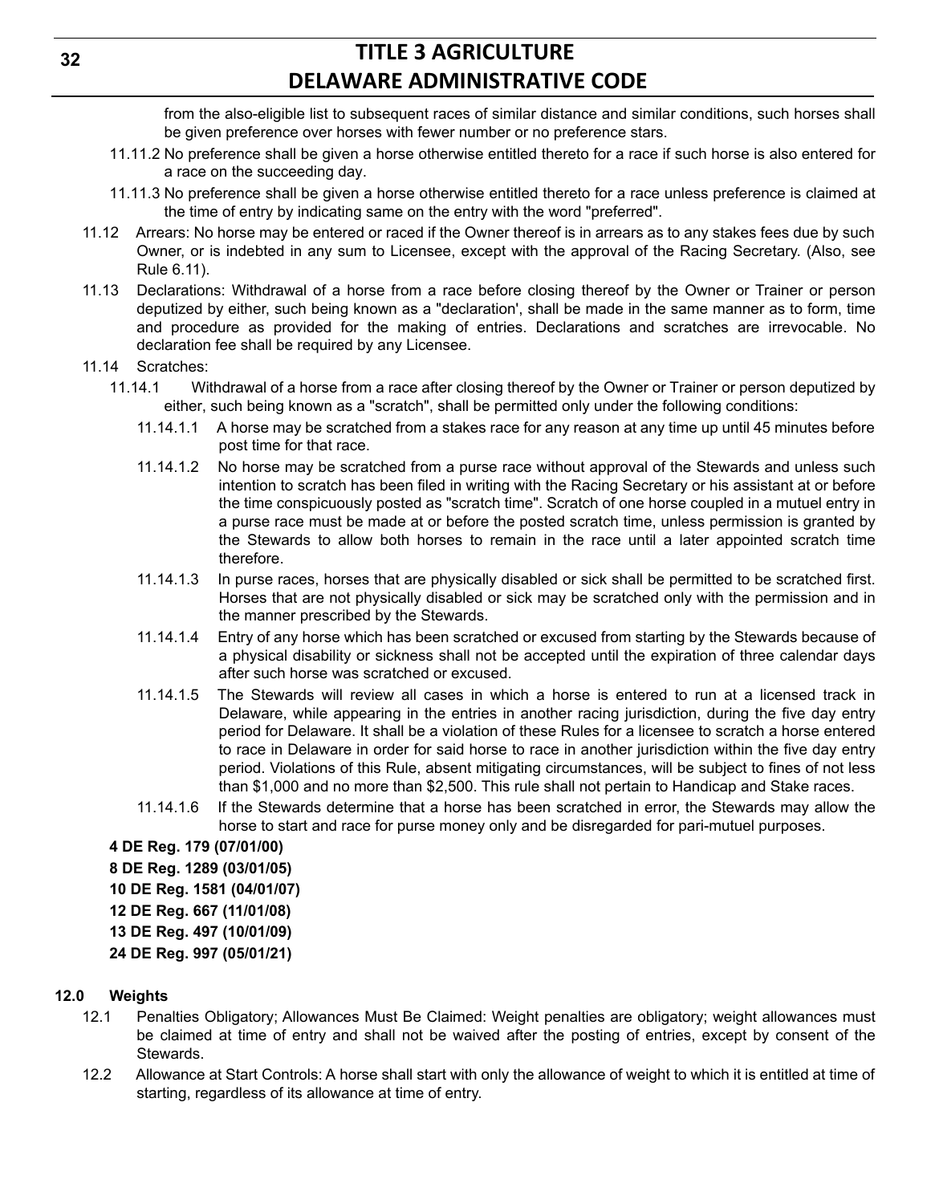from the also-eligible list to subsequent races of similar distance and similar conditions, such horses shall be given preference over horses with fewer number or no preference stars.

11.11.2 No preference shall be given a horse otherwise entitled thereto for a race if such horse is also entered for a race on the succeeding day.

11.11.3 No preference shall be given a horse otherwise entitled thereto for a race unless preference is claimed at the time of entry by indicating same on the entry with the word "preferred".

11.12 Arrears: No horse may be entered or raced if the Owner thereof is in arrears as to any stakes fees due by such Owner, or is indebted in any sum to Licensee, except with the approval of the Racing Secretary. (Also, see Rule 6.11).

11.13 Declarations: Withdrawal of a horse from a race before closing thereof by the Owner or Trainer or person deputized by either, such being known as a "declaration', shall be made in the same manner as to form, time and procedure as provided for the making of entries. Declarations and scratches are irrevocable. No declaration fee shall be required by any Licensee.

11.14 Scratches:

11.14.1 Withdrawal of a horse from a race after closing thereof by the Owner or Trainer or person deputized by either, such being known as a "scratch", shall be permitted only under the following conditions:

11.14.1.1 A horse may be scratched from a stakes race for any reason at any time up until 45 minutes before post time for that race.

11.14.1.2 No horse may be scratched from a purse race without approval of the Stewards and unless such intention to scratch has been filed in writing with the Racing Secretary or his assistant at or before the time conspicuously posted as "scratch time". Scratch of one horse coupled in a mutuel entry in a purse race must be made at or before the posted scratch time, unless permission is granted by the Stewards to allow both horses to remain in the race until a later appointed scratch time therefore.

11.14.1.3 In purse races, horses that are physically disabled or sick shall be permitted to be scratched first. Horses that are not physically disabled or sick may be scratched only with the permission and in the manner prescribed by the Stewards.

11.14.1.4 Entry of any horse which has been scratched or excused from starting by the Stewards because of a physical disability or sickness shall not be accepted until the expiration of three calendar days after such horse was scratched or excused.

11.14.1.5 The Stewards will review all cases in which a horse is entered to run at a licensed track in Delaware, while appearing in the entries in another racing jurisdiction, during the five day entry period for Delaware. It shall be a violation of these Rules for a licensee to scratch a horse entered to race in Delaware in order for said horse to race in another jurisdiction within the five day entry period. Violations of this Rule, absent mitigating circumstances, will be subject to fines of not less than $1,000 and no more than $2,500. This rule shall not pertain to Handicap and Stake races.

11.14.1.6 If the Stewards determine that a horse has been scratched in error, the Stewards may allow the horse to start and race for purse money only and be disregarded for pari-mutuel purposes.

**4 DE Reg. 179 (07/01/00)**

**8 DE Reg. 1289 (03/01/05)**

**10 DE Reg. 1581 (04/01/07)**

**12 DE Reg. 667 (11/01/08)**

**13 DE Reg. 497 (10/01/09)**

**24 DE Reg. 997 (05/01/21)**

## 12.0 Weights

12.1 Penalties Obligatory; Allowances Must Be Claimed: Weight penalties are obligatory; weight allowances must be claimed at time of entry and shall not be waived after the posting of entries, except by consent of the Stewards.

12.2 Allowance at Start Controls: A horse shall start with only the allowance of weight to which it is entitled at time of starting, regardless of its allowance at time of entry.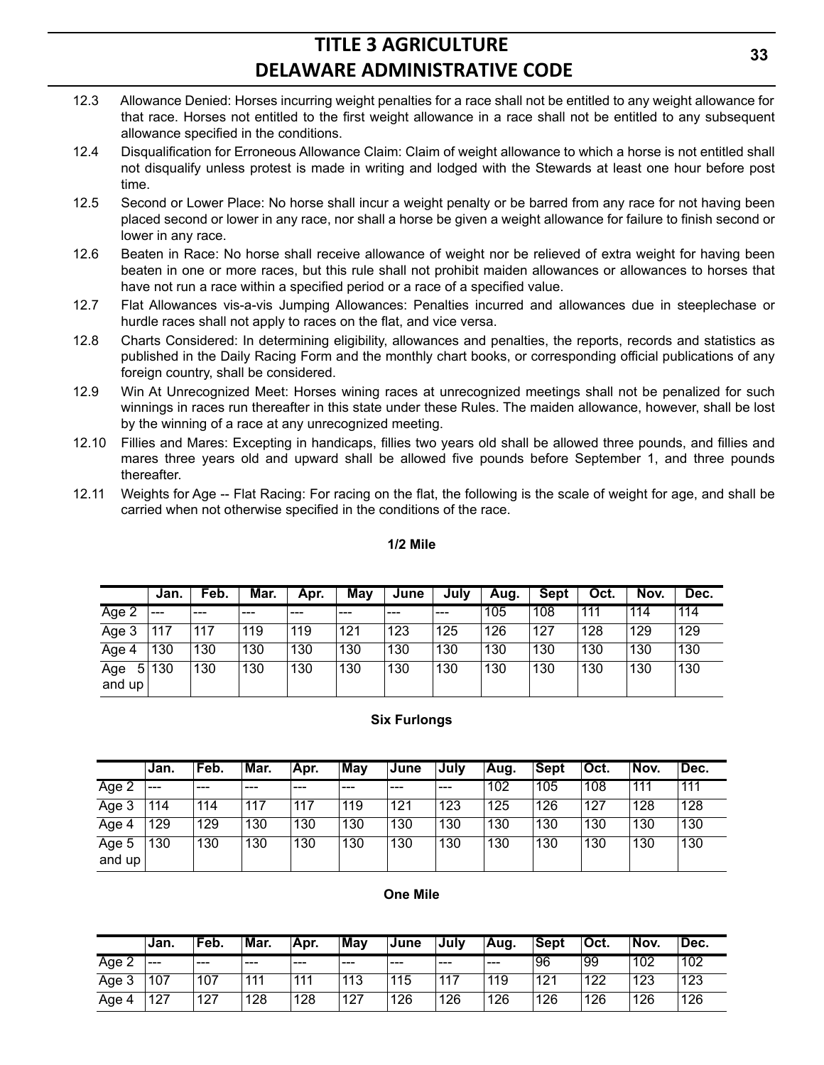12.3 Allowance Denied: Horses incurring weight penalties for a race shall not be entitled to any weight allowance for that race. Horses not entitled to the first weight allowance in a race shall not be entitled to any subsequent allowance specified in the conditions.

12.4 Disqualification for Erroneous Allowance Claim: Claim of weight allowance to which a horse is not entitled shall not disqualify unless protest is made in writing and lodged with the Stewards at least one hour before post time.

12.5 Second or Lower Place: No horse shall incur a weight penalty or be barred from any race for not having been placed second or lower in any race, nor shall a horse be given a weight allowance for failure to finish second or lower in any race.

12.6 Beaten in Race: No horse shall receive allowance of weight nor be relieved of extra weight for having been beaten in one or more races, but this rule shall not prohibit maiden allowances or allowances to horses that have not run a race within a specified period or a race of a specified value.

12.7 Flat Allowances vis-a-vis Jumping Allowances: Penalties incurred and allowances due in steeplechase or hurdle races shall not apply to races on the flat, and vice versa.

12.8 Charts Considered: In determining eligibility, allowances and penalties, the reports, records and statistics as published in the Daily Racing Form and the monthly chart books, or corresponding official publications of any foreign country, shall be considered.

12.9 Win At Unrecognized Meet: Horses wining races at unrecognized meetings shall not be penalized for such winnings in races run thereafter in this state under these Rules. The maiden allowance, however, shall be lost by the winning of a race at any unrecognized meeting.

12.10 Fillies and Mares: Excepting in handicaps, fillies two years old shall be allowed three pounds, and fillies and mares three years old and upward shall be allowed five pounds before September 1, and three pounds thereafter.

12.11 Weights for Age -- Flat Racing: For racing on the flat, the following is the scale of weight for age, and shall be carried when not otherwise specified in the conditions of the race.

**1/2 Mile**

| | Jan. | Feb. | Mar. | Apr. | May | June | July | Aug. | Sept | Oct. | Nov. | Dec. |
|---|---|---|---|---|---|---|---|---|---|---|---|---|
| Age 2 | --- | --- | --- | --- | --- | --- | --- | 105 | 108 | 111 | 114 | 114 |
| Age 3 | 117 | 117 | 119 | 119 | 121 | 123 | 125 | 126 | 127 | 128 | 129 | 129 |
| Age 4 | 130 | 130 | 130 | 130 | 130 | 130 | 130 | 130 | 130 | 130 | 130 | 130 |
| Age 5 and up | 130 | 130 | 130 | 130 | 130 | 130 | 130 | 130 | 130 | 130 | 130 | 130 |

**Six Furlongs**

| | Jan. | Feb. | Mar. | Apr. | May | June | July | Aug. | Sept | Oct. | Nov. | Dec. |
|---|---|---|---|---|---|---|---|---|---|---|---|---|
| Age 2 | --- | --- | --- | --- | --- | --- | --- | 102 | 105 | 108 | 111 | 111 |
| Age 3 | 114 | 114 | 117 | 117 | 119 | 121 | 123 | 125 | 126 | 127 | 128 | 128 |
| Age 4 | 129 | 129 | 130 | 130 | 130 | 130 | 130 | 130 | 130 | 130 | 130 | 130 |
| Age 5 and up | 130 | 130 | 130 | 130 | 130 | 130 | 130 | 130 | 130 | 130 | 130 | 130 |

**One Mile**

| | Jan. | Feb. | Mar. | Apr. | May | June | July | Aug. | Sept | Oct. | Nov. | Dec. |
|---|---|---|---|---|---|---|---|---|---|---|---|---|
| Age 2 | --- | --- | --- | --- | --- | --- | --- | --- | 96 | 99 | 102 | 102 |
| Age 3 | 107 | 107 | 111 | 111 | 113 | 115 | 117 | 119 | 121 | 122 | 123 | 123 |
| Age 4 | 127 | 127 | 128 | 128 | 127 | 126 | 126 | 126 | 126 | 126 | 126 | 126 |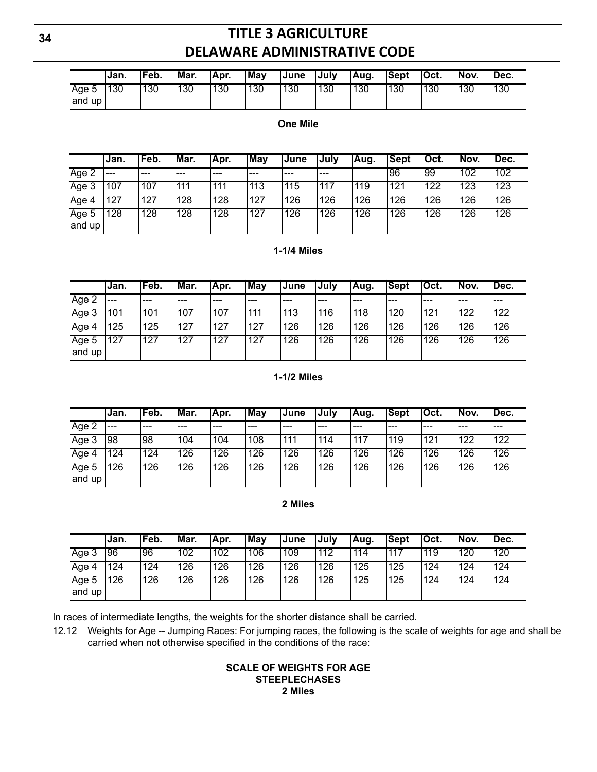| | Jan. | Feb. | Mar. | Apr. | May | June | July | Aug. | Sept | Oct. | Nov. | Dec. |
|---|---|---|---|---|---|---|---|---|---|---|---|---|
| Age 5 and up | 130 | 130 | 130 | 130 | 130 | 130 | 130 | 130 | 130 | 130 | 130 | 130 |

**One Mile**

| | Jan. | Feb. | Mar. | Apr. | May | June | July | Aug. | Sept | Oct. | Nov. | Dec. |
|---|---|---|---|---|---|---|---|---|---|---|---|---|
| Age 2 | --- | --- | --- | --- | --- | --- | --- | | 96 | 99 | 102 | 102 |
| Age 3 | 107 | 107 | 111 | 111 | 113 | 115 | 117 | 119 | 121 | 122 | 123 | 123 |
| Age 4 | 127 | 127 | 128 | 128 | 127 | 126 | 126 | 126 | 126 | 126 | 126 | 126 |
| Age 5 and up | 128 | 128 | 128 | 128 | 127 | 126 | 126 | 126 | 126 | 126 | 126 | 126 |

**1-1/4 Miles**

| | Jan. | Feb. | Mar. | Apr. | May | June | July | Aug. | Sept | Oct. | Nov. | Dec. |
|---|---|---|---|---|---|---|---|---|---|---|---|---|
| Age 2 | --- | --- | --- | --- | --- | --- | --- | --- | --- | --- | --- | --- |
| Age 3 | 101 | 101 | 107 | 107 | 111 | 113 | 116 | 118 | 120 | 121 | 122 | 122 |
| Age 4 | 125 | 125 | 127 | 127 | 127 | 126 | 126 | 126 | 126 | 126 | 126 | 126 |
| Age 5 and up | 127 | 127 | 127 | 127 | 127 | 126 | 126 | 126 | 126 | 126 | 126 | 126 |

**1-1/2 Miles**

| | Jan. | Feb. | Mar. | Apr. | May | June | July | Aug. | Sept | Oct. | Nov. | Dec. |
|---|---|---|---|---|---|---|---|---|---|---|---|---|
| Age 2 | --- | --- | --- | --- | --- | --- | --- | --- | --- | --- | --- | --- |
| Age 3 | 98 | 98 | 104 | 104 | 108 | 111 | 114 | 117 | 119 | 121 | 122 | 122 |
| Age 4 | 124 | 124 | 126 | 126 | 126 | 126 | 126 | 126 | 126 | 126 | 126 | 126 |
| Age 5 and up | 126 | 126 | 126 | 126 | 126 | 126 | 126 | 126 | 126 | 126 | 126 | 126 |

**2 Miles**

| | Jan. | Feb. | Mar. | Apr. | May | June | July | Aug. | Sept | Oct. | Nov. | Dec. |
|---|---|---|---|---|---|---|---|---|---|---|---|---|
| Age 3 | 96 | 96 | 102 | 102 | 106 | 109 | 112 | 114 | 117 | 119 | 120 | 120 |
| Age 4 | 124 | 124 | 126 | 126 | 126 | 126 | 126 | 125 | 125 | 124 | 124 | 124 |
| Age 5 and up | 126 | 126 | 126 | 126 | 126 | 126 | 126 | 125 | 125 | 124 | 124 | 124 |

In races of intermediate lengths, the weights for the shorter distance shall be carried.

12.12 Weights for Age -- Jumping Races: For jumping races, the following is the scale of weights for age and shall be carried when not otherwise specified in the conditions of the race:

**SCALE OF WEIGHTS FOR AGE**
**STEEPLECHASES**
**2 Miles**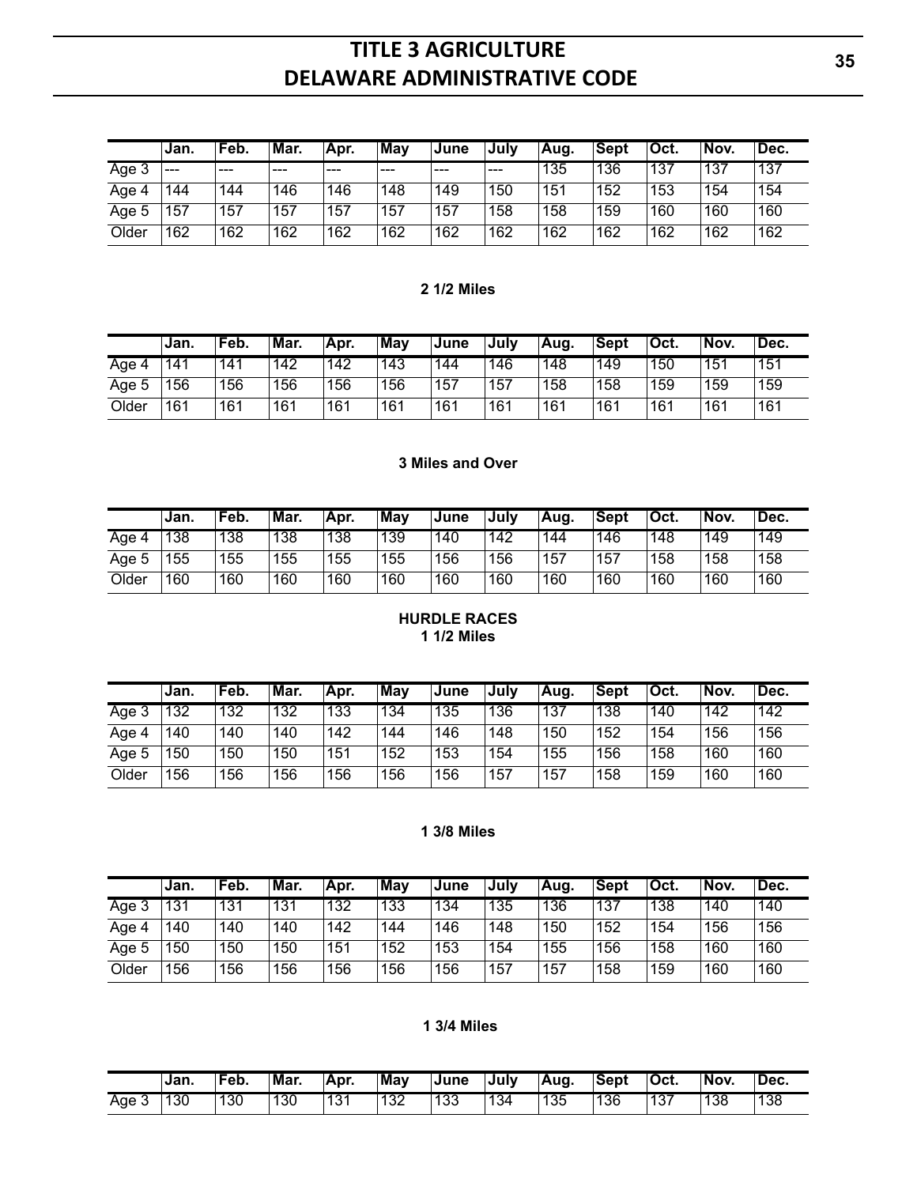| | Jan. | Feb. | Mar. | Apr. | May | June | July | Aug. | Sept | Oct. | Nov. | Dec. |
|---|---|---|---|---|---|---|---|---|---|---|---|---|
| Age 3 | --- | --- | --- | --- | --- | --- | --- | 135 | 136 | 137 | 137 | 137 |
| Age 4 | 144 | 144 | 146 | 146 | 148 | 149 | 150 | 151 | 152 | 153 | 154 | 154 |
| Age 5 | 157 | 157 | 157 | 157 | 157 | 157 | 158 | 158 | 159 | 160 | 160 | 160 |
| Older | 162 | 162 | 162 | 162 | 162 | 162 | 162 | 162 | 162 | 162 | 162 | 162 |

**2 1/2 Miles**

| | Jan. | Feb. | Mar. | Apr. | May | June | July | Aug. | Sept | Oct. | Nov. | Dec. |
|---|---|---|---|---|---|---|---|---|---|---|---|---|
| Age 4 | 141 | 141 | 142 | 142 | 143 | 144 | 146 | 148 | 149 | 150 | 151 | 151 |
| Age 5 | 156 | 156 | 156 | 156 | 156 | 157 | 157 | 158 | 158 | 159 | 159 | 159 |
| Older | 161 | 161 | 161 | 161 | 161 | 161 | 161 | 161 | 161 | 161 | 161 | 161 |

**3 Miles and Over**

| | Jan. | Feb. | Mar. | Apr. | May | June | July | Aug. | Sept | Oct. | Nov. | Dec. |
|---|---|---|---|---|---|---|---|---|---|---|---|---|
| Age 4 | 138 | 138 | 138 | 138 | 139 | 140 | 142 | 144 | 146 | 148 | 149 | 149 |
| Age 5 | 155 | 155 | 155 | 155 | 155 | 156 | 156 | 157 | 157 | 158 | 158 | 158 |
| Older | 160 | 160 | 160 | 160 | 160 | 160 | 160 | 160 | 160 | 160 | 160 | 160 |

**HURDLE RACES**

**1 1/2 Miles**

| | Jan. | Feb. | Mar. | Apr. | May | June | July | Aug. | Sept | Oct. | Nov. | Dec. |
|---|---|---|---|---|---|---|---|---|---|---|---|---|
| Age 3 | 132 | 132 | 132 | 133 | 134 | 135 | 136 | 137 | 138 | 140 | 142 | 142 |
| Age 4 | 140 | 140 | 140 | 142 | 144 | 146 | 148 | 150 | 152 | 154 | 156 | 156 |
| Age 5 | 150 | 150 | 150 | 151 | 152 | 153 | 154 | 155 | 156 | 158 | 160 | 160 |
| Older | 156 | 156 | 156 | 156 | 156 | 156 | 157 | 157 | 158 | 159 | 160 | 160 |

**1 3/8 Miles**

| | Jan. | Feb. | Mar. | Apr. | May | June | July | Aug. | Sept | Oct. | Nov. | Dec. |
|---|---|---|---|---|---|---|---|---|---|---|---|---|
| Age 3 | 131 | 131 | 131 | 132 | 133 | 134 | 135 | 136 | 137 | 138 | 140 | 140 |
| Age 4 | 140 | 140 | 140 | 142 | 144 | 146 | 148 | 150 | 152 | 154 | 156 | 156 |
| Age 5 | 150 | 150 | 150 | 151 | 152 | 153 | 154 | 155 | 156 | 158 | 160 | 160 |
| Older | 156 | 156 | 156 | 156 | 156 | 156 | 157 | 157 | 158 | 159 | 160 | 160 |

**1 3/4 Miles**

| | Jan. | Feb. | Mar. | Apr. | May | June | July | Aug. | Sept | Oct. | Nov. | Dec. |
|---|---|---|---|---|---|---|---|---|---|---|---|---|
| Age 3 | 130 | 130 | 130 | 131 | 132 | 133 | 134 | 135 | 136 | 137 | 138 | 138 |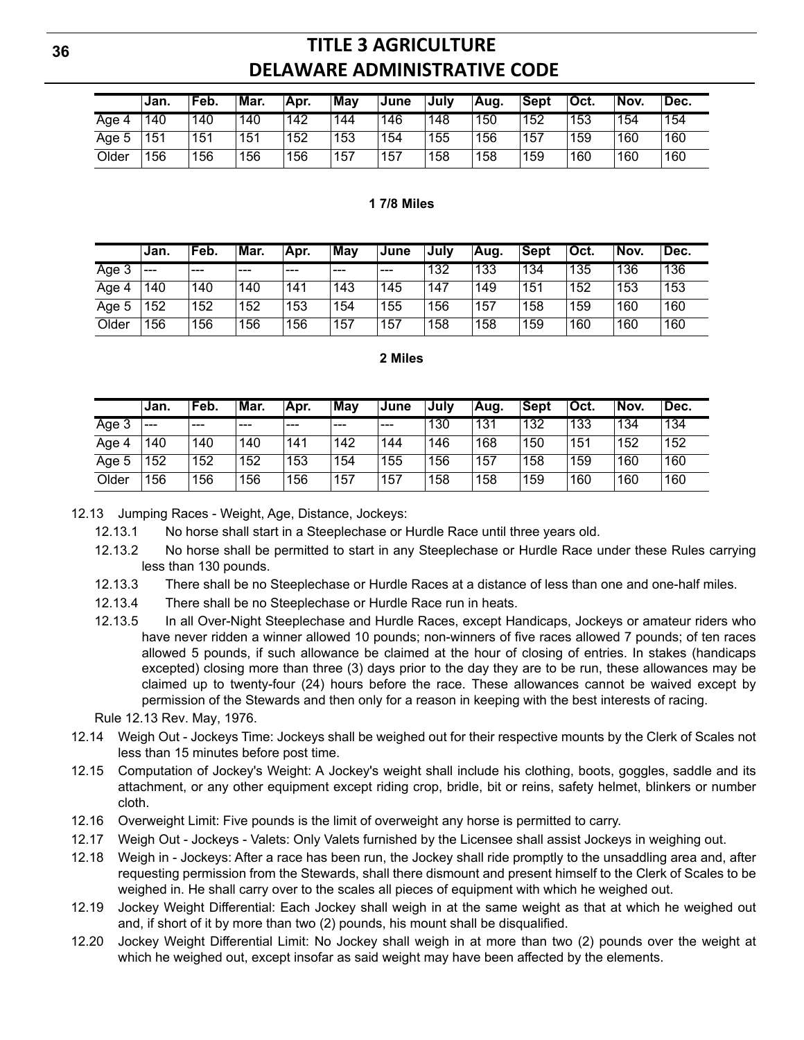| | Jan. | Feb. | Mar. | Apr. | May | June | July | Aug. | Sept | Oct. | Nov. | Dec. |
|---|---|---|---|---|---|---|---|---|---|---|---|---|
| Age 4 | 140 | 140 | 140 | 142 | 144 | 146 | 148 | 150 | 152 | 153 | 154 | 154 |
| Age 5 | 151 | 151 | 151 | 152 | 153 | 154 | 155 | 156 | 157 | 159 | 160 | 160 |
| Older | 156 | 156 | 156 | 156 | 157 | 157 | 158 | 158 | 159 | 160 | 160 | 160 |

**1 7/8 Miles**

| | Jan. | Feb. | Mar. | Apr. | May | June | July | Aug. | Sept | Oct. | Nov. | Dec. |
|---|---|---|---|---|---|---|---|---|---|---|---|---|
| Age 3 | --- | --- | --- | --- | --- | --- | 132 | 133 | 134 | 135 | 136 | 136 |
| Age 4 | 140 | 140 | 140 | 141 | 143 | 145 | 147 | 149 | 151 | 152 | 153 | 153 |
| Age 5 | 152 | 152 | 152 | 153 | 154 | 155 | 156 | 157 | 158 | 159 | 160 | 160 |
| Older | 156 | 156 | 156 | 156 | 157 | 157 | 158 | 158 | 159 | 160 | 160 | 160 |

**2 Miles**

| | Jan. | Feb. | Mar. | Apr. | May | June | July | Aug. | Sept | Oct. | Nov. | Dec. |
|---|---|---|---|---|---|---|---|---|---|---|---|---|
| Age 3 | --- | --- | --- | --- | --- | --- | 130 | 131 | 132 | 133 | 134 | 134 |
| Age 4 | 140 | 140 | 140 | 141 | 142 | 144 | 146 | 168 | 150 | 151 | 152 | 152 |
| Age 5 | 152 | 152 | 152 | 153 | 154 | 155 | 156 | 157 | 158 | 159 | 160 | 160 |
| Older | 156 | 156 | 156 | 156 | 157 | 157 | 158 | 158 | 159 | 160 | 160 | 160 |

12.13 Jumping Races - Weight, Age, Distance, Jockeys:

12.13.1 No horse shall start in a Steeplechase or Hurdle Race until three years old.

12.13.2 No horse shall be permitted to start in any Steeplechase or Hurdle Race under these Rules carrying less than 130 pounds.

12.13.3 There shall be no Steeplechase or Hurdle Races at a distance of less than one and one-half miles.

12.13.4 There shall be no Steeplechase or Hurdle Race run in heats.

12.13.5 In all Over-Night Steeplechase and Hurdle Races, except Handicaps, Jockeys or amateur riders who have never ridden a winner allowed 10 pounds; non-winners of five races allowed 7 pounds; of ten races allowed 5 pounds, if such allowance be claimed at the hour of closing of entries. In stakes (handicaps excepted) closing more than three (3) days prior to the day they are to be run, these allowances may be claimed up to twenty-four (24) hours before the race. These allowances cannot be waived except by permission of the Stewards and then only for a reason in keeping with the best interests of racing.

Rule 12.13 Rev. May, 1976.

12.14 Weigh Out - Jockeys Time: Jockeys shall be weighed out for their respective mounts by the Clerk of Scales not less than 15 minutes before post time.

12.15 Computation of Jockey's Weight: A Jockey's weight shall include his clothing, boots, goggles, saddle and its attachment, or any other equipment except riding crop, bridle, bit or reins, safety helmet, blinkers or number cloth.

12.16 Overweight Limit: Five pounds is the limit of overweight any horse is permitted to carry.

12.17 Weigh Out - Jockeys - Valets: Only Valets furnished by the Licensee shall assist Jockeys in weighing out.

12.18 Weigh in - Jockeys: After a race has been run, the Jockey shall ride promptly to the unsaddling area and, after requesting permission from the Stewards, shall there dismount and present himself to the Clerk of Scales to be weighed in. He shall carry over to the scales all pieces of equipment with which he weighed out.

12.19 Jockey Weight Differential: Each Jockey shall weigh in at the same weight as that at which he weighed out and, if short of it by more than two (2) pounds, his mount shall be disqualified.

12.20 Jockey Weight Differential Limit: No Jockey shall weigh in at more than two (2) pounds over the weight at which he weighed out, except insofar as said weight may have been affected by the elements.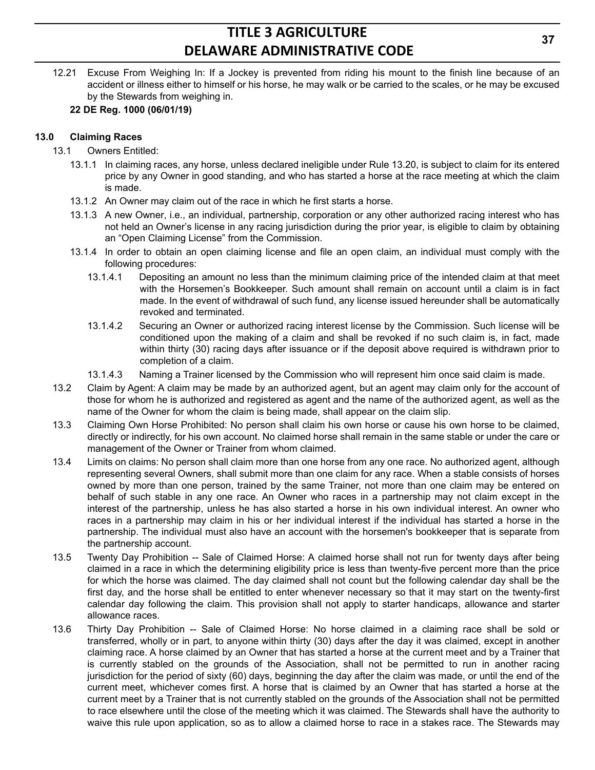12.21 Excuse From Weighing In: If a Jockey is prevented from riding his mount to the finish line because of an accident or illness either to himself or his horse, he may walk or be carried to the scales, or he may be excused by the Stewards from weighing in.

**22 DE Reg. 1000 (06/01/19)**

**13.0 Claiming Races**

13.1 Owners Entitled:

13.1.1 In claiming races, any horse, unless declared ineligible under Rule 13.20, is subject to claim for its entered price by any Owner in good standing, and who has started a horse at the race meeting at which the claim is made.

13.1.2 An Owner may claim out of the race in which he first starts a horse.

13.1.3 A new Owner, i.e., an individual, partnership, corporation or any other authorized racing interest who has not held an Owner's license in any racing jurisdiction during the prior year, is eligible to claim by obtaining an "Open Claiming License" from the Commission.

13.1.4 In order to obtain an open claiming license and file an open claim, an individual must comply with the following procedures:

13.1.4.1 Depositing an amount no less than the minimum claiming price of the intended claim at that meet with the Horsemen's Bookkeeper. Such amount shall remain on account until a claim is in fact made. In the event of withdrawal of such fund, any license issued hereunder shall be automatically revoked and terminated.

13.1.4.2 Securing an Owner or authorized racing interest license by the Commission. Such license will be conditioned upon the making of a claim and shall be revoked if no such claim is, in fact, made within thirty (30) racing days after issuance or if the deposit above required is withdrawn prior to completion of a claim.

13.1.4.3 Naming a Trainer licensed by the Commission who will represent him once said claim is made.

13.2 Claim by Agent: A claim may be made by an authorized agent, but an agent may claim only for the account of those for whom he is authorized and registered as agent and the name of the authorized agent, as well as the name of the Owner for whom the claim is being made, shall appear on the claim slip.

13.3 Claiming Own Horse Prohibited: No person shall claim his own horse or cause his own horse to be claimed, directly or indirectly, for his own account. No claimed horse shall remain in the same stable or under the care or management of the Owner or Trainer from whom claimed.

13.4 Limits on claims: No person shall claim more than one horse from any one race. No authorized agent, although representing several Owners, shall submit more than one claim for any race. When a stable consists of horses owned by more than one person, trained by the same Trainer, not more than one claim may be entered on behalf of such stable in any one race. An Owner who races in a partnership may not claim except in the interest of the partnership, unless he has also started a horse in his own individual interest. An owner who races in a partnership may claim in his or her individual interest if the individual has started a horse in the partnership. The individual must also have an account with the horsemen's bookkeeper that is separate from the partnership account.

13.5 Twenty Day Prohibition -- Sale of Claimed Horse: A claimed horse shall not run for twenty days after being claimed in a race in which the determining eligibility price is less than twenty-five percent more than the price for which the horse was claimed. The day claimed shall not count but the following calendar day shall be the first day, and the horse shall be entitled to enter whenever necessary so that it may start on the twenty-first calendar day following the claim. This provision shall not apply to starter handicaps, allowance and starter allowance races.

13.6 Thirty Day Prohibition -- Sale of Claimed Horse: No horse claimed in a claiming race shall be sold or transferred, wholly or in part, to anyone within thirty (30) days after the day it was claimed, except in another claiming race. A horse claimed by an Owner that has started a horse at the current meet and by a Trainer that is currently stabled on the grounds of the Association, shall not be permitted to run in another racing jurisdiction for the period of sixty (60) days, beginning the day after the claim was made, or until the end of the current meet, whichever comes first. A horse that is claimed by an Owner that has started a horse at the current meet by a Trainer that is not currently stabled on the grounds of the Association shall not be permitted to race elsewhere until the close of the meeting which it was claimed. The Stewards shall have the authority to waive this rule upon application, so as to allow a claimed horse to race in a stakes race. The Stewards may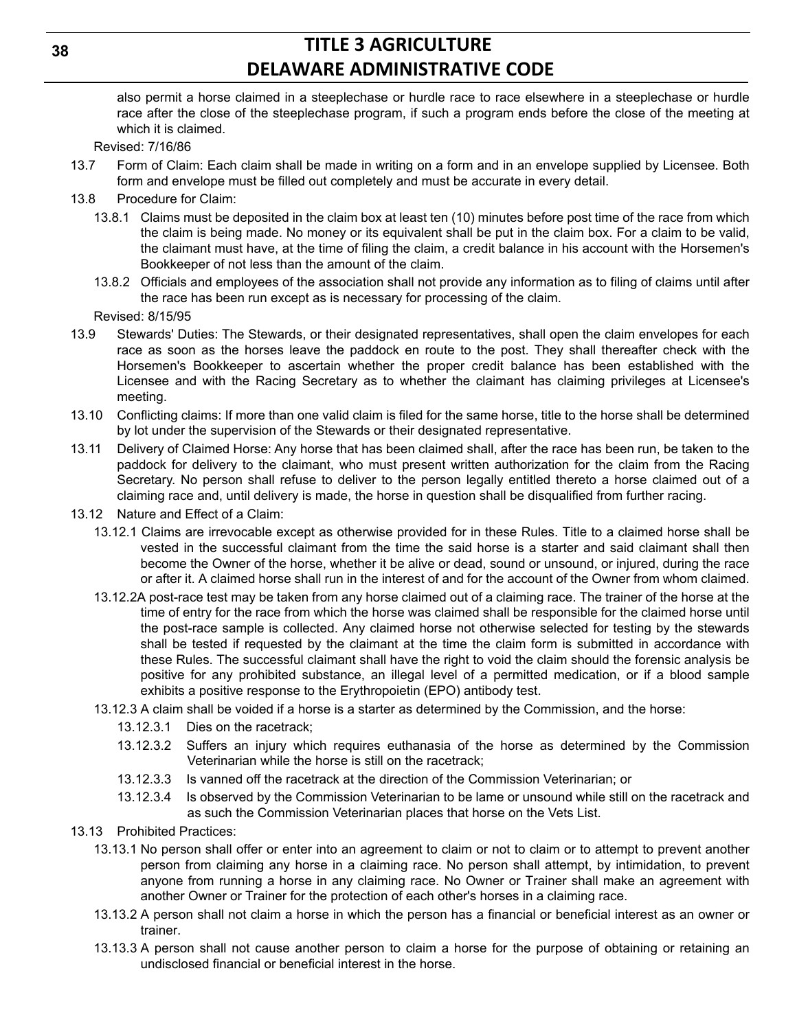also permit a horse claimed in a steeplechase or hurdle race to race elsewhere in a steeplechase or hurdle race after the close of the steeplechase program, if such a program ends before the close of the meeting at which it is claimed.

Revised: 7/16/86

13.7 Form of Claim: Each claim shall be made in writing on a form and in an envelope supplied by Licensee. Both form and envelope must be filled out completely and must be accurate in every detail.

13.8 Procedure for Claim:

13.8.1 Claims must be deposited in the claim box at least ten (10) minutes before post time of the race from which the claim is being made. No money or its equivalent shall be put in the claim box. For a claim to be valid, the claimant must have, at the time of filing the claim, a credit balance in his account with the Horsemen's Bookkeeper of not less than the amount of the claim.

13.8.2 Officials and employees of the association shall not provide any information as to filing of claims until after the race has been run except as is necessary for processing of the claim.

Revised: 8/15/95

13.9 Stewards' Duties: The Stewards, or their designated representatives, shall open the claim envelopes for each race as soon as the horses leave the paddock en route to the post. They shall thereafter check with the Horsemen's Bookkeeper to ascertain whether the proper credit balance has been established with the Licensee and with the Racing Secretary as to whether the claimant has claiming privileges at Licensee's meeting.

13.10 Conflicting claims: If more than one valid claim is filed for the same horse, title to the horse shall be determined by lot under the supervision of the Stewards or their designated representative.

13.11 Delivery of Claimed Horse: Any horse that has been claimed shall, after the race has been run, be taken to the paddock for delivery to the claimant, who must present written authorization for the claim from the Racing Secretary. No person shall refuse to deliver to the person legally entitled thereto a horse claimed out of a claiming race and, until delivery is made, the horse in question shall be disqualified from further racing.

13.12 Nature and Effect of a Claim:

13.12.1 Claims are irrevocable except as otherwise provided for in these Rules. Title to a claimed horse shall be vested in the successful claimant from the time the said horse is a starter and said claimant shall then become the Owner of the horse, whether it be alive or dead, sound or unsound, or injured, during the race or after it. A claimed horse shall run in the interest of and for the account of the Owner from whom claimed.

13.12.2A post-race test may be taken from any horse claimed out of a claiming race. The trainer of the horse at the time of entry for the race from which the horse was claimed shall be responsible for the claimed horse until the post-race sample is collected. Any claimed horse not otherwise selected for testing by the stewards shall be tested if requested by the claimant at the time the claim form is submitted in accordance with these Rules. The successful claimant shall have the right to void the claim should the forensic analysis be positive for any prohibited substance, an illegal level of a permitted medication, or if a blood sample exhibits a positive response to the Erythropoietin (EPO) antibody test.

13.12.3 A claim shall be voided if a horse is a starter as determined by the Commission, and the horse:

13.12.3.1 Dies on the racetrack;

13.12.3.2 Suffers an injury which requires euthanasia of the horse as determined by the Commission Veterinarian while the horse is still on the racetrack;

13.12.3.3 Is vanned off the racetrack at the direction of the Commission Veterinarian; or

13.12.3.4 Is observed by the Commission Veterinarian to be lame or unsound while still on the racetrack and as such the Commission Veterinarian places that horse on the Vets List.

13.13 Prohibited Practices:

13.13.1 No person shall offer or enter into an agreement to claim or not to claim or to attempt to prevent another person from claiming any horse in a claiming race. No person shall attempt, by intimidation, to prevent anyone from running a horse in any claiming race. No Owner or Trainer shall make an agreement with another Owner or Trainer for the protection of each other's horses in a claiming race.

13.13.2 A person shall not claim a horse in which the person has a financial or beneficial interest as an owner or trainer.

13.13.3 A person shall not cause another person to claim a horse for the purpose of obtaining or retaining an undisclosed financial or beneficial interest in the horse.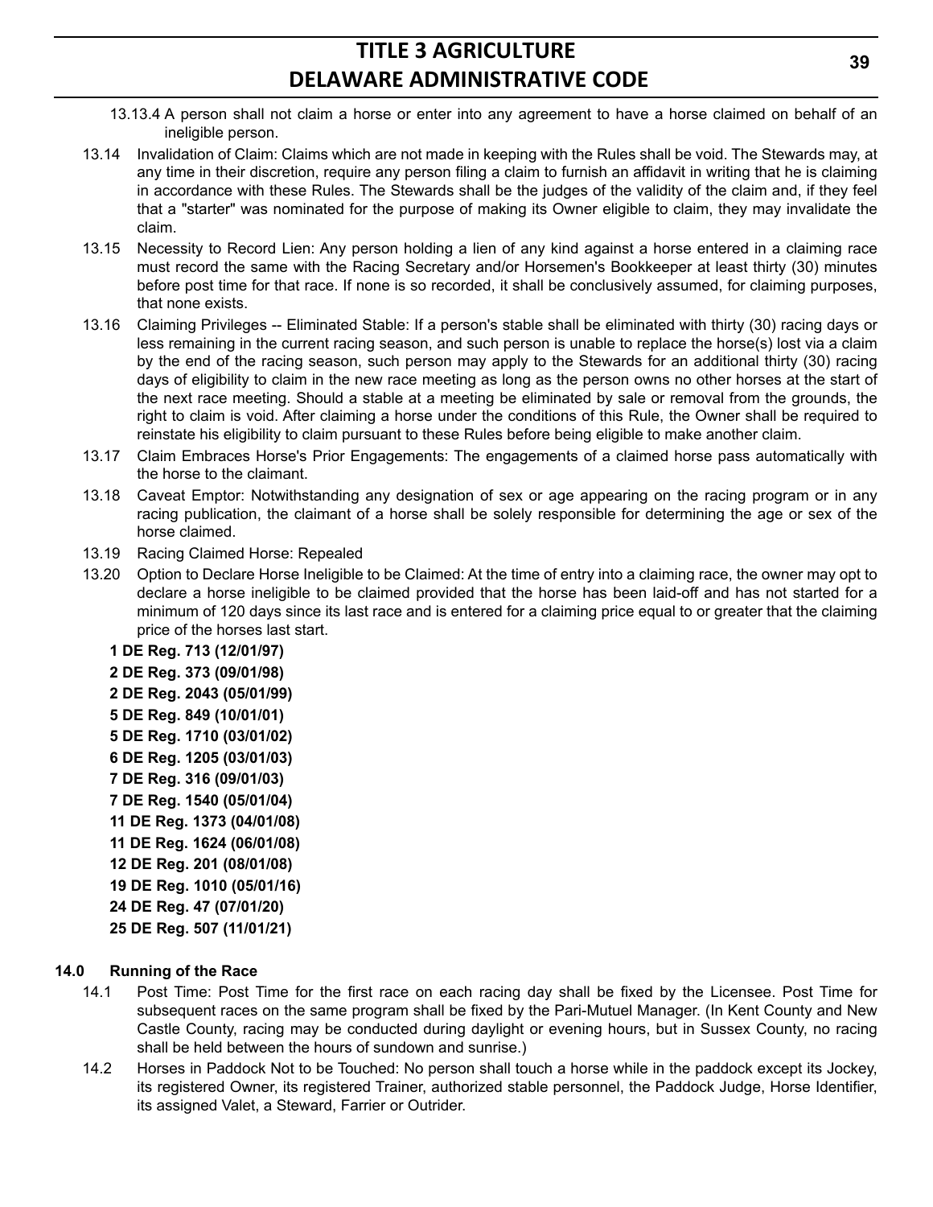13.13.4 A person shall not claim a horse or enter into any agreement to have a horse claimed on behalf of an ineligible person.

13.14 Invalidation of Claim: Claims which are not made in keeping with the Rules shall be void. The Stewards may, at any time in their discretion, require any person filing a claim to furnish an affidavit in writing that he is claiming in accordance with these Rules. The Stewards shall be the judges of the validity of the claim and, if they feel that a "starter" was nominated for the purpose of making its Owner eligible to claim, they may invalidate the claim.

13.15 Necessity to Record Lien: Any person holding a lien of any kind against a horse entered in a claiming race must record the same with the Racing Secretary and/or Horsemen's Bookkeeper at least thirty (30) minutes before post time for that race. If none is so recorded, it shall be conclusively assumed, for claiming purposes, that none exists.

13.16 Claiming Privileges -- Eliminated Stable: If a person's stable shall be eliminated with thirty (30) racing days or less remaining in the current racing season, and such person is unable to replace the horse(s) lost via a claim by the end of the racing season, such person may apply to the Stewards for an additional thirty (30) racing days of eligibility to claim in the new race meeting as long as the person owns no other horses at the start of the next race meeting. Should a stable at a meeting be eliminated by sale or removal from the grounds, the right to claim is void. After claiming a horse under the conditions of this Rule, the Owner shall be required to reinstate his eligibility to claim pursuant to these Rules before being eligible to make another claim.

13.17 Claim Embraces Horse's Prior Engagements: The engagements of a claimed horse pass automatically with the horse to the claimant.

13.18 Caveat Emptor: Notwithstanding any designation of sex or age appearing on the racing program or in any racing publication, the claimant of a horse shall be solely responsible for determining the age or sex of the horse claimed.

13.19 Racing Claimed Horse: Repealed

13.20 Option to Declare Horse Ineligible to be Claimed: At the time of entry into a claiming race, the owner may opt to declare a horse ineligible to be claimed provided that the horse has been laid-off and has not started for a minimum of 120 days since its last race and is entered for a claiming price equal to or greater that the claiming price of the horses last start.

**1 DE Reg. 713 (12/01/97)**

**2 DE Reg. 373 (09/01/98)**

**2 DE Reg. 2043 (05/01/99)**

**5 DE Reg. 849 (10/01/01)**

**5 DE Reg. 1710 (03/01/02)**

**6 DE Reg. 1205 (03/01/03)**

**7 DE Reg. 316 (09/01/03)**

**7 DE Reg. 1540 (05/01/04)**

**11 DE Reg. 1373 (04/01/08)**

**11 DE Reg. 1624 (06/01/08)**

**12 DE Reg. 201 (08/01/08)**

**19 DE Reg. 1010 (05/01/16)**

**24 DE Reg. 47 (07/01/20)**

**25 DE Reg. 507 (11/01/21)**

## 14.0 Running of the Race

14.1 Post Time: Post Time for the first race on each racing day shall be fixed by the Licensee. Post Time for subsequent races on the same program shall be fixed by the Pari-Mutuel Manager. (In Kent County and New Castle County, racing may be conducted during daylight or evening hours, but in Sussex County, no racing shall be held between the hours of sundown and sunrise.)

14.2 Horses in Paddock Not to be Touched: No person shall touch a horse while in the paddock except its Jockey, its registered Owner, its registered Trainer, authorized stable personnel, the Paddock Judge, Horse Identifier, its assigned Valet, a Steward, Farrier or Outrider.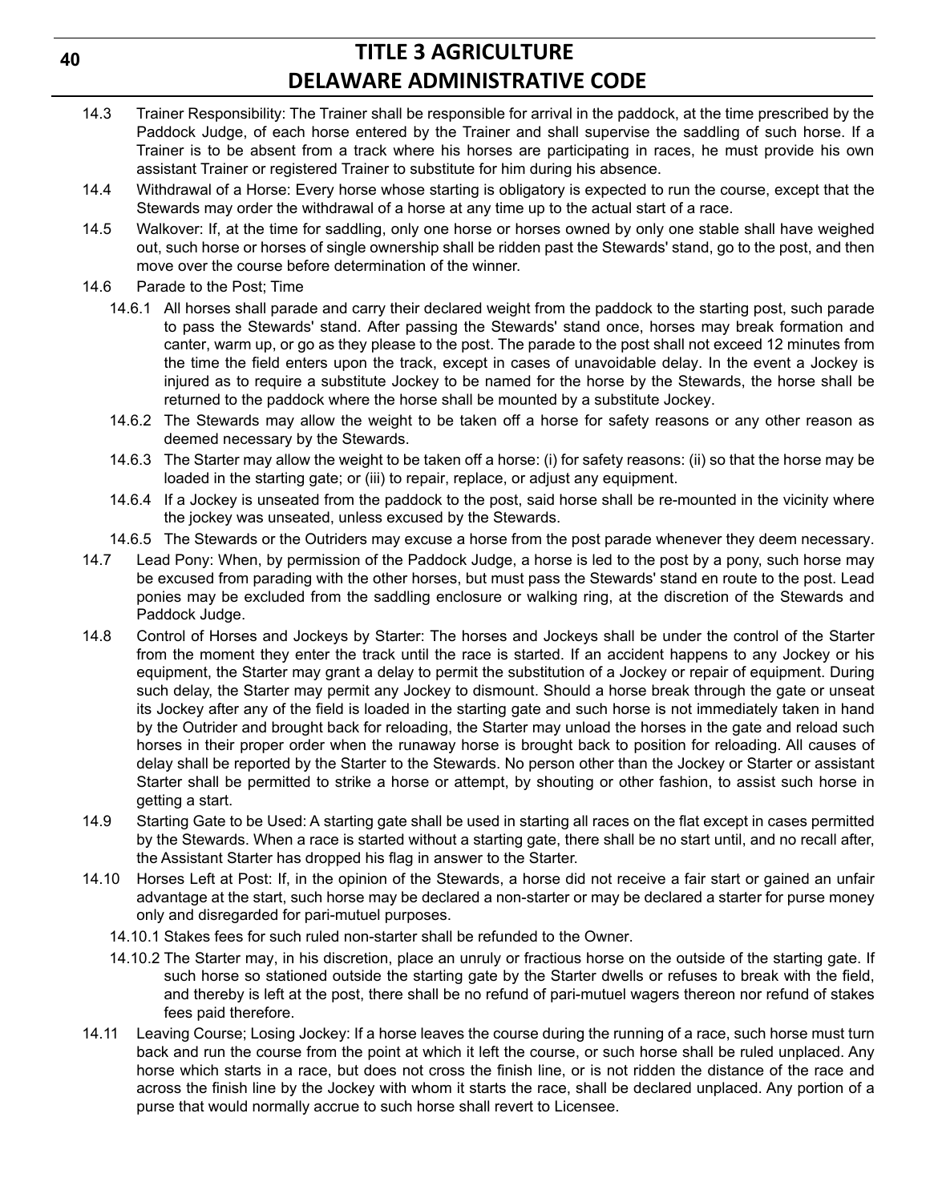14.3 Trainer Responsibility: The Trainer shall be responsible for arrival in the paddock, at the time prescribed by the Paddock Judge, of each horse entered by the Trainer and shall supervise the saddling of such horse. If a Trainer is to be absent from a track where his horses are participating in races, he must provide his own assistant Trainer or registered Trainer to substitute for him during his absence.

14.4 Withdrawal of a Horse: Every horse whose starting is obligatory is expected to run the course, except that the Stewards may order the withdrawal of a horse at any time up to the actual start of a race.

14.5 Walkover: If, at the time for saddling, only one horse or horses owned by only one stable shall have weighed out, such horse or horses of single ownership shall be ridden past the Stewards' stand, go to the post, and then move over the course before determination of the winner.

14.6 Parade to the Post; Time

14.6.1 All horses shall parade and carry their declared weight from the paddock to the starting post, such parade to pass the Stewards' stand. After passing the Stewards' stand once, horses may break formation and canter, warm up, or go as they please to the post. The parade to the post shall not exceed 12 minutes from the time the field enters upon the track, except in cases of unavoidable delay. In the event a Jockey is injured as to require a substitute Jockey to be named for the horse by the Stewards, the horse shall be returned to the paddock where the horse shall be mounted by a substitute Jockey.

14.6.2 The Stewards may allow the weight to be taken off a horse for safety reasons or any other reason as deemed necessary by the Stewards.

14.6.3 The Starter may allow the weight to be taken off a horse: (i) for safety reasons: (ii) so that the horse may be loaded in the starting gate; or (iii) to repair, replace, or adjust any equipment.

14.6.4 If a Jockey is unseated from the paddock to the post, said horse shall be re-mounted in the vicinity where the jockey was unseated, unless excused by the Stewards.

14.6.5 The Stewards or the Outriders may excuse a horse from the post parade whenever they deem necessary.

14.7 Lead Pony: When, by permission of the Paddock Judge, a horse is led to the post by a pony, such horse may be excused from parading with the other horses, but must pass the Stewards' stand en route to the post. Lead ponies may be excluded from the saddling enclosure or walking ring, at the discretion of the Stewards and Paddock Judge.

14.8 Control of Horses and Jockeys by Starter: The horses and Jockeys shall be under the control of the Starter from the moment they enter the track until the race is started. If an accident happens to any Jockey or his equipment, the Starter may grant a delay to permit the substitution of a Jockey or repair of equipment. During such delay, the Starter may permit any Jockey to dismount. Should a horse break through the gate or unseat its Jockey after any of the field is loaded in the starting gate and such horse is not immediately taken in hand by the Outrider and brought back for reloading, the Starter may unload the horses in the gate and reload such horses in their proper order when the runaway horse is brought back to position for reloading. All causes of delay shall be reported by the Starter to the Stewards. No person other than the Jockey or Starter or assistant Starter shall be permitted to strike a horse or attempt, by shouting or other fashion, to assist such horse in getting a start.

14.9 Starting Gate to be Used: A starting gate shall be used in starting all races on the flat except in cases permitted by the Stewards. When a race is started without a starting gate, there shall be no start until, and no recall after, the Assistant Starter has dropped his flag in answer to the Starter.

14.10 Horses Left at Post: If, in the opinion of the Stewards, a horse did not receive a fair start or gained an unfair advantage at the start, such horse may be declared a non-starter or may be declared a starter for purse money only and disregarded for pari-mutuel purposes.

14.10.1 Stakes fees for such ruled non-starter shall be refunded to the Owner.

14.10.2 The Starter may, in his discretion, place an unruly or fractious horse on the outside of the starting gate. If such horse so stationed outside the starting gate by the Starter dwells or refuses to break with the field, and thereby is left at the post, there shall be no refund of pari-mutuel wagers thereon nor refund of stakes fees paid therefore.

14.11 Leaving Course; Losing Jockey: If a horse leaves the course during the running of a race, such horse must turn back and run the course from the point at which it left the course, or such horse shall be ruled unplaced. Any horse which starts in a race, but does not cross the finish line, or is not ridden the distance of the race and across the finish line by the Jockey with whom it starts the race, shall be declared unplaced. Any portion of a purse that would normally accrue to such horse shall revert to Licensee.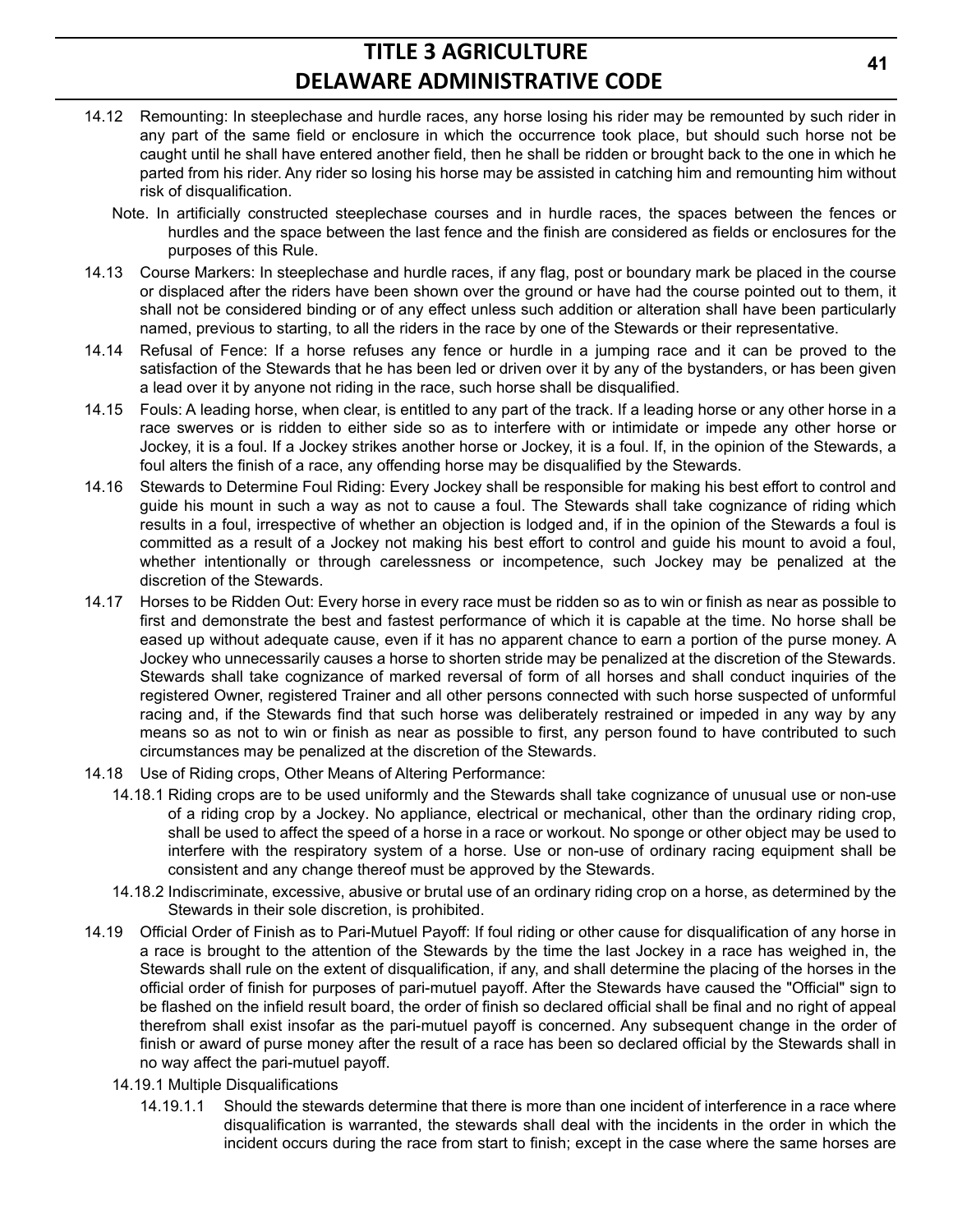14.12 Remounting: In steeplechase and hurdle races, any horse losing his rider may be remounted by such rider in any part of the same field or enclosure in which the occurrence took place, but should such horse not be caught until he shall have entered another field, then he shall be ridden or brought back to the one in which he parted from his rider. Any rider so losing his horse may be assisted in catching him and remounting him without risk of disqualification.

Note. In artificially constructed steeplechase courses and in hurdle races, the spaces between the fences or hurdles and the space between the last fence and the finish are considered as fields or enclosures for the purposes of this Rule.

14.13 Course Markers: In steeplechase and hurdle races, if any flag, post or boundary mark be placed in the course or displaced after the riders have been shown over the ground or have had the course pointed out to them, it shall not be considered binding or of any effect unless such addition or alteration shall have been particularly named, previous to starting, to all the riders in the race by one of the Stewards or their representative.

14.14 Refusal of Fence: If a horse refuses any fence or hurdle in a jumping race and it can be proved to the satisfaction of the Stewards that he has been led or driven over it by any of the bystanders, or has been given a lead over it by anyone not riding in the race, such horse shall be disqualified.

14.15 Fouls: A leading horse, when clear, is entitled to any part of the track. If a leading horse or any other horse in a race swerves or is ridden to either side so as to interfere with or intimidate or impede any other horse or Jockey, it is a foul. If a Jockey strikes another horse or Jockey, it is a foul. If, in the opinion of the Stewards, a foul alters the finish of a race, any offending horse may be disqualified by the Stewards.

14.16 Stewards to Determine Foul Riding: Every Jockey shall be responsible for making his best effort to control and guide his mount in such a way as not to cause a foul. The Stewards shall take cognizance of riding which results in a foul, irrespective of whether an objection is lodged and, if in the opinion of the Stewards a foul is committed as a result of a Jockey not making his best effort to control and guide his mount to avoid a foul, whether intentionally or through carelessness or incompetence, such Jockey may be penalized at the discretion of the Stewards.

14.17 Horses to be Ridden Out: Every horse in every race must be ridden so as to win or finish as near as possible to first and demonstrate the best and fastest performance of which it is capable at the time. No horse shall be eased up without adequate cause, even if it has no apparent chance to earn a portion of the purse money. A Jockey who unnecessarily causes a horse to shorten stride may be penalized at the discretion of the Stewards. Stewards shall take cognizance of marked reversal of form of all horses and shall conduct inquiries of the registered Owner, registered Trainer and all other persons connected with such horse suspected of unformful racing and, if the Stewards find that such horse was deliberately restrained or impeded in any way by any means so as not to win or finish as near as possible to first, any person found to have contributed to such circumstances may be penalized at the discretion of the Stewards.

14.18 Use of Riding crops, Other Means of Altering Performance:

14.18.1 Riding crops are to be used uniformly and the Stewards shall take cognizance of unusual use or non-use of a riding crop by a Jockey. No appliance, electrical or mechanical, other than the ordinary riding crop, shall be used to affect the speed of a horse in a race or workout. No sponge or other object may be used to interfere with the respiratory system of a horse. Use or non-use of ordinary racing equipment shall be consistent and any change thereof must be approved by the Stewards.

14.18.2 Indiscriminate, excessive, abusive or brutal use of an ordinary riding crop on a horse, as determined by the Stewards in their sole discretion, is prohibited.

14.19 Official Order of Finish as to Pari-Mutuel Payoff: If foul riding or other cause for disqualification of any horse in a race is brought to the attention of the Stewards by the time the last Jockey in a race has weighed in, the Stewards shall rule on the extent of disqualification, if any, and shall determine the placing of the horses in the official order of finish for purposes of pari-mutuel payoff. After the Stewards have caused the "Official" sign to be flashed on the infield result board, the order of finish so declared official shall be final and no right of appeal therefrom shall exist insofar as the pari-mutuel payoff is concerned. Any subsequent change in the order of finish or award of purse money after the result of a race has been so declared official by the Stewards shall in no way affect the pari-mutuel payoff.

14.19.1 Multiple Disqualifications

14.19.1.1 Should the stewards determine that there is more than one incident of interference in a race where disqualification is warranted, the stewards shall deal with the incidents in the order in which the incident occurs during the race from start to finish; except in the case where the same horses are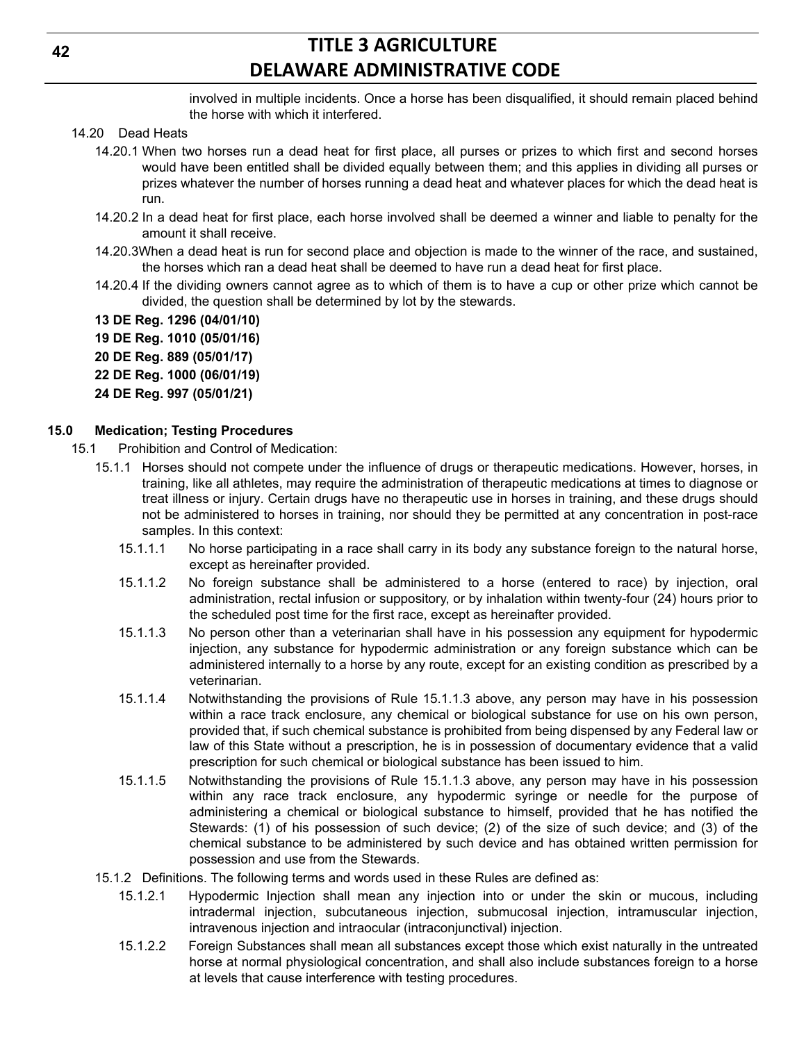involved in multiple incidents. Once a horse has been disqualified, it should remain placed behind the horse with which it interfered.

14.20 Dead Heats

14.20.1 When two horses run a dead heat for first place, all purses or prizes to which first and second horses would have been entitled shall be divided equally between them; and this applies in dividing all purses or prizes whatever the number of horses running a dead heat and whatever places for which the dead heat is run.

14.20.2 In a dead heat for first place, each horse involved shall be deemed a winner and liable to penalty for the amount it shall receive.

14.20.3 When a dead heat is run for second place and objection is made to the winner of the race, and sustained, the horses which ran a dead heat shall be deemed to have run a dead heat for first place.

14.20.4 If the dividing owners cannot agree as to which of them is to have a cup or other prize which cannot be divided, the question shall be determined by lot by the stewards.

**13 DE Reg. 1296 (04/01/10)**

**19 DE Reg. 1010 (05/01/16)**

**20 DE Reg. 889 (05/01/17)**

**22 DE Reg. 1000 (06/01/19)**

**24 DE Reg. 997 (05/01/21)**

## 15.0 Medication; Testing Procedures

15.1 Prohibition and Control of Medication:

15.1.1 Horses should not compete under the influence of drugs or therapeutic medications. However, horses, in training, like all athletes, may require the administration of therapeutic medications at times to diagnose or treat illness or injury. Certain drugs have no therapeutic use in horses in training, and these drugs should not be administered to horses in training, nor should they be permitted at any concentration in post-race samples. In this context:

15.1.1.1 No horse participating in a race shall carry in its body any substance foreign to the natural horse, except as hereinafter provided.

15.1.1.2 No foreign substance shall be administered to a horse (entered to race) by injection, oral administration, rectal infusion or suppository, or by inhalation within twenty-four (24) hours prior to the scheduled post time for the first race, except as hereinafter provided.

15.1.1.3 No person other than a veterinarian shall have in his possession any equipment for hypodermic injection, any substance for hypodermic administration or any foreign substance which can be administered internally to a horse by any route, except for an existing condition as prescribed by a veterinarian.

15.1.1.4 Notwithstanding the provisions of Rule 15.1.1.3 above, any person may have in his possession within a race track enclosure, any chemical or biological substance for use on his own person, provided that, if such chemical substance is prohibited from being dispensed by any Federal law or law of this State without a prescription, he is in possession of documentary evidence that a valid prescription for such chemical or biological substance has been issued to him.

15.1.1.5 Notwithstanding the provisions of Rule 15.1.1.3 above, any person may have in his possession within any race track enclosure, any hypodermic syringe or needle for the purpose of administering a chemical or biological substance to himself, provided that he has notified the Stewards: (1) of his possession of such device; (2) of the size of such device; and (3) of the chemical substance to be administered by such device and has obtained written permission for possession and use from the Stewards.

15.1.2 Definitions. The following terms and words used in these Rules are defined as:

15.1.2.1 Hypodermic Injection shall mean any injection into or under the skin or mucous, including intradermal injection, subcutaneous injection, submucosal injection, intramuscular injection, intravenous injection and intraocular (intraconjunctival) injection.

15.1.2.2 Foreign Substances shall mean all substances except those which exist naturally in the untreated horse at normal physiological concentration, and shall also include substances foreign to a horse at levels that cause interference with testing procedures.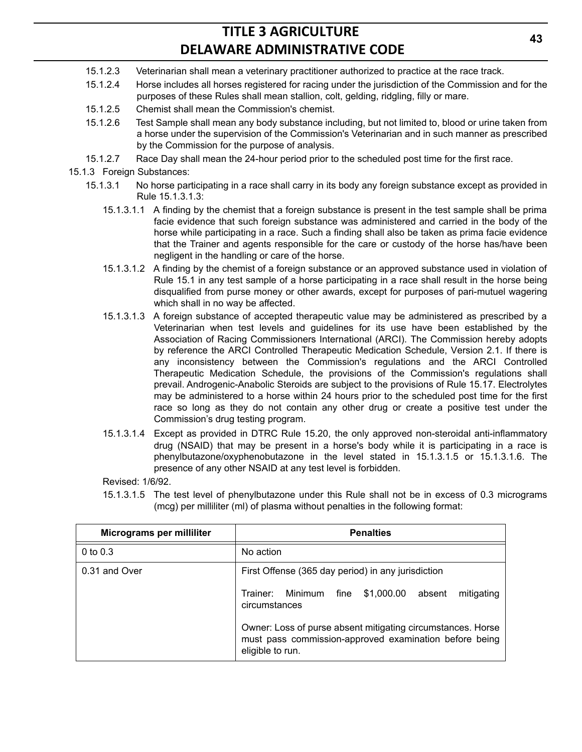15.1.2.3 Veterinarian shall mean a veterinary practitioner authorized to practice at the race track.

15.1.2.4 Horse includes all horses registered for racing under the jurisdiction of the Commission and for the purposes of these Rules shall mean stallion, colt, gelding, ridgling, filly or mare.

15.1.2.5 Chemist shall mean the Commission's chemist.

15.1.2.6 Test Sample shall mean any body substance including, but not limited to, blood or urine taken from a horse under the supervision of the Commission's Veterinarian and in such manner as prescribed by the Commission for the purpose of analysis.

15.1.2.7 Race Day shall mean the 24-hour period prior to the scheduled post time for the first race.

15.1.3 Foreign Substances:

15.1.3.1 No horse participating in a race shall carry in its body any foreign substance except as provided in Rule 15.1.3.1.3:

15.1.3.1.1 A finding by the chemist that a foreign substance is present in the test sample shall be prima facie evidence that such foreign substance was administered and carried in the body of the horse while participating in a race. Such a finding shall also be taken as prima facie evidence that the Trainer and agents responsible for the care or custody of the horse has/have been negligent in the handling or care of the horse.

15.1.3.1.2 A finding by the chemist of a foreign substance or an approved substance used in violation of Rule 15.1 in any test sample of a horse participating in a race shall result in the horse being disqualified from purse money or other awards, except for purposes of pari-mutuel wagering which shall in no way be affected.

15.1.3.1.3 A foreign substance of accepted therapeutic value may be administered as prescribed by a Veterinarian when test levels and guidelines for its use have been established by the Association of Racing Commissioners International (ARCI). The Commission hereby adopts by reference the ARCI Controlled Therapeutic Medication Schedule, Version 2.1. If there is any inconsistency between the Commission's regulations and the ARCI Controlled Therapeutic Medication Schedule, the provisions of the Commission's regulations shall prevail. Androgenic-Anabolic Steroids are subject to the provisions of Rule 15.17. Electrolytes may be administered to a horse within 24 hours prior to the scheduled post time for the first race so long as they do not contain any other drug or create a positive test under the Commission’s drug testing program.

15.1.3.1.4 Except as provided in DTRC Rule 15.20, the only approved non-steroidal anti-inflammatory drug (NSAID) that may be present in a horse's body while it is participating in a race is phenylbutazone/oxyphenobutazone in the level stated in 15.1.3.1.5 or 15.1.3.1.6. The presence of any other NSAID at any test level is forbidden.

Revised: 1/6/92.

15.1.3.1.5 The test level of phenylbutazone under this Rule shall not be in excess of 0.3 micrograms (mcg) per milliliter (ml) of plasma without penalties in the following format:

| Micrograms per milliliter | Penalties |
|---|---|
| 0 to 0.3 | No action |
| 0.31 and Over | First Offense (365 day period) in any jurisdiction<br><br>Trainer: Minimum fine $1,000.00 absent mitigating circumstances<br><br>Owner: Loss of purse absent mitigating circumstances. Horse must pass commission-approved examination before being eligible to run. |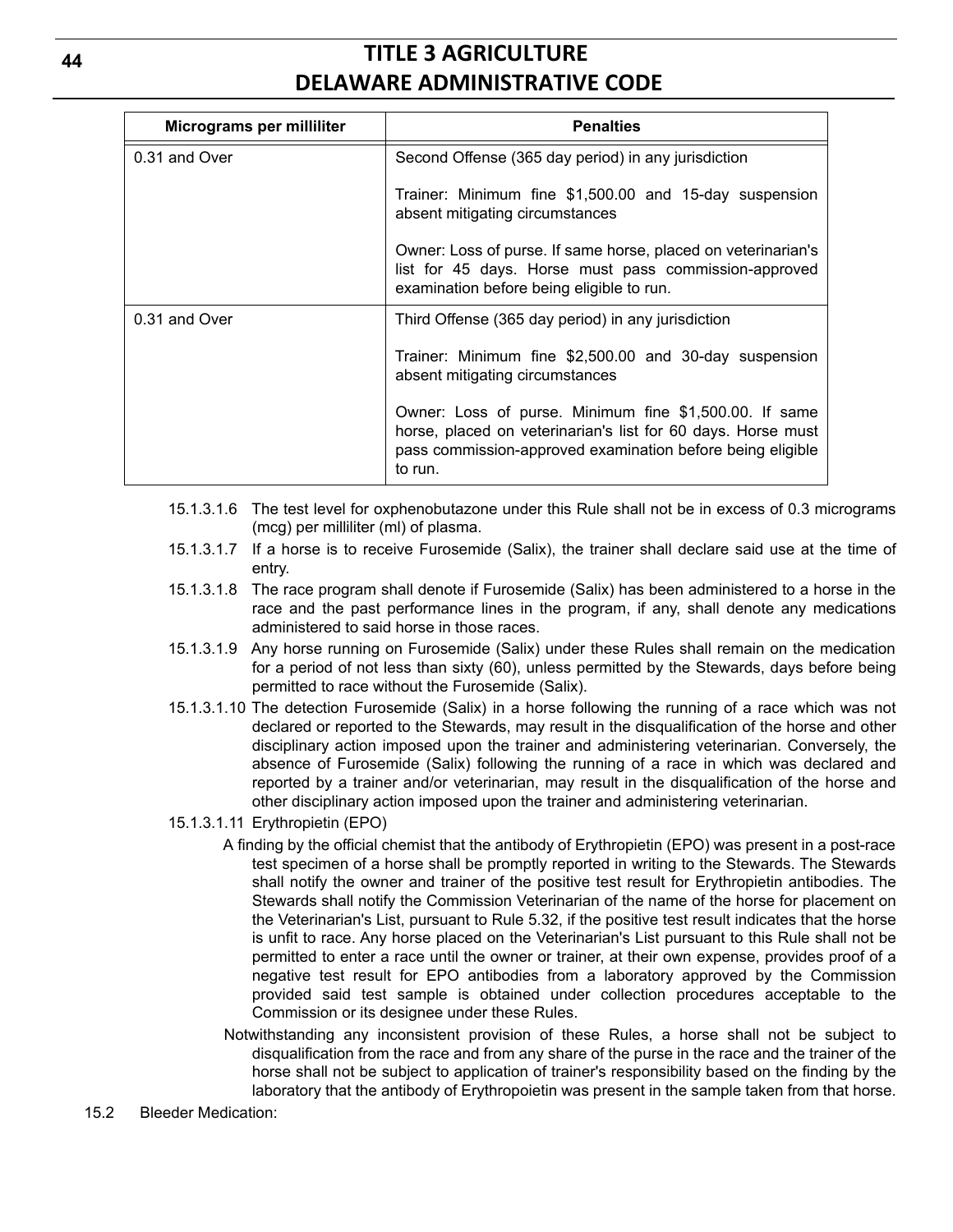| Micrograms per milliliter | Penalties |
|---|---|
| 0.31 and Over | Second Offense (365 day period) in any jurisdiction<br><br>Trainer: Minimum fine $1,500.00 and 15-day suspension absent mitigating circumstances<br><br>Owner: Loss of purse. If same horse, placed on veterinarian's list for 45 days. Horse must pass commission-approved examination before being eligible to run. |
| 0.31 and Over | Third Offense (365 day period) in any jurisdiction<br><br>Trainer: Minimum fine $2,500.00 and 30-day suspension absent mitigating circumstances<br><br>Owner: Loss of purse. Minimum fine $1,500.00. If same horse, placed on veterinarian's list for 60 days. Horse must pass commission-approved examination before being eligible to run. |

15.1.3.1.6 The test level for oxphenobutazone under this Rule shall not be in excess of 0.3 micrograms (mcg) per milliliter (ml) of plasma.

15.1.3.1.7 If a horse is to receive Furosemide (Salix), the trainer shall declare said use at the time of entry.

15.1.3.1.8 The race program shall denote if Furosemide (Salix) has been administered to a horse in the race and the past performance lines in the program, if any, shall denote any medications administered to said horse in those races.

15.1.3.1.9 Any horse running on Furosemide (Salix) under these Rules shall remain on the medication for a period of not less than sixty (60), unless permitted by the Stewards, days before being permitted to race without the Furosemide (Salix).

15.1.3.1.10 The detection Furosemide (Salix) in a horse following the running of a race which was not declared or reported to the Stewards, may result in the disqualification of the horse and other disciplinary action imposed upon the trainer and administering veterinarian. Conversely, the absence of Furosemide (Salix) following the running of a race in which was declared and reported by a trainer and/or veterinarian, may result in the disqualification of the horse and other disciplinary action imposed upon the trainer and administering veterinarian.

15.1.3.1.11 Erythropietin (EPO)

A finding by the official chemist that the antibody of Erythropietin (EPO) was present in a post-race test specimen of a horse shall be promptly reported in writing to the Stewards. The Stewards shall notify the owner and trainer of the positive test result for Erythropietin antibodies. The Stewards shall notify the Commission Veterinarian of the name of the horse for placement on the Veterinarian's List, pursuant to Rule 5.32, if the positive test result indicates that the horse is unfit to race. Any horse placed on the Veterinarian's List pursuant to this Rule shall not be permitted to enter a race until the owner or trainer, at their own expense, provides proof of a negative test result for EPO antibodies from a laboratory approved by the Commission provided said test sample is obtained under collection procedures acceptable to the Commission or its designee under these Rules.

Notwithstanding any inconsistent provision of these Rules, a horse shall not be subject to disqualification from the race and from any share of the purse in the race and the trainer of the horse shall not be subject to application of trainer's responsibility based on the finding by the laboratory that the antibody of Erythropoietin was present in the sample taken from that horse.

15.2 Bleeder Medication: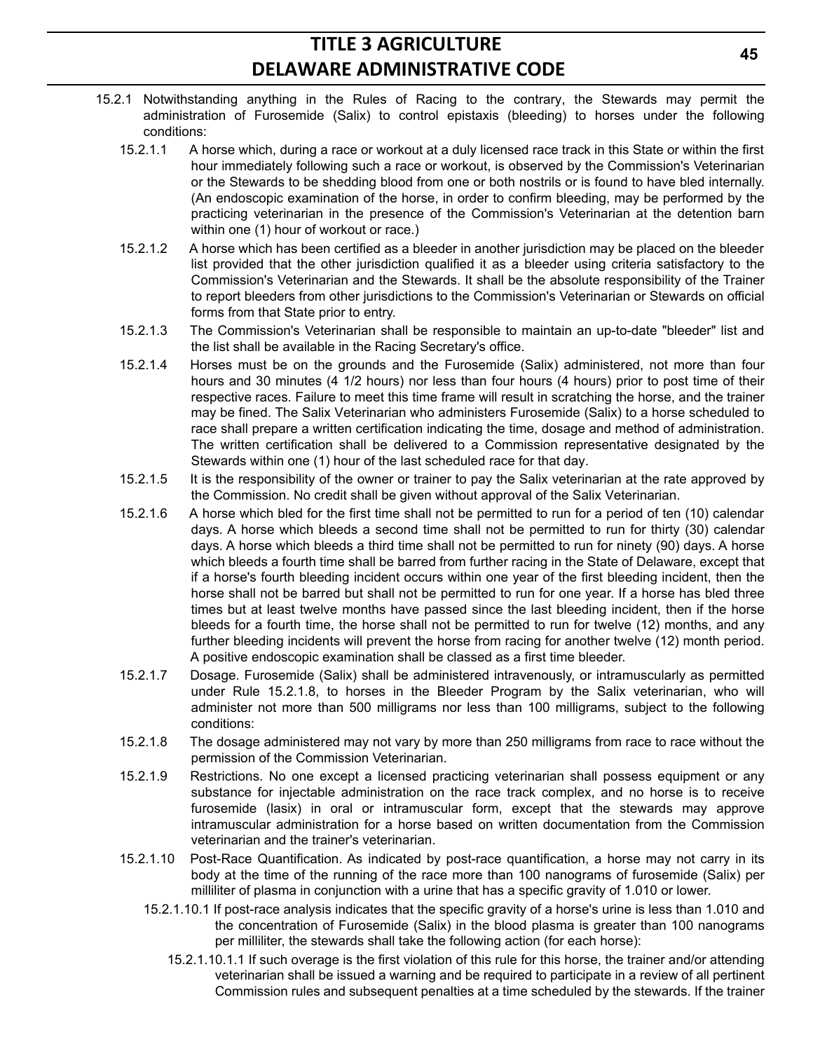15.2.1 Notwithstanding anything in the Rules of Racing to the contrary, the Stewards may permit the administration of Furosemide (Salix) to control epistaxis (bleeding) to horses under the following conditions:

15.2.1.1 A horse which, during a race or workout at a duly licensed race track in this State or within the first hour immediately following such a race or workout, is observed by the Commission's Veterinarian or the Stewards to be shedding blood from one or both nostrils or is found to have bled internally. (An endoscopic examination of the horse, in order to confirm bleeding, may be performed by the practicing veterinarian in the presence of the Commission's Veterinarian at the detention barn within one (1) hour of workout or race.)

15.2.1.2 A horse which has been certified as a bleeder in another jurisdiction may be placed on the bleeder list provided that the other jurisdiction qualified it as a bleeder using criteria satisfactory to the Commission's Veterinarian and the Stewards. It shall be the absolute responsibility of the Trainer to report bleeders from other jurisdictions to the Commission's Veterinarian or Stewards on official forms from that State prior to entry.

15.2.1.3 The Commission's Veterinarian shall be responsible to maintain an up-to-date "bleeder" list and the list shall be available in the Racing Secretary's office.

15.2.1.4 Horses must be on the grounds and the Furosemide (Salix) administered, not more than four hours and 30 minutes (4 1/2 hours) nor less than four hours (4 hours) prior to post time of their respective races. Failure to meet this time frame will result in scratching the horse, and the trainer may be fined. The Salix Veterinarian who administers Furosemide (Salix) to a horse scheduled to race shall prepare a written certification indicating the time, dosage and method of administration. The written certification shall be delivered to a Commission representative designated by the Stewards within one (1) hour of the last scheduled race for that day.

15.2.1.5 It is the responsibility of the owner or trainer to pay the Salix veterinarian at the rate approved by the Commission. No credit shall be given without approval of the Salix Veterinarian.

15.2.1.6 A horse which bled for the first time shall not be permitted to run for a period of ten (10) calendar days. A horse which bleeds a second time shall not be permitted to run for thirty (30) calendar days. A horse which bleeds a third time shall not be permitted to run for ninety (90) days. A horse which bleeds a fourth time shall be barred from further racing in the State of Delaware, except that if a horse's fourth bleeding incident occurs within one year of the first bleeding incident, then the horse shall not be barred but shall not be permitted to run for one year. If a horse has bled three times but at least twelve months have passed since the last bleeding incident, then if the horse bleeds for a fourth time, the horse shall not be permitted to run for twelve (12) months, and any further bleeding incidents will prevent the horse from racing for another twelve (12) month period. A positive endoscopic examination shall be classed as a first time bleeder.

15.2.1.7 Dosage. Furosemide (Salix) shall be administered intravenously, or intramuscularly as permitted under Rule 15.2.1.8, to horses in the Bleeder Program by the Salix veterinarian, who will administer not more than 500 milligrams nor less than 100 milligrams, subject to the following conditions:

15.2.1.8 The dosage administered may not vary by more than 250 milligrams from race to race without the permission of the Commission Veterinarian.

15.2.1.9 Restrictions. No one except a licensed practicing veterinarian shall possess equipment or any substance for injectable administration on the race track complex, and no horse is to receive furosemide (lasix) in oral or intramuscular form, except that the stewards may approve intramuscular administration for a horse based on written documentation from the Commission veterinarian and the trainer's veterinarian.

15.2.1.10 Post-Race Quantification. As indicated by post-race quantification, a horse may not carry in its body at the time of the running of the race more than 100 nanograms of furosemide (Salix) per milliliter of plasma in conjunction with a urine that has a specific gravity of 1.010 or lower.

15.2.1.10.1 If post-race analysis indicates that the specific gravity of a horse's urine is less than 1.010 and the concentration of Furosemide (Salix) in the blood plasma is greater than 100 nanograms per milliliter, the stewards shall take the following action (for each horse):

15.2.1.10.1.1 If such overage is the first violation of this rule for this horse, the trainer and/or attending veterinarian shall be issued a warning and be required to participate in a review of all pertinent Commission rules and subsequent penalties at a time scheduled by the stewards. If the trainer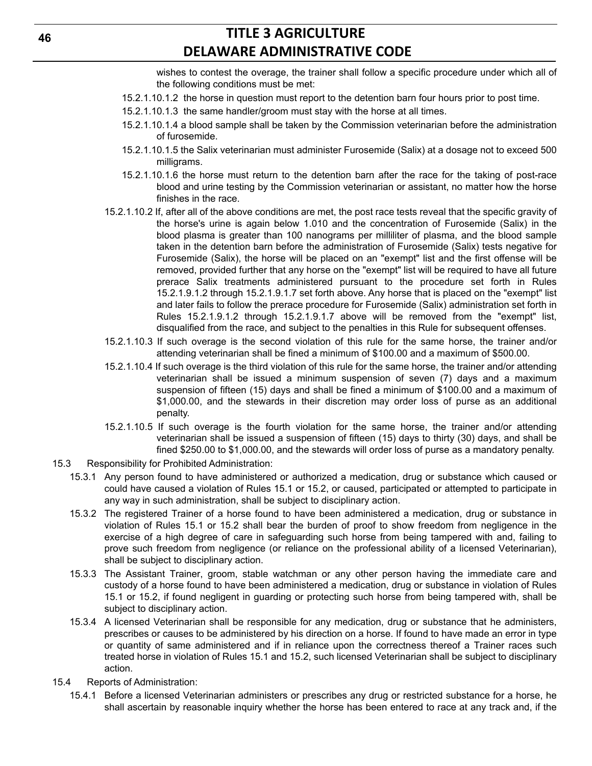wishes to contest the overage, the trainer shall follow a specific procedure under which all of the following conditions must be met:

15.2.1.10.1.2 the horse in question must report to the detention barn four hours prior to post time.

15.2.1.10.1.3 the same handler/groom must stay with the horse at all times.

15.2.1.10.1.4 a blood sample shall be taken by the Commission veterinarian before the administration of furosemide.

15.2.1.10.1.5 the Salix veterinarian must administer Furosemide (Salix) at a dosage not to exceed 500 milligrams.

15.2.1.10.1.6 the horse must return to the detention barn after the race for the taking of post-race blood and urine testing by the Commission veterinarian or assistant, no matter how the horse finishes in the race.

15.2.1.10.2 If, after all of the above conditions are met, the post race tests reveal that the specific gravity of the horse's urine is again below 1.010 and the concentration of Furosemide (Salix) in the blood plasma is greater than 100 nanograms per milliliter of plasma, and the blood sample taken in the detention barn before the administration of Furosemide (Salix) tests negative for Furosemide (Salix), the horse will be placed on an "exempt" list and the first offense will be removed, provided further that any horse on the "exempt" list will be required to have all future prerace Salix treatments administered pursuant to the procedure set forth in Rules 15.2.1.9.1.2 through 15.2.1.9.1.7 set forth above. Any horse that is placed on the "exempt" list and later fails to follow the prerace procedure for Furosemide (Salix) administration set forth in Rules 15.2.1.9.1.2 through 15.2.1.9.1.7 above will be removed from the "exempt" list, disqualified from the race, and subject to the penalties in this Rule for subsequent offenses.

15.2.1.10.3 If such overage is the second violation of this rule for the same horse, the trainer and/or attending veterinarian shall be fined a minimum of $100.00 and a maximum of $500.00.

15.2.1.10.4 If such overage is the third violation of this rule for the same horse, the trainer and/or attending veterinarian shall be issued a minimum suspension of seven (7) days and a maximum suspension of fifteen (15) days and shall be fined a minimum of $100.00 and a maximum of $1,000.00, and the stewards in their discretion may order loss of purse as an additional penalty.

15.2.1.10.5 If such overage is the fourth violation for the same horse, the trainer and/or attending veterinarian shall be issued a suspension of fifteen (15) days to thirty (30) days, and shall be fined $250.00 to $1,000.00, and the stewards will order loss of purse as a mandatory penalty.

15.3 Responsibility for Prohibited Administration:

15.3.1 Any person found to have administered or authorized a medication, drug or substance which caused or could have caused a violation of Rules 15.1 or 15.2, or caused, participated or attempted to participate in any way in such administration, shall be subject to disciplinary action.

15.3.2 The registered Trainer of a horse found to have been administered a medication, drug or substance in violation of Rules 15.1 or 15.2 shall bear the burden of proof to show freedom from negligence in the exercise of a high degree of care in safeguarding such horse from being tampered with and, failing to prove such freedom from negligence (or reliance on the professional ability of a licensed Veterinarian), shall be subject to disciplinary action.

15.3.3 The Assistant Trainer, groom, stable watchman or any other person having the immediate care and custody of a horse found to have been administered a medication, drug or substance in violation of Rules 15.1 or 15.2, if found negligent in guarding or protecting such horse from being tampered with, shall be subject to disciplinary action.

15.3.4 A licensed Veterinarian shall be responsible for any medication, drug or substance that he administers, prescribes or causes to be administered by his direction on a horse. If found to have made an error in type or quantity of same administered and if in reliance upon the correctness thereof a Trainer races such treated horse in violation of Rules 15.1 and 15.2, such licensed Veterinarian shall be subject to disciplinary action.

15.4 Reports of Administration:

15.4.1 Before a licensed Veterinarian administers or prescribes any drug or restricted substance for a horse, he shall ascertain by reasonable inquiry whether the horse has been entered to race at any track and, if the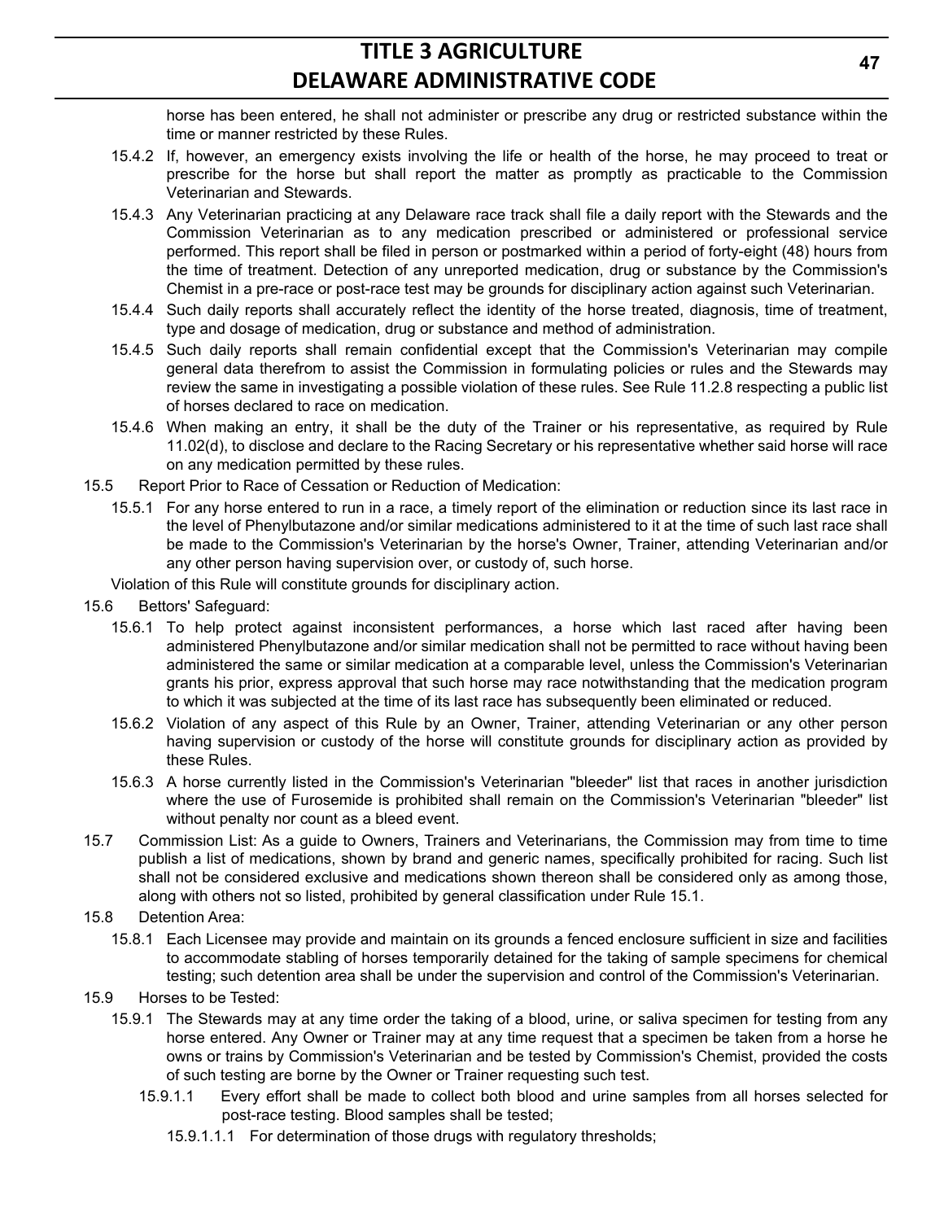horse has been entered, he shall not administer or prescribe any drug or restricted substance within the time or manner restricted by these Rules.

15.4.2 If, however, an emergency exists involving the life or health of the horse, he may proceed to treat or prescribe for the horse but shall report the matter as promptly as practicable to the Commission Veterinarian and Stewards.

15.4.3 Any Veterinarian practicing at any Delaware race track shall file a daily report with the Stewards and the Commission Veterinarian as to any medication prescribed or administered or professional service performed. This report shall be filed in person or postmarked within a period of forty-eight (48) hours from the time of treatment. Detection of any unreported medication, drug or substance by the Commission's Chemist in a pre-race or post-race test may be grounds for disciplinary action against such Veterinarian.

15.4.4 Such daily reports shall accurately reflect the identity of the horse treated, diagnosis, time of treatment, type and dosage of medication, drug or substance and method of administration.

15.4.5 Such daily reports shall remain confidential except that the Commission's Veterinarian may compile general data therefrom to assist the Commission in formulating policies or rules and the Stewards may review the same in investigating a possible violation of these rules. See Rule 11.2.8 respecting a public list of horses declared to race on medication.

15.4.6 When making an entry, it shall be the duty of the Trainer or his representative, as required by Rule 11.02(d), to disclose and declare to the Racing Secretary or his representative whether said horse will race on any medication permitted by these rules.

15.5 Report Prior to Race of Cessation or Reduction of Medication:

15.5.1 For any horse entered to run in a race, a timely report of the elimination or reduction since its last race in the level of Phenylbutazone and/or similar medications administered to it at the time of such last race shall be made to the Commission's Veterinarian by the horse's Owner, Trainer, attending Veterinarian and/or any other person having supervision over, or custody of, such horse.

Violation of this Rule will constitute grounds for disciplinary action.

15.6 Bettors' Safeguard:

15.6.1 To help protect against inconsistent performances, a horse which last raced after having been administered Phenylbutazone and/or similar medication shall not be permitted to race without having been administered the same or similar medication at a comparable level, unless the Commission's Veterinarian grants his prior, express approval that such horse may race notwithstanding that the medication program to which it was subjected at the time of its last race has subsequently been eliminated or reduced.

15.6.2 Violation of any aspect of this Rule by an Owner, Trainer, attending Veterinarian or any other person having supervision or custody of the horse will constitute grounds for disciplinary action as provided by these Rules.

15.6.3 A horse currently listed in the Commission's Veterinarian "bleeder" list that races in another jurisdiction where the use of Furosemide is prohibited shall remain on the Commission's Veterinarian "bleeder" list without penalty nor count as a bleed event.

15.7 Commission List: As a guide to Owners, Trainers and Veterinarians, the Commission may from time to time publish a list of medications, shown by brand and generic names, specifically prohibited for racing. Such list shall not be considered exclusive and medications shown thereon shall be considered only as among those, along with others not so listed, prohibited by general classification under Rule 15.1.

15.8 Detention Area:

15.8.1 Each Licensee may provide and maintain on its grounds a fenced enclosure sufficient in size and facilities to accommodate stabling of horses temporarily detained for the taking of sample specimens for chemical testing; such detention area shall be under the supervision and control of the Commission's Veterinarian.

15.9 Horses to be Tested:

15.9.1 The Stewards may at any time order the taking of a blood, urine, or saliva specimen for testing from any horse entered. Any Owner or Trainer may at any time request that a specimen be taken from a horse he owns or trains by Commission's Veterinarian and be tested by Commission's Chemist, provided the costs of such testing are borne by the Owner or Trainer requesting such test.

15.9.1.1 Every effort shall be made to collect both blood and urine samples from all horses selected for post-race testing. Blood samples shall be tested;

15.9.1.1.1 For determination of those drugs with regulatory thresholds;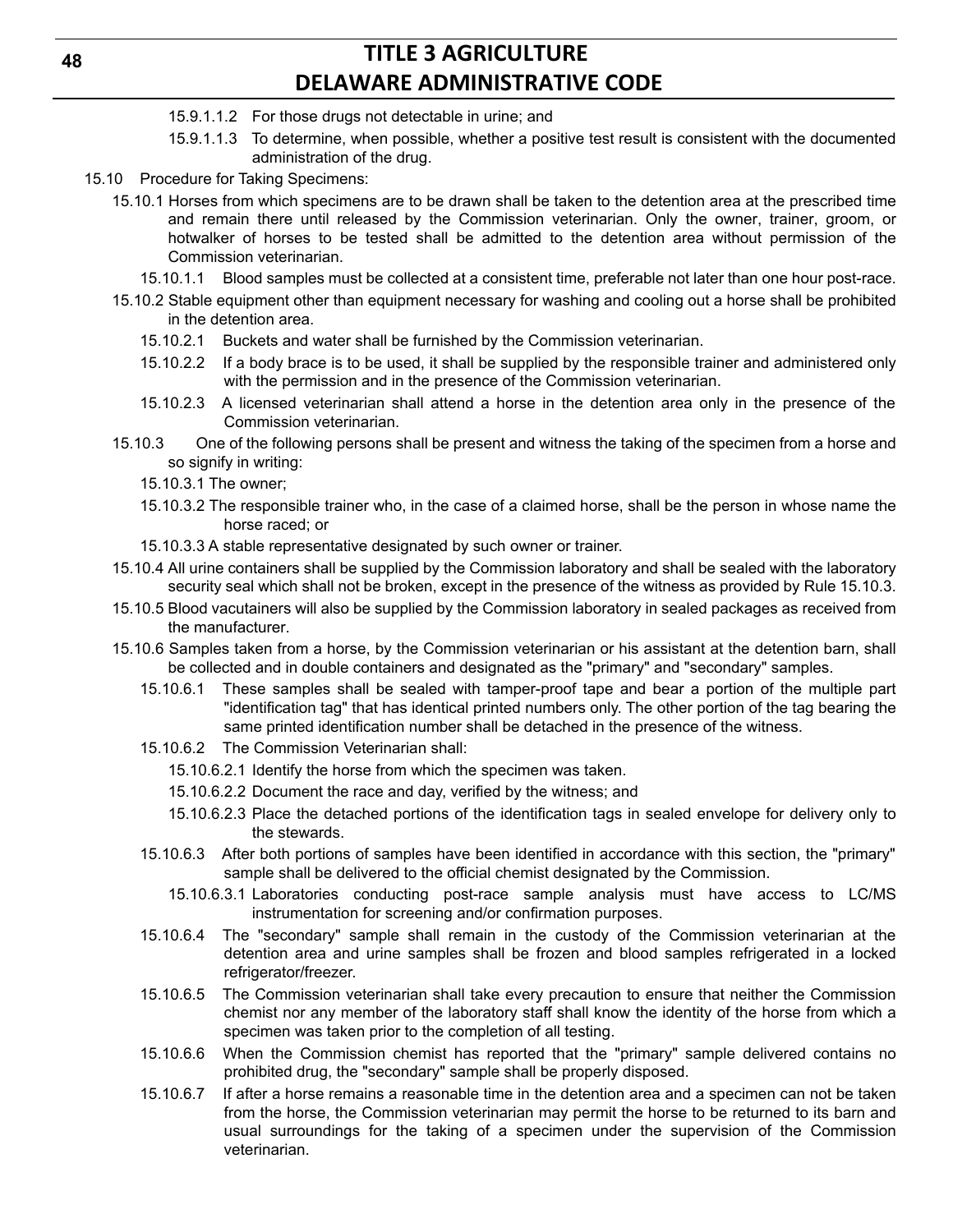15.9.1.1.2 For those drugs not detectable in urine; and

15.9.1.1.3 To determine, when possible, whether a positive test result is consistent with the documented administration of the drug.

15.10 Procedure for Taking Specimens:

15.10.1 Horses from which specimens are to be drawn shall be taken to the detention area at the prescribed time and remain there until released by the Commission veterinarian. Only the owner, trainer, groom, or hotwalker of horses to be tested shall be admitted to the detention area without permission of the Commission veterinarian.

15.10.1.1 Blood samples must be collected at a consistent time, preferable not later than one hour post-race.

15.10.2 Stable equipment other than equipment necessary for washing and cooling out a horse shall be prohibited in the detention area.

15.10.2.1 Buckets and water shall be furnished by the Commission veterinarian.

15.10.2.2 If a body brace is to be used, it shall be supplied by the responsible trainer and administered only with the permission and in the presence of the Commission veterinarian.

15.10.2.3 A licensed veterinarian shall attend a horse in the detention area only in the presence of the Commission veterinarian.

15.10.3 One of the following persons shall be present and witness the taking of the specimen from a horse and so signify in writing:

15.10.3.1 The owner;

15.10.3.2 The responsible trainer who, in the case of a claimed horse, shall be the person in whose name the horse raced; or

15.10.3.3 A stable representative designated by such owner or trainer.

15.10.4 All urine containers shall be supplied by the Commission laboratory and shall be sealed with the laboratory security seal which shall not be broken, except in the presence of the witness as provided by Rule 15.10.3.

15.10.5 Blood vacutainers will also be supplied by the Commission laboratory in sealed packages as received from the manufacturer.

15.10.6 Samples taken from a horse, by the Commission veterinarian or his assistant at the detention barn, shall be collected and in double containers and designated as the "primary" and "secondary" samples.

15.10.6.1 These samples shall be sealed with tamper-proof tape and bear a portion of the multiple part "identification tag" that has identical printed numbers only. The other portion of the tag bearing the same printed identification number shall be detached in the presence of the witness.

15.10.6.2 The Commission Veterinarian shall:

15.10.6.2.1 Identify the horse from which the specimen was taken.

15.10.6.2.2 Document the race and day, verified by the witness; and

15.10.6.2.3 Place the detached portions of the identification tags in sealed envelope for delivery only to the stewards.

15.10.6.3 After both portions of samples have been identified in accordance with this section, the "primary" sample shall be delivered to the official chemist designated by the Commission.

15.10.6.3.1 Laboratories conducting post-race sample analysis must have access to LC/MS instrumentation for screening and/or confirmation purposes.

15.10.6.4 The "secondary" sample shall remain in the custody of the Commission veterinarian at the detention area and urine samples shall be frozen and blood samples refrigerated in a locked refrigerator/freezer.

15.10.6.5 The Commission veterinarian shall take every precaution to ensure that neither the Commission chemist nor any member of the laboratory staff shall know the identity of the horse from which a specimen was taken prior to the completion of all testing.

15.10.6.6 When the Commission chemist has reported that the "primary" sample delivered contains no prohibited drug, the "secondary" sample shall be properly disposed.

15.10.6.7 If after a horse remains a reasonable time in the detention area and a specimen can not be taken from the horse, the Commission veterinarian may permit the horse to be returned to its barn and usual surroundings for the taking of a specimen under the supervision of the Commission veterinarian.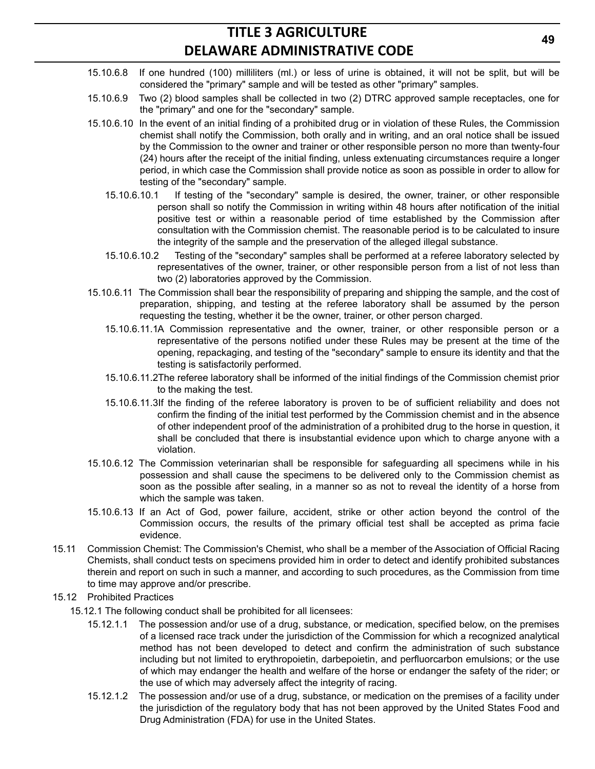15.10.6.8 If one hundred (100) milliliters (ml.) or less of urine is obtained, it will not be split, but will be considered the "primary" sample and will be tested as other "primary" samples.

15.10.6.9 Two (2) blood samples shall be collected in two (2) DTRC approved sample receptacles, one for the "primary" and one for the "secondary" sample.

15.10.6.10 In the event of an initial finding of a prohibited drug or in violation of these Rules, the Commission chemist shall notify the Commission, both orally and in writing, and an oral notice shall be issued by the Commission to the owner and trainer or other responsible person no more than twenty-four (24) hours after the receipt of the initial finding, unless extenuating circumstances require a longer period, in which case the Commission shall provide notice as soon as possible in order to allow for testing of the "secondary" sample.

15.10.6.10.1 If testing of the "secondary" sample is desired, the owner, trainer, or other responsible person shall so notify the Commission in writing within 48 hours after notification of the initial positive test or within a reasonable period of time established by the Commission after consultation with the Commission chemist. The reasonable period is to be calculated to insure the integrity of the sample and the preservation of the alleged illegal substance.

15.10.6.10.2 Testing of the "secondary" samples shall be performed at a referee laboratory selected by representatives of the owner, trainer, or other responsible person from a list of not less than two (2) laboratories approved by the Commission.

15.10.6.11 The Commission shall bear the responsibility of preparing and shipping the sample, and the cost of preparation, shipping, and testing at the referee laboratory shall be assumed by the person requesting the testing, whether it be the owner, trainer, or other person charged.

15.10.6.11.1 A Commission representative and the owner, trainer, or other responsible person or a representative of the persons notified under these Rules may be present at the time of the opening, repackaging, and testing of the "secondary" sample to ensure its identity and that the testing is satisfactorily performed.

15.10.6.11.2 The referee laboratory shall be informed of the initial findings of the Commission chemist prior to the making the test.

15.10.6.11.3 If the finding of the referee laboratory is proven to be of sufficient reliability and does not confirm the finding of the initial test performed by the Commission chemist and in the absence of other independent proof of the administration of a prohibited drug to the horse in question, it shall be concluded that there is insubstantial evidence upon which to charge anyone with a violation.

15.10.6.12 The Commission veterinarian shall be responsible for safeguarding all specimens while in his possession and shall cause the specimens to be delivered only to the Commission chemist as soon as the possible after sealing, in a manner so as not to reveal the identity of a horse from which the sample was taken.

15.10.6.13 If an Act of God, power failure, accident, strike or other action beyond the control of the Commission occurs, the results of the primary official test shall be accepted as prima facie evidence.

15.11 Commission Chemist: The Commission's Chemist, who shall be a member of the Association of Official Racing Chemists, shall conduct tests on specimens provided him in order to detect and identify prohibited substances therein and report on such in such a manner, and according to such procedures, as the Commission from time to time may approve and/or prescribe.

15.12 Prohibited Practices

15.12.1 The following conduct shall be prohibited for all licensees:

15.12.1.1 The possession and/or use of a drug, substance, or medication, specified below, on the premises of a licensed race track under the jurisdiction of the Commission for which a recognized analytical method has not been developed to detect and confirm the administration of such substance including but not limited to erythropoietin, darbepoietin, and perfluorcarbon emulsions; or the use of which may endanger the health and welfare of the horse or endanger the safety of the rider; or the use of which may adversely affect the integrity of racing.

15.12.1.2 The possession and/or use of a drug, substance, or medication on the premises of a facility under the jurisdiction of the regulatory body that has not been approved by the United States Food and Drug Administration (FDA) for use in the United States.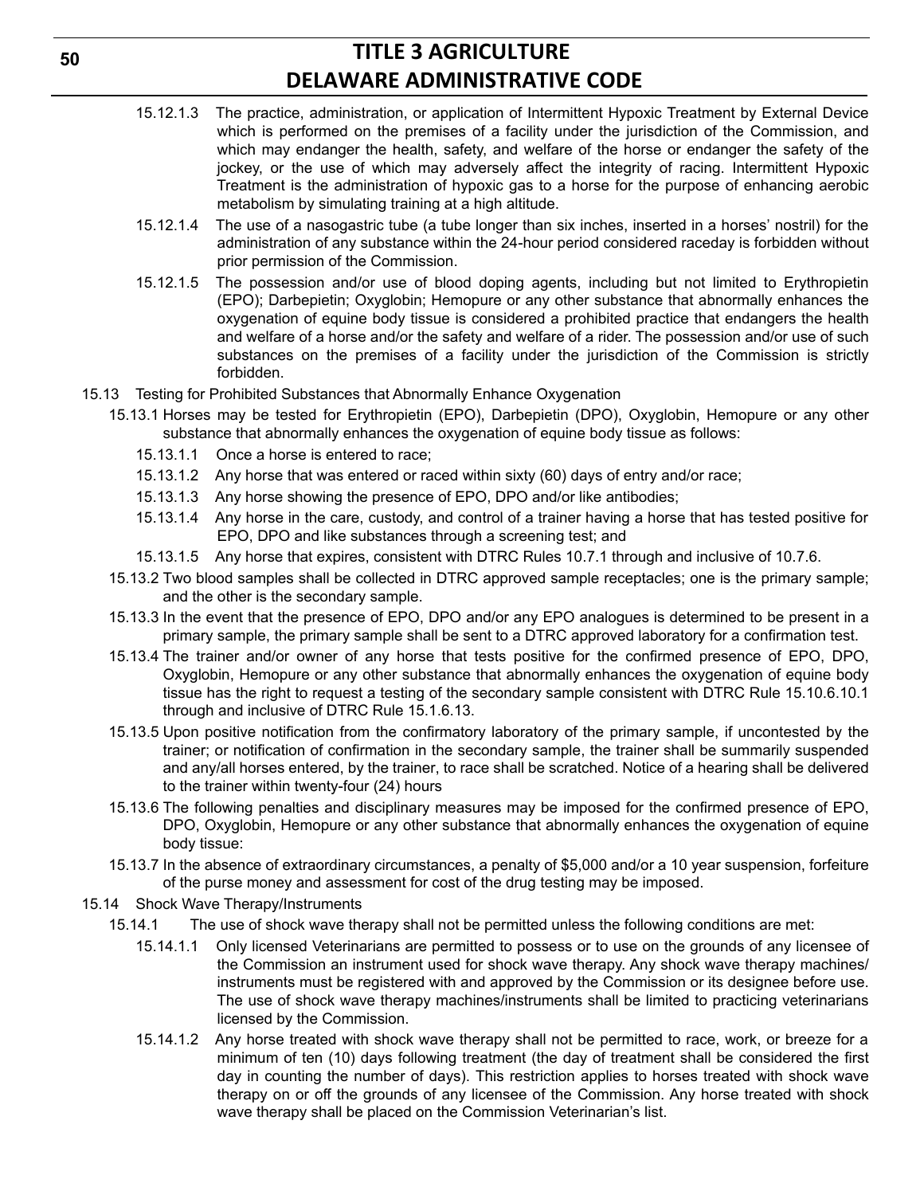15.12.1.3 The practice, administration, or application of Intermittent Hypoxic Treatment by External Device which is performed on the premises of a facility under the jurisdiction of the Commission, and which may endanger the health, safety, and welfare of the horse or endanger the safety of the jockey, or the use of which may adversely affect the integrity of racing. Intermittent Hypoxic Treatment is the administration of hypoxic gas to a horse for the purpose of enhancing aerobic metabolism by simulating training at a high altitude.

15.12.1.4 The use of a nasogastric tube (a tube longer than six inches, inserted in a horses' nostril) for the administration of any substance within the 24-hour period considered raceday is forbidden without prior permission of the Commission.

15.12.1.5 The possession and/or use of blood doping agents, including but not limited to Erythropietin (EPO); Darbepietin; Oxyglobin; Hemopure or any other substance that abnormally enhances the oxygenation of equine body tissue is considered a prohibited practice that endangers the health and welfare of a horse and/or the safety and welfare of a rider. The possession and/or use of such substances on the premises of a facility under the jurisdiction of the Commission is strictly forbidden.

15.13 Testing for Prohibited Substances that Abnormally Enhance Oxygenation

15.13.1 Horses may be tested for Erythropietin (EPO), Darbepietin (DPO), Oxyglobin, Hemopure or any other substance that abnormally enhances the oxygenation of equine body tissue as follows:

15.13.1.1 Once a horse is entered to race;

15.13.1.2 Any horse that was entered or raced within sixty (60) days of entry and/or race;

15.13.1.3 Any horse showing the presence of EPO, DPO and/or like antibodies;

15.13.1.4 Any horse in the care, custody, and control of a trainer having a horse that has tested positive for EPO, DPO and like substances through a screening test; and

15.13.1.5 Any horse that expires, consistent with DTRC Rules 10.7.1 through and inclusive of 10.7.6.

15.13.2 Two blood samples shall be collected in DTRC approved sample receptacles; one is the primary sample; and the other is the secondary sample.

15.13.3 In the event that the presence of EPO, DPO and/or any EPO analogues is determined to be present in a primary sample, the primary sample shall be sent to a DTRC approved laboratory for a confirmation test.

15.13.4 The trainer and/or owner of any horse that tests positive for the confirmed presence of EPO, DPO, Oxyglobin, Hemopure or any other substance that abnormally enhances the oxygenation of equine body tissue has the right to request a testing of the secondary sample consistent with DTRC Rule 15.10.6.10.1 through and inclusive of DTRC Rule 15.1.6.13.

15.13.5 Upon positive notification from the confirmatory laboratory of the primary sample, if uncontested by the trainer; or notification of confirmation in the secondary sample, the trainer shall be summarily suspended and any/all horses entered, by the trainer, to race shall be scratched. Notice of a hearing shall be delivered to the trainer within twenty-four (24) hours

15.13.6 The following penalties and disciplinary measures may be imposed for the confirmed presence of EPO, DPO, Oxyglobin, Hemopure or any other substance that abnormally enhances the oxygenation of equine body tissue:

15.13.7 In the absence of extraordinary circumstances, a penalty of $5,000 and/or a 10 year suspension, forfeiture of the purse money and assessment for cost of the drug testing may be imposed.

15.14 Shock Wave Therapy/Instruments

15.14.1 The use of shock wave therapy shall not be permitted unless the following conditions are met:

15.14.1.1 Only licensed Veterinarians are permitted to possess or to use on the grounds of any licensee of the Commission an instrument used for shock wave therapy. Any shock wave therapy machines/ instruments must be registered with and approved by the Commission or its designee before use. The use of shock wave therapy machines/instruments shall be limited to practicing veterinarians licensed by the Commission.

15.14.1.2 Any horse treated with shock wave therapy shall not be permitted to race, work, or breeze for a minimum of ten (10) days following treatment (the day of treatment shall be considered the first day in counting the number of days). This restriction applies to horses treated with shock wave therapy on or off the grounds of any licensee of the Commission. Any horse treated with shock wave therapy shall be placed on the Commission Veterinarian's list.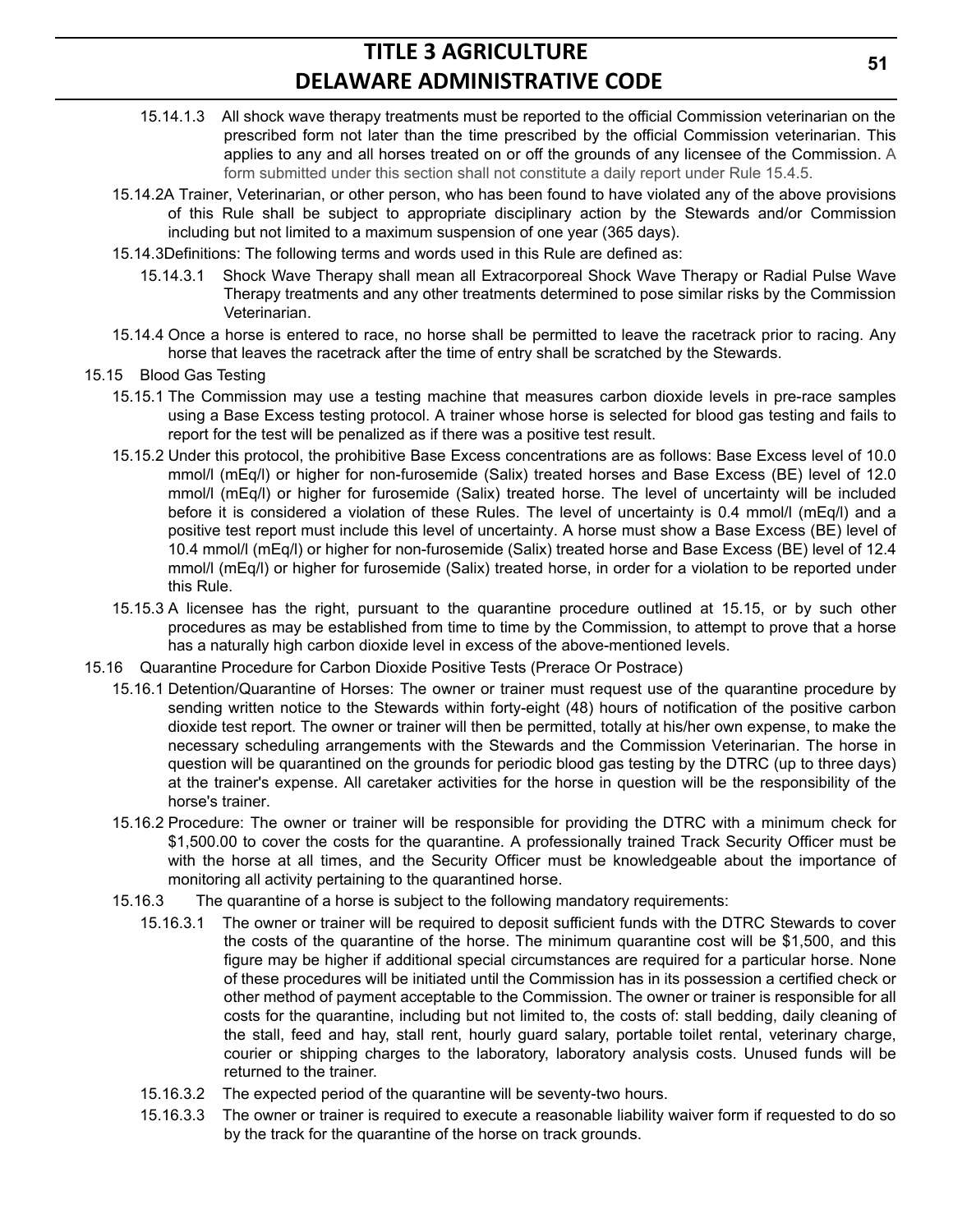15.14.1.3 All shock wave therapy treatments must be reported to the official Commission veterinarian on the prescribed form not later than the time prescribed by the official Commission veterinarian. This applies to any and all horses treated on or off the grounds of any licensee of the Commission. A form submitted under this section shall not constitute a daily report under Rule 15.4.5.

15.14.2 A Trainer, Veterinarian, or other person, who has been found to have violated any of the above provisions of this Rule shall be subject to appropriate disciplinary action by the Stewards and/or Commission including but not limited to a maximum suspension of one year (365 days).

15.14.3 Definitions: The following terms and words used in this Rule are defined as:

15.14.3.1 Shock Wave Therapy shall mean all Extracorporeal Shock Wave Therapy or Radial Pulse Wave Therapy treatments and any other treatments determined to pose similar risks by the Commission Veterinarian.

15.14.4 Once a horse is entered to race, no horse shall be permitted to leave the racetrack prior to racing. Any horse that leaves the racetrack after the time of entry shall be scratched by the Stewards.

15.15 Blood Gas Testing

15.15.1 The Commission may use a testing machine that measures carbon dioxide levels in pre-race samples using a Base Excess testing protocol. A trainer whose horse is selected for blood gas testing and fails to report for the test will be penalized as if there was a positive test result.

15.15.2 Under this protocol, the prohibitive Base Excess concentrations are as follows: Base Excess level of 10.0 mmol/l (mEq/l) or higher for non-furosemide (Salix) treated horses and Base Excess (BE) level of 12.0 mmol/l (mEq/l) or higher for furosemide (Salix) treated horse. The level of uncertainty will be included before it is considered a violation of these Rules. The level of uncertainty is 0.4 mmol/l (mEq/l) and a positive test report must include this level of uncertainty. A horse must show a Base Excess (BE) level of 10.4 mmol/l (mEq/l) or higher for non-furosemide (Salix) treated horse and Base Excess (BE) level of 12.4 mmol/l (mEq/l) or higher for furosemide (Salix) treated horse, in order for a violation to be reported under this Rule.

15.15.3 A licensee has the right, pursuant to the quarantine procedure outlined at 15.15, or by such other procedures as may be established from time to time by the Commission, to attempt to prove that a horse has a naturally high carbon dioxide level in excess of the above-mentioned levels.

15.16 Quarantine Procedure for Carbon Dioxide Positive Tests (Prerace Or Postrace)

15.16.1 Detention/Quarantine of Horses: The owner or trainer must request use of the quarantine procedure by sending written notice to the Stewards within forty-eight (48) hours of notification of the positive carbon dioxide test report. The owner or trainer will then be permitted, totally at his/her own expense, to make the necessary scheduling arrangements with the Stewards and the Commission Veterinarian. The horse in question will be quarantined on the grounds for periodic blood gas testing by the DTRC (up to three days) at the trainer's expense. All caretaker activities for the horse in question will be the responsibility of the horse's trainer.

15.16.2 Procedure: The owner or trainer will be responsible for providing the DTRC with a minimum check for $1,500.00 to cover the costs for the quarantine. A professionally trained Track Security Officer must be with the horse at all times, and the Security Officer must be knowledgeable about the importance of monitoring all activity pertaining to the quarantined horse.

15.16.3 The quarantine of a horse is subject to the following mandatory requirements:

15.16.3.1 The owner or trainer will be required to deposit sufficient funds with the DTRC Stewards to cover the costs of the quarantine of the horse. The minimum quarantine cost will be $1,500, and this figure may be higher if additional special circumstances are required for a particular horse. None of these procedures will be initiated until the Commission has in its possession a certified check or other method of payment acceptable to the Commission. The owner or trainer is responsible for all costs for the quarantine, including but not limited to, the costs of: stall bedding, daily cleaning of the stall, feed and hay, stall rent, hourly guard salary, portable toilet rental, veterinary charge, courier or shipping charges to the laboratory, laboratory analysis costs. Unused funds will be returned to the trainer.

15.16.3.2 The expected period of the quarantine will be seventy-two hours.

15.16.3.3 The owner or trainer is required to execute a reasonable liability waiver form if requested to do so by the track for the quarantine of the horse on track grounds.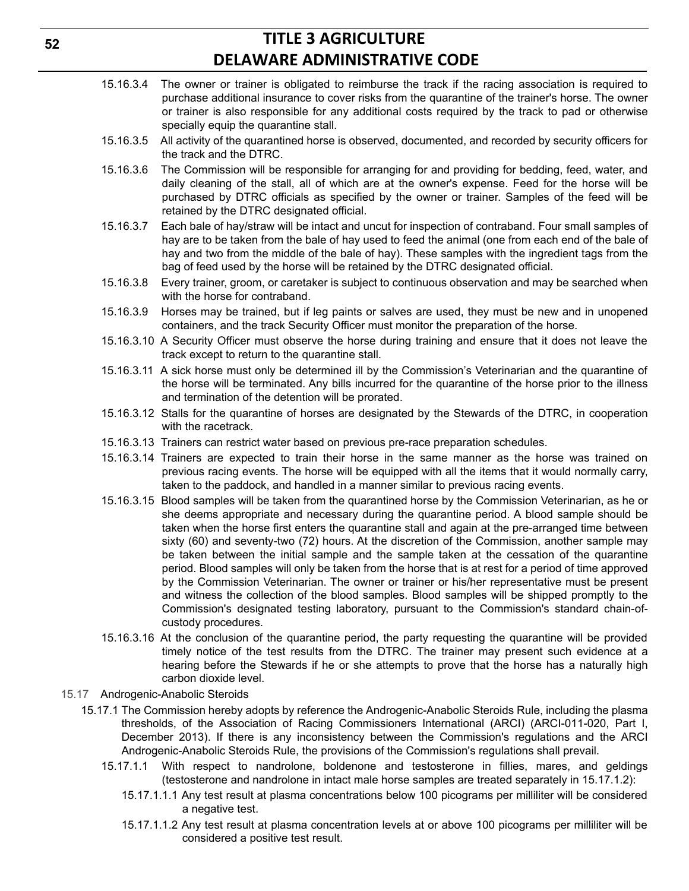15.16.3.4 The owner or trainer is obligated to reimburse the track if the racing association is required to purchase additional insurance to cover risks from the quarantine of the trainer's horse. The owner or trainer is also responsible for any additional costs required by the track to pad or otherwise specially equip the quarantine stall.

15.16.3.5 All activity of the quarantined horse is observed, documented, and recorded by security officers for the track and the DTRC.

15.16.3.6 The Commission will be responsible for arranging for and providing for bedding, feed, water, and daily cleaning of the stall, all of which are at the owner's expense. Feed for the horse will be purchased by DTRC officials as specified by the owner or trainer. Samples of the feed will be retained by the DTRC designated official.

15.16.3.7 Each bale of hay/straw will be intact and uncut for inspection of contraband. Four small samples of hay are to be taken from the bale of hay used to feed the animal (one from each end of the bale of hay and two from the middle of the bale of hay). These samples with the ingredient tags from the bag of feed used by the horse will be retained by the DTRC designated official.

15.16.3.8 Every trainer, groom, or caretaker is subject to continuous observation and may be searched when with the horse for contraband.

15.16.3.9 Horses may be trained, but if leg paints or salves are used, they must be new and in unopened containers, and the track Security Officer must monitor the preparation of the horse.

15.16.3.10 A Security Officer must observe the horse during training and ensure that it does not leave the track except to return to the quarantine stall.

15.16.3.11 A sick horse must only be determined ill by the Commission's Veterinarian and the quarantine of the horse will be terminated. Any bills incurred for the quarantine of the horse prior to the illness and termination of the detention will be prorated.

15.16.3.12 Stalls for the quarantine of horses are designated by the Stewards of the DTRC, in cooperation with the racetrack.

15.16.3.13 Trainers can restrict water based on previous pre-race preparation schedules.

15.16.3.14 Trainers are expected to train their horse in the same manner as the horse was trained on previous racing events. The horse will be equipped with all the items that it would normally carry, taken to the paddock, and handled in a manner similar to previous racing events.

15.16.3.15 Blood samples will be taken from the quarantined horse by the Commission Veterinarian, as he or she deems appropriate and necessary during the quarantine period. A blood sample should be taken when the horse first enters the quarantine stall and again at the pre-arranged time between sixty (60) and seventy-two (72) hours. At the discretion of the Commission, another sample may be taken between the initial sample and the sample taken at the cessation of the quarantine period. Blood samples will only be taken from the horse that is at rest for a period of time approved by the Commission Veterinarian. The owner or trainer or his/her representative must be present and witness the collection of the blood samples. Blood samples will be shipped promptly to the Commission's designated testing laboratory, pursuant to the Commission's standard chain-of-custody procedures.

15.16.3.16 At the conclusion of the quarantine period, the party requesting the quarantine will be provided timely notice of the test results from the DTRC. The trainer may present such evidence at a hearing before the Stewards if he or she attempts to prove that the horse has a naturally high carbon dioxide level.

15.17 Androgenic-Anabolic Steroids

15.17.1 The Commission hereby adopts by reference the Androgenic-Anabolic Steroids Rule, including the plasma thresholds, of the Association of Racing Commissioners International (ARCI) (ARCI-011-020, Part I, December 2013). If there is any inconsistency between the Commission's regulations and the ARCI Androgenic-Anabolic Steroids Rule, the provisions of the Commission's regulations shall prevail.

15.17.1.1 With respect to nandrolone, boldenone and testosterone in fillies, mares, and geldings (testosterone and nandrolone in intact male horse samples are treated separately in 15.17.1.2):

15.17.1.1.1 Any test result at plasma concentrations below 100 picograms per milliliter will be considered a negative test.

15.17.1.1.2 Any test result at plasma concentration levels at or above 100 picograms per milliliter will be considered a positive test result.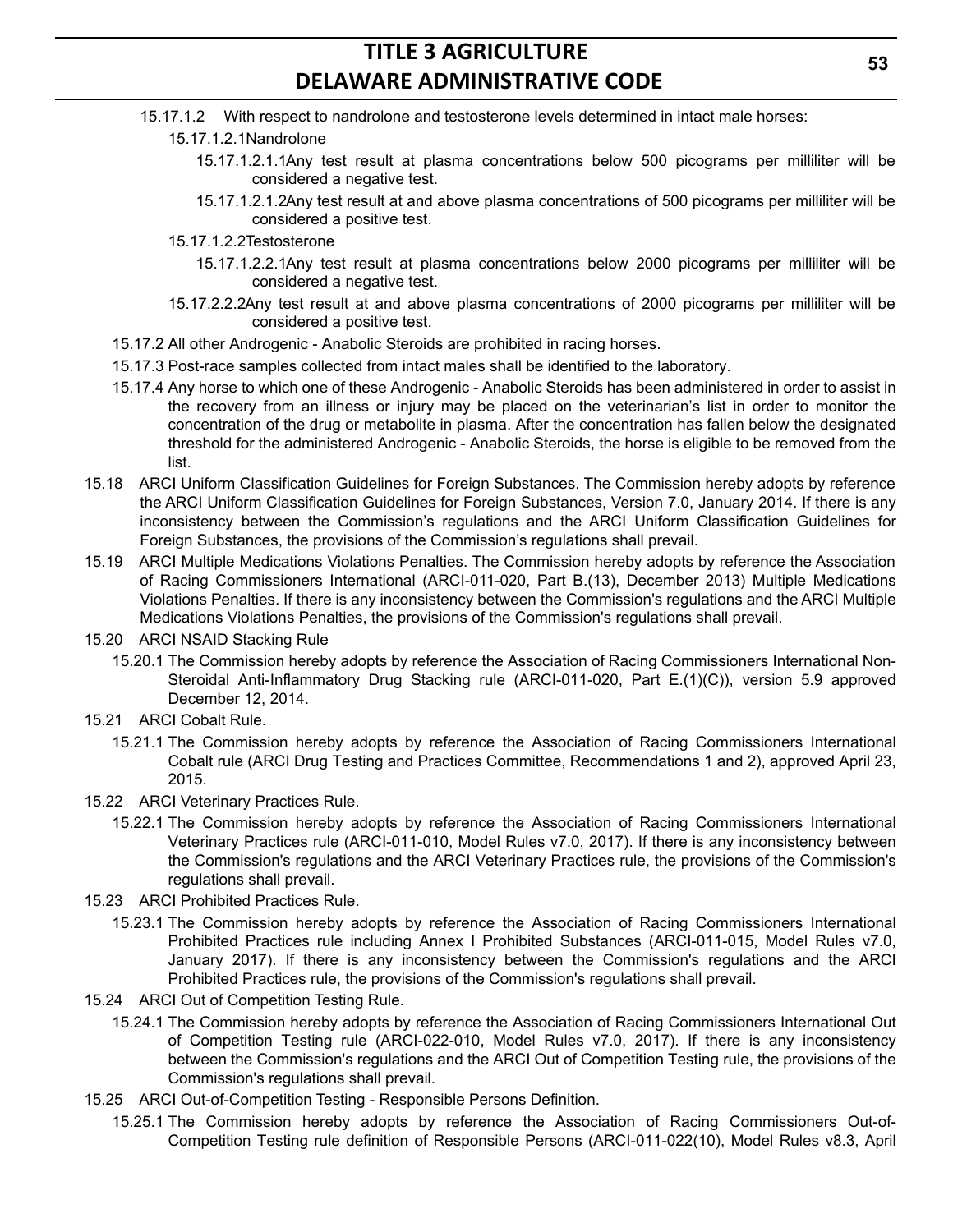15.17.1.2 With respect to nandrolone and testosterone levels determined in intact male horses:

15.17.1.2.1Nandrolone

15.17.1.2.1.1Any test result at plasma concentrations below 500 picograms per milliliter will be considered a negative test.

15.17.1.2.1.2Any test result at and above plasma concentrations of 500 picograms per milliliter will be considered a positive test.

15.17.1.2.2Testosterone

15.17.1.2.2.1Any test result at plasma concentrations below 2000 picograms per milliliter will be considered a negative test.

15.17.2.2.2Any test result at and above plasma concentrations of 2000 picograms per milliliter will be considered a positive test.

15.17.2 All other Androgenic - Anabolic Steroids are prohibited in racing horses.

15.17.3 Post-race samples collected from intact males shall be identified to the laboratory.

15.17.4 Any horse to which one of these Androgenic - Anabolic Steroids has been administered in order to assist in the recovery from an illness or injury may be placed on the veterinarian's list in order to monitor the concentration of the drug or metabolite in plasma. After the concentration has fallen below the designated threshold for the administered Androgenic - Anabolic Steroids, the horse is eligible to be removed from the list.

15.18 ARCI Uniform Classification Guidelines for Foreign Substances. The Commission hereby adopts by reference the ARCI Uniform Classification Guidelines for Foreign Substances, Version 7.0, January 2014. If there is any inconsistency between the Commission's regulations and the ARCI Uniform Classification Guidelines for Foreign Substances, the provisions of the Commission's regulations shall prevail.

15.19 ARCI Multiple Medications Violations Penalties. The Commission hereby adopts by reference the Association of Racing Commissioners International (ARCI-011-020, Part B.(13), December 2013) Multiple Medications Violations Penalties. If there is any inconsistency between the Commission's regulations and the ARCI Multiple Medications Violations Penalties, the provisions of the Commission's regulations shall prevail.

15.20 ARCI NSAID Stacking Rule

15.20.1 The Commission hereby adopts by reference the Association of Racing Commissioners International Non-Steroidal Anti-Inflammatory Drug Stacking rule (ARCI-011-020, Part E.(1)(C)), version 5.9 approved December 12, 2014.

15.21 ARCI Cobalt Rule.

15.21.1 The Commission hereby adopts by reference the Association of Racing Commissioners International Cobalt rule (ARCI Drug Testing and Practices Committee, Recommendations 1 and 2), approved April 23, 2015.

15.22 ARCI Veterinary Practices Rule.

15.22.1 The Commission hereby adopts by reference the Association of Racing Commissioners International Veterinary Practices rule (ARCI-011-010, Model Rules v7.0, 2017). If there is any inconsistency between the Commission's regulations and the ARCI Veterinary Practices rule, the provisions of the Commission's regulations shall prevail.

15.23 ARCI Prohibited Practices Rule.

15.23.1 The Commission hereby adopts by reference the Association of Racing Commissioners International Prohibited Practices rule including Annex I Prohibited Substances (ARCI-011-015, Model Rules v7.0, January 2017). If there is any inconsistency between the Commission's regulations and the ARCI Prohibited Practices rule, the provisions of the Commission's regulations shall prevail.

15.24 ARCI Out of Competition Testing Rule.

15.24.1 The Commission hereby adopts by reference the Association of Racing Commissioners International Out of Competition Testing rule (ARCI-022-010, Model Rules v7.0, 2017). If there is any inconsistency between the Commission's regulations and the ARCI Out of Competition Testing rule, the provisions of the Commission's regulations shall prevail.

15.25 ARCI Out-of-Competition Testing - Responsible Persons Definition.

15.25.1 The Commission hereby adopts by reference the Association of Racing Commissioners Out-of-Competition Testing rule definition of Responsible Persons (ARCI-011-022(10), Model Rules v8.3, April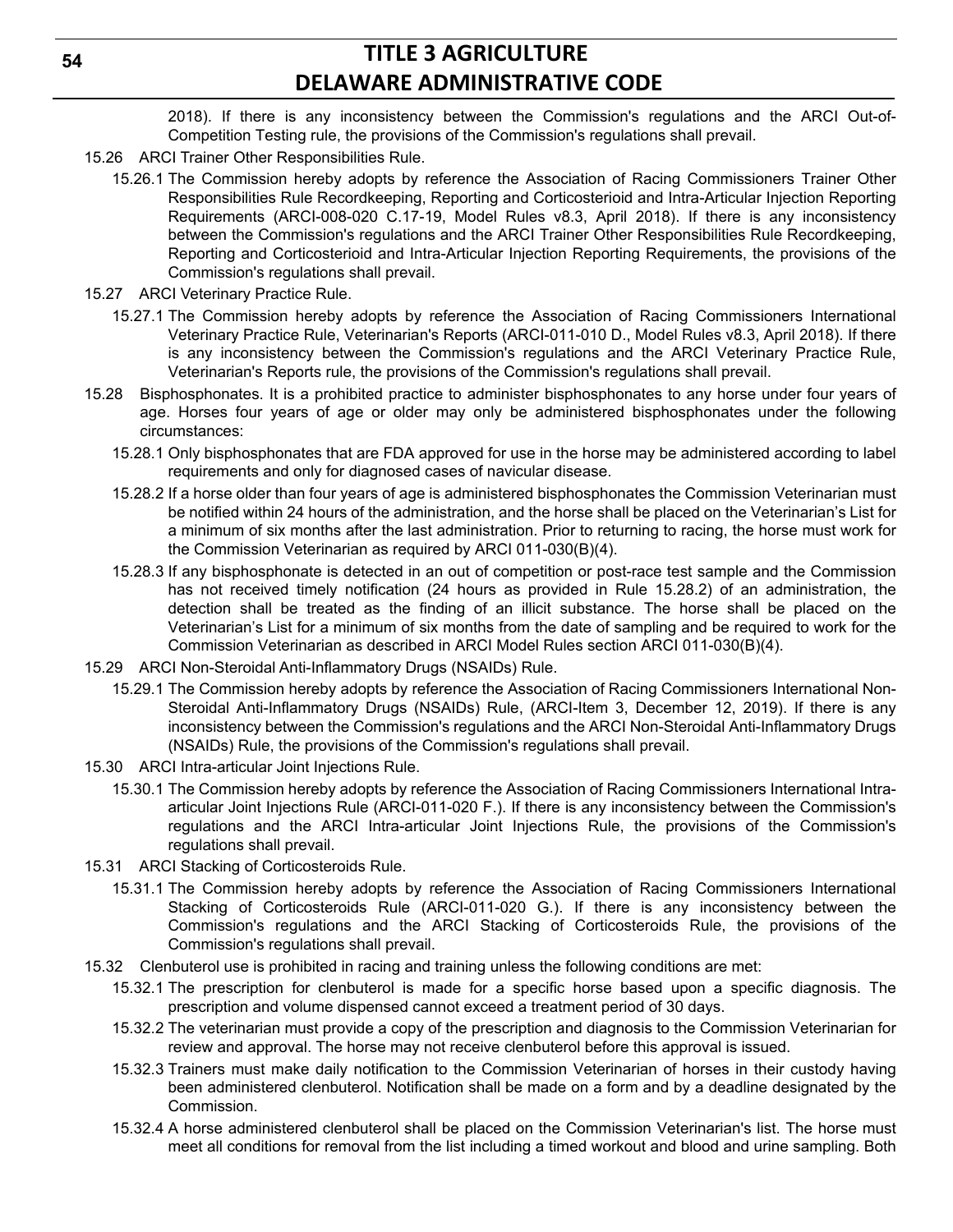2018). If there is any inconsistency between the Commission's regulations and the ARCI Out-of-Competition Testing rule, the provisions of the Commission's regulations shall prevail.

15.26 ARCI Trainer Other Responsibilities Rule.

15.26.1 The Commission hereby adopts by reference the Association of Racing Commissioners Trainer Other Responsibilities Rule Recordkeeping, Reporting and Corticosterioid and Intra-Articular Injection Reporting Requirements (ARCI-008-020 C.17-19, Model Rules v8.3, April 2018). If there is any inconsistency between the Commission's regulations and the ARCI Trainer Other Responsibilities Rule Recordkeeping, Reporting and Corticosterioid and Intra-Articular Injection Reporting Requirements, the provisions of the Commission's regulations shall prevail.

15.27 ARCI Veterinary Practice Rule.

15.27.1 The Commission hereby adopts by reference the Association of Racing Commissioners International Veterinary Practice Rule, Veterinarian's Reports (ARCI-011-010 D., Model Rules v8.3, April 2018). If there is any inconsistency between the Commission's regulations and the ARCI Veterinary Practice Rule, Veterinarian's Reports rule, the provisions of the Commission's regulations shall prevail.

15.28 Bisphosphonates. It is a prohibited practice to administer bisphosphonates to any horse under four years of age. Horses four years of age or older may only be administered bisphosphonates under the following circumstances:

15.28.1 Only bisphosphonates that are FDA approved for use in the horse may be administered according to label requirements and only for diagnosed cases of navicular disease.

15.28.2 If a horse older than four years of age is administered bisphosphonates the Commission Veterinarian must be notified within 24 hours of the administration, and the horse shall be placed on the Veterinarian's List for a minimum of six months after the last administration. Prior to returning to racing, the horse must work for the Commission Veterinarian as required by ARCI 011-030(B)(4).

15.28.3 If any bisphosphonate is detected in an out of competition or post-race test sample and the Commission has not received timely notification (24 hours as provided in Rule 15.28.2) of an administration, the detection shall be treated as the finding of an illicit substance. The horse shall be placed on the Veterinarian's List for a minimum of six months from the date of sampling and be required to work for the Commission Veterinarian as described in ARCI Model Rules section ARCI 011-030(B)(4).

15.29 ARCI Non-Steroidal Anti-Inflammatory Drugs (NSAIDs) Rule.

15.29.1 The Commission hereby adopts by reference the Association of Racing Commissioners International Non-Steroidal Anti-Inflammatory Drugs (NSAIDs) Rule, (ARCI-Item 3, December 12, 2019). If there is any inconsistency between the Commission's regulations and the ARCI Non-Steroidal Anti-Inflammatory Drugs (NSAIDs) Rule, the provisions of the Commission's regulations shall prevail.

15.30 ARCI Intra-articular Joint Injections Rule.

15.30.1 The Commission hereby adopts by reference the Association of Racing Commissioners International Intra-articular Joint Injections Rule (ARCI-011-020 F.). If there is any inconsistency between the Commission's regulations and the ARCI Intra-articular Joint Injections Rule, the provisions of the Commission's regulations shall prevail.

15.31 ARCI Stacking of Corticosteroids Rule.

15.31.1 The Commission hereby adopts by reference the Association of Racing Commissioners International Stacking of Corticosteroids Rule (ARCI-011-020 G.). If there is any inconsistency between the Commission's regulations and the ARCI Stacking of Corticosteroids Rule, the provisions of the Commission's regulations shall prevail.

15.32 Clenbuterol use is prohibited in racing and training unless the following conditions are met:

15.32.1 The prescription for clenbuterol is made for a specific horse based upon a specific diagnosis. The prescription and volume dispensed cannot exceed a treatment period of 30 days.

15.32.2 The veterinarian must provide a copy of the prescription and diagnosis to the Commission Veterinarian for review and approval. The horse may not receive clenbuterol before this approval is issued.

15.32.3 Trainers must make daily notification to the Commission Veterinarian of horses in their custody having been administered clenbuterol. Notification shall be made on a form and by a deadline designated by the Commission.

15.32.4 A horse administered clenbuterol shall be placed on the Commission Veterinarian's list. The horse must meet all conditions for removal from the list including a timed workout and blood and urine sampling. Both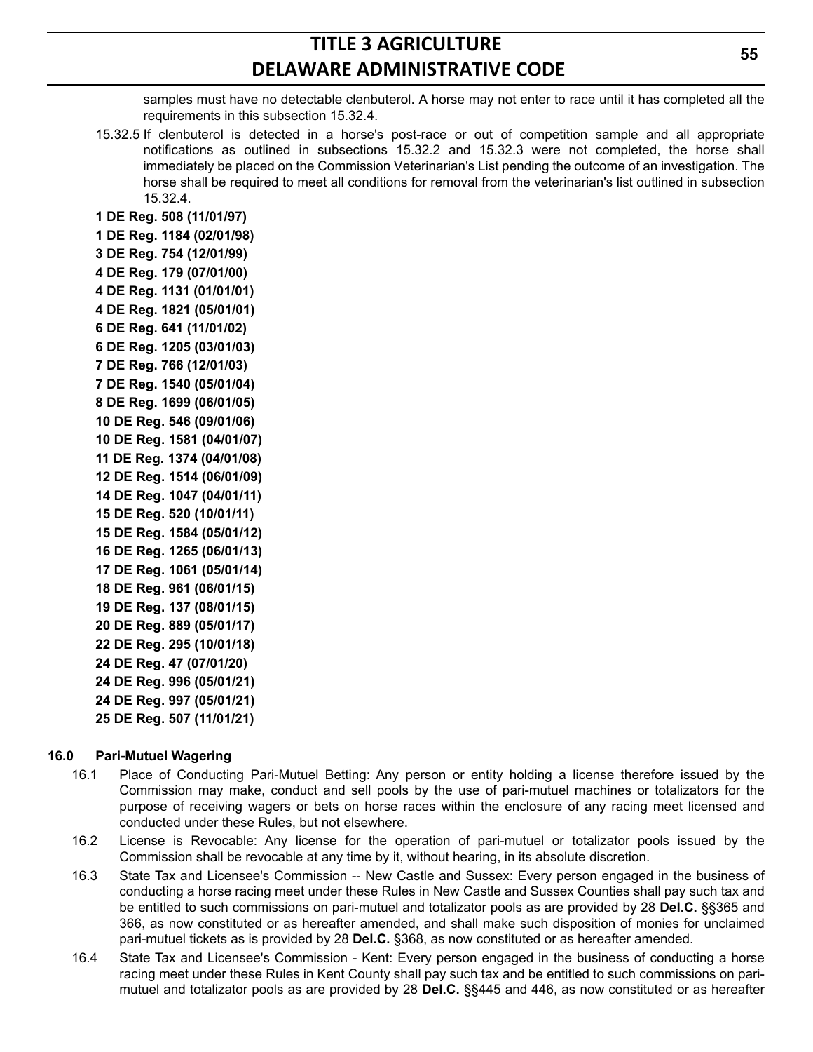samples must have no detectable clenbuterol. A horse may not enter to race until it has completed all the requirements in this subsection 15.32.4.

15.32.5 If clenbuterol is detected in a horse's post-race or out of competition sample and all appropriate notifications as outlined in subsections 15.32.2 and 15.32.3 were not completed, the horse shall immediately be placed on the Commission Veterinarian's List pending the outcome of an investigation. The horse shall be required to meet all conditions for removal from the veterinarian's list outlined in subsection 15.32.4.

**1 DE Reg. 508 (11/01/97)**
**1 DE Reg. 1184 (02/01/98)**
**3 DE Reg. 754 (12/01/99)**
**4 DE Reg. 179 (07/01/00)**
**4 DE Reg. 1131 (01/01/01)**
**4 DE Reg. 1821 (05/01/01)**
**6 DE Reg. 641 (11/01/02)**
**6 DE Reg. 1205 (03/01/03)**
**7 DE Reg. 766 (12/01/03)**
**7 DE Reg. 1540 (05/01/04)**
**8 DE Reg. 1699 (06/01/05)**
**10 DE Reg. 546 (09/01/06)**
**10 DE Reg. 1581 (04/01/07)**
**11 DE Reg. 1374 (04/01/08)**
**12 DE Reg. 1514 (06/01/09)**
**14 DE Reg. 1047 (04/01/11)**
**15 DE Reg. 520 (10/01/11)**
**15 DE Reg. 1584 (05/01/12)**
**16 DE Reg. 1265 (06/01/13)**
**17 DE Reg. 1061 (05/01/14)**
**18 DE Reg. 961 (06/01/15)**
**19 DE Reg. 137 (08/01/15)**
**20 DE Reg. 889 (05/01/17)**
**22 DE Reg. 295 (10/01/18)**
**24 DE Reg. 47 (07/01/20)**
**24 DE Reg. 996 (05/01/21)**
**24 DE Reg. 997 (05/01/21)**
**25 DE Reg. 507 (11/01/21)**

### 16.0 Pari-Mutuel Wagering

16.1 Place of Conducting Pari-Mutuel Betting: Any person or entity holding a license therefore issued by the Commission may make, conduct and sell pools by the use of pari-mutuel machines or totalizators for the purpose of receiving wagers or bets on horse races within the enclosure of any racing meet licensed and conducted under these Rules, but not elsewhere.

16.2 License is Revocable: Any license for the operation of pari-mutuel or totalizator pools issued by the Commission shall be revocable at any time by it, without hearing, in its absolute discretion.

16.3 State Tax and Licensee's Commission -- New Castle and Sussex: Every person engaged in the business of conducting a horse racing meet under these Rules in New Castle and Sussex Counties shall pay such tax and be entitled to such commissions on pari-mutuel and totalizator pools as are provided by 28 **Del.C.** §§365 and 366, as now constituted or as hereafter amended, and shall make such disposition of monies for unclaimed pari-mutuel tickets as is provided by 28 **Del.C.** §368, as now constituted or as hereafter amended.

16.4 State Tax and Licensee's Commission - Kent: Every person engaged in the business of conducting a horse racing meet under these Rules in Kent County shall pay such tax and be entitled to such commissions on pari-mutuel and totalizator pools as are provided by 28 **Del.C.** §§445 and 446, as now constituted or as hereafter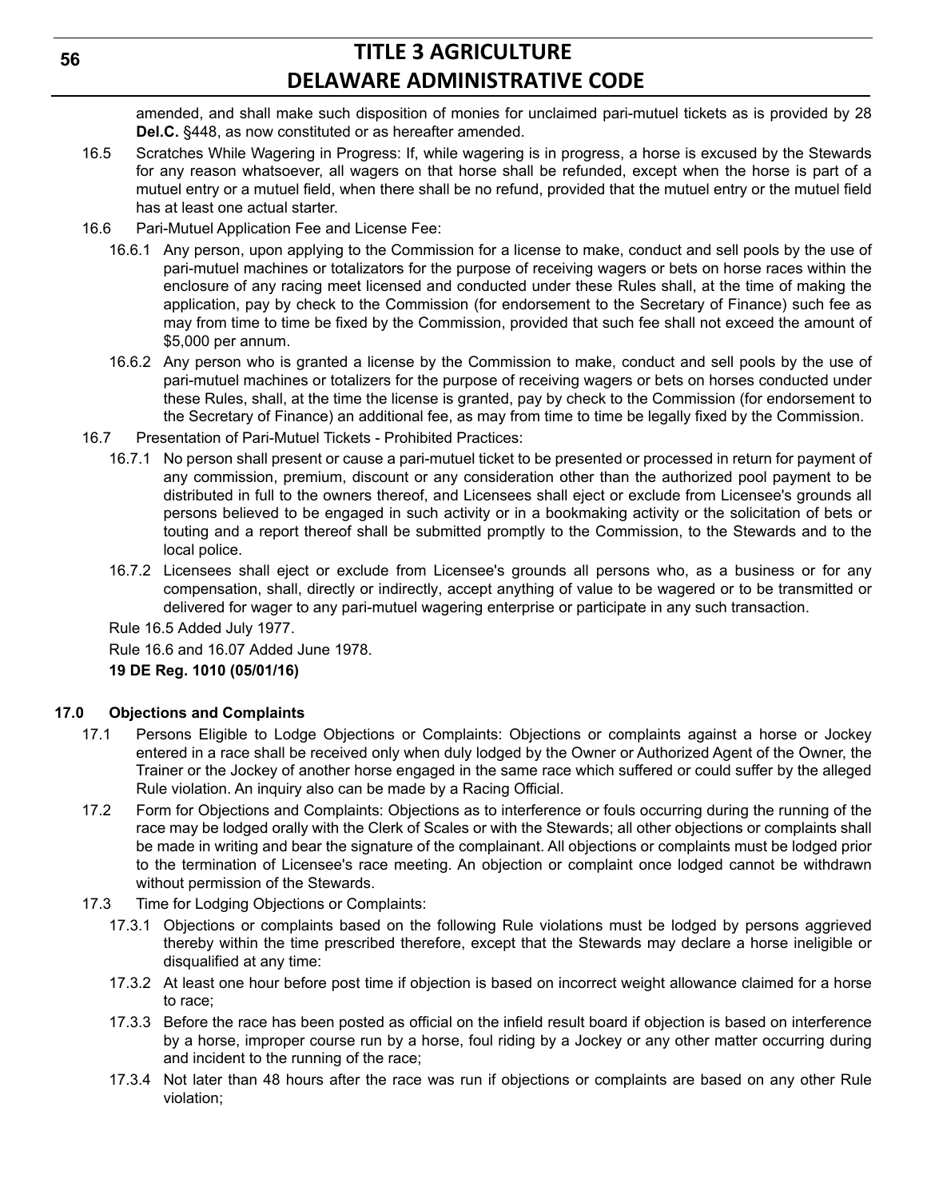amended, and shall make such disposition of monies for unclaimed pari-mutuel tickets as is provided by 28 **Del.C.** §448, as now constituted or as hereafter amended.

16.5 Scratches While Wagering in Progress: If, while wagering is in progress, a horse is excused by the Stewards for any reason whatsoever, all wagers on that horse shall be refunded, except when the horse is part of a mutuel entry or a mutuel field, when there shall be no refund, provided that the mutuel entry or the mutuel field has at least one actual starter.

16.6 Pari-Mutuel Application Fee and License Fee:

16.6.1 Any person, upon applying to the Commission for a license to make, conduct and sell pools by the use of pari-mutuel machines or totalizators for the purpose of receiving wagers or bets on horse races within the enclosure of any racing meet licensed and conducted under these Rules shall, at the time of making the application, pay by check to the Commission (for endorsement to the Secretary of Finance) such fee as may from time to time be fixed by the Commission, provided that such fee shall not exceed the amount of $5,000 per annum.

16.6.2 Any person who is granted a license by the Commission to make, conduct and sell pools by the use of pari-mutuel machines or totalizers for the purpose of receiving wagers or bets on horses conducted under these Rules, shall, at the time the license is granted, pay by check to the Commission (for endorsement to the Secretary of Finance) an additional fee, as may from time to time be legally fixed by the Commission.

16.7 Presentation of Pari-Mutuel Tickets - Prohibited Practices:

16.7.1 No person shall present or cause a pari-mutuel ticket to be presented or processed in return for payment of any commission, premium, discount or any consideration other than the authorized pool payment to be distributed in full to the owners thereof, and Licensees shall eject or exclude from Licensee's grounds all persons believed to be engaged in such activity or in a bookmaking activity or the solicitation of bets or touting and a report thereof shall be submitted promptly to the Commission, to the Stewards and to the local police.

16.7.2 Licensees shall eject or exclude from Licensee's grounds all persons who, as a business or for any compensation, shall, directly or indirectly, accept anything of value to be wagered or to be transmitted or delivered for wager to any pari-mutuel wagering enterprise or participate in any such transaction.

Rule 16.5 Added July 1977.

Rule 16.6 and 16.07 Added June 1978.

**19 DE Reg. 1010 (05/01/16)**

### 17.0 Objections and Complaints

17.1 Persons Eligible to Lodge Objections or Complaints: Objections or complaints against a horse or Jockey entered in a race shall be received only when duly lodged by the Owner or Authorized Agent of the Owner, the Trainer or the Jockey of another horse engaged in the same race which suffered or could suffer by the alleged Rule violation. An inquiry also can be made by a Racing Official.

17.2 Form for Objections and Complaints: Objections as to interference or fouls occurring during the running of the race may be lodged orally with the Clerk of Scales or with the Stewards; all other objections or complaints shall be made in writing and bear the signature of the complainant. All objections or complaints must be lodged prior to the termination of Licensee's race meeting. An objection or complaint once lodged cannot be withdrawn without permission of the Stewards.

17.3 Time for Lodging Objections or Complaints:

17.3.1 Objections or complaints based on the following Rule violations must be lodged by persons aggrieved thereby within the time prescribed therefore, except that the Stewards may declare a horse ineligible or disqualified at any time:

17.3.2 At least one hour before post time if objection is based on incorrect weight allowance claimed for a horse to race;

17.3.3 Before the race has been posted as official on the infield result board if objection is based on interference by a horse, improper course run by a horse, foul riding by a Jockey or any other matter occurring during and incident to the running of the race;

17.3.4 Not later than 48 hours after the race was run if objections or complaints are based on any other Rule violation;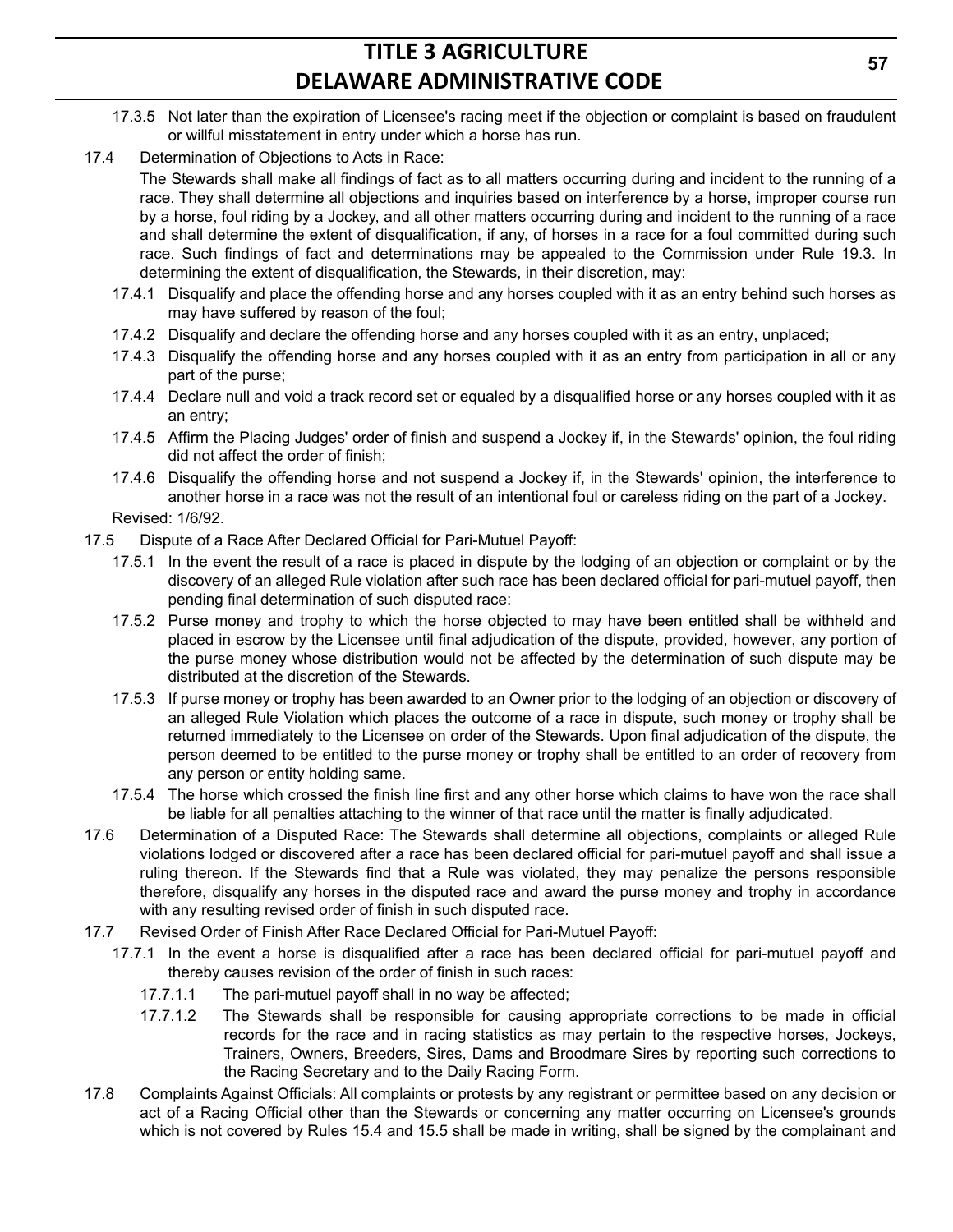17.3.5 Not later than the expiration of Licensee's racing meet if the objection or complaint is based on fraudulent or willful misstatement in entry under which a horse has run.

17.4 Determination of Objections to Acts in Race:

The Stewards shall make all findings of fact as to all matters occurring during and incident to the running of a race. They shall determine all objections and inquiries based on interference by a horse, improper course run by a horse, foul riding by a Jockey, and all other matters occurring during and incident to the running of a race and shall determine the extent of disqualification, if any, of horses in a race for a foul committed during such race. Such findings of fact and determinations may be appealed to the Commission under Rule 19.3. In determining the extent of disqualification, the Stewards, in their discretion, may:

17.4.1 Disqualify and place the offending horse and any horses coupled with it as an entry behind such horses as may have suffered by reason of the foul;

17.4.2 Disqualify and declare the offending horse and any horses coupled with it as an entry, unplaced;

17.4.3 Disqualify the offending horse and any horses coupled with it as an entry from participation in all or any part of the purse;

17.4.4 Declare null and void a track record set or equaled by a disqualified horse or any horses coupled with it as an entry;

17.4.5 Affirm the Placing Judges' order of finish and suspend a Jockey if, in the Stewards' opinion, the foul riding did not affect the order of finish;

17.4.6 Disqualify the offending horse and not suspend a Jockey if, in the Stewards' opinion, the interference to another horse in a race was not the result of an intentional foul or careless riding on the part of a Jockey.

Revised: 1/6/92.

17.5 Dispute of a Race After Declared Official for Pari-Mutuel Payoff:

17.5.1 In the event the result of a race is placed in dispute by the lodging of an objection or complaint or by the discovery of an alleged Rule violation after such race has been declared official for pari-mutuel payoff, then pending final determination of such disputed race:

17.5.2 Purse money and trophy to which the horse objected to may have been entitled shall be withheld and placed in escrow by the Licensee until final adjudication of the dispute, provided, however, any portion of the purse money whose distribution would not be affected by the determination of such dispute may be distributed at the discretion of the Stewards.

17.5.3 If purse money or trophy has been awarded to an Owner prior to the lodging of an objection or discovery of an alleged Rule Violation which places the outcome of a race in dispute, such money or trophy shall be returned immediately to the Licensee on order of the Stewards. Upon final adjudication of the dispute, the person deemed to be entitled to the purse money or trophy shall be entitled to an order of recovery from any person or entity holding same.

17.5.4 The horse which crossed the finish line first and any other horse which claims to have won the race shall be liable for all penalties attaching to the winner of that race until the matter is finally adjudicated.

17.6 Determination of a Disputed Race: The Stewards shall determine all objections, complaints or alleged Rule violations lodged or discovered after a race has been declared official for pari-mutuel payoff and shall issue a ruling thereon. If the Stewards find that a Rule was violated, they may penalize the persons responsible therefore, disqualify any horses in the disputed race and award the purse money and trophy in accordance with any resulting revised order of finish in such disputed race.

17.7 Revised Order of Finish After Race Declared Official for Pari-Mutuel Payoff:

17.7.1 In the event a horse is disqualified after a race has been declared official for pari-mutuel payoff and thereby causes revision of the order of finish in such races:

17.7.1.1 The pari-mutuel payoff shall in no way be affected;

17.7.1.2 The Stewards shall be responsible for causing appropriate corrections to be made in official records for the race and in racing statistics as may pertain to the respective horses, Jockeys, Trainers, Owners, Breeders, Sires, Dams and Broodmare Sires by reporting such corrections to the Racing Secretary and to the Daily Racing Form.

17.8 Complaints Against Officials: All complaints or protests by any registrant or permittee based on any decision or act of a Racing Official other than the Stewards or concerning any matter occurring on Licensee's grounds which is not covered by Rules 15.4 and 15.5 shall be made in writing, shall be signed by the complainant and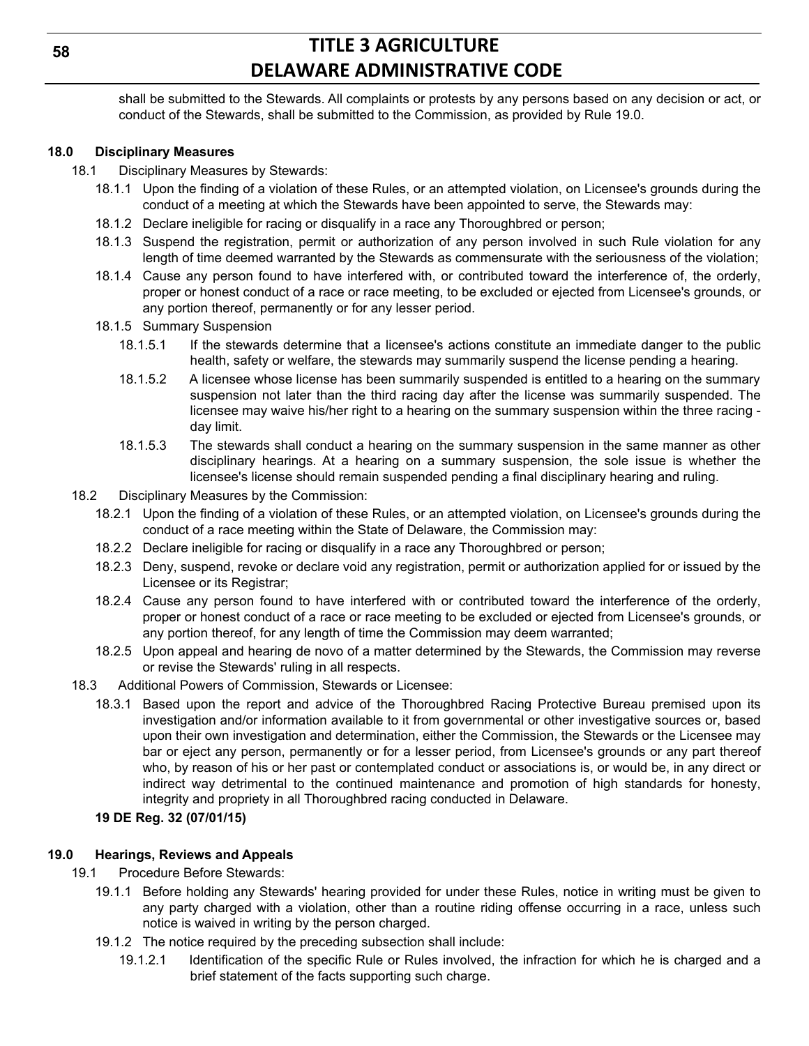shall be submitted to the Stewards. All complaints or protests by any persons based on any decision or act, or conduct of the Stewards, shall be submitted to the Commission, as provided by Rule 19.0.

### 18.0 Disciplinary Measures

18.1 Disciplinary Measures by Stewards:

18.1.1 Upon the finding of a violation of these Rules, or an attempted violation, on Licensee's grounds during the conduct of a meeting at which the Stewards have been appointed to serve, the Stewards may:

18.1.2 Declare ineligible for racing or disqualify in a race any Thoroughbred or person;

18.1.3 Suspend the registration, permit or authorization of any person involved in such Rule violation for any length of time deemed warranted by the Stewards as commensurate with the seriousness of the violation;

18.1.4 Cause any person found to have interfered with, or contributed toward the interference of, the orderly, proper or honest conduct of a race or race meeting, to be excluded or ejected from Licensee's grounds, or any portion thereof, permanently or for any lesser period.

18.1.5 Summary Suspension

18.1.5.1 If the stewards determine that a licensee's actions constitute an immediate danger to the public health, safety or welfare, the stewards may summarily suspend the license pending a hearing.

18.1.5.2 A licensee whose license has been summarily suspended is entitled to a hearing on the summary suspension not later than the third racing day after the license was summarily suspended. The licensee may waive his/her right to a hearing on the summary suspension within the three racing - day limit.

18.1.5.3 The stewards shall conduct a hearing on the summary suspension in the same manner as other disciplinary hearings. At a hearing on a summary suspension, the sole issue is whether the licensee's license should remain suspended pending a final disciplinary hearing and ruling.

18.2 Disciplinary Measures by the Commission:

18.2.1 Upon the finding of a violation of these Rules, or an attempted violation, on Licensee's grounds during the conduct of a race meeting within the State of Delaware, the Commission may:

18.2.2 Declare ineligible for racing or disqualify in a race any Thoroughbred or person;

18.2.3 Deny, suspend, revoke or declare void any registration, permit or authorization applied for or issued by the Licensee or its Registrar;

18.2.4 Cause any person found to have interfered with or contributed toward the interference of the orderly, proper or honest conduct of a race or race meeting to be excluded or ejected from Licensee's grounds, or any portion thereof, for any length of time the Commission may deem warranted;

18.2.5 Upon appeal and hearing de novo of a matter determined by the Stewards, the Commission may reverse or revise the Stewards' ruling in all respects.

18.3 Additional Powers of Commission, Stewards or Licensee:

18.3.1 Based upon the report and advice of the Thoroughbred Racing Protective Bureau premised upon its investigation and/or information available to it from governmental or other investigative sources or, based upon their own investigation and determination, either the Commission, the Stewards or the Licensee may bar or eject any person, permanently or for a lesser period, from Licensee's grounds or any part thereof who, by reason of his or her past or contemplated conduct or associations is, or would be, in any direct or indirect way detrimental to the continued maintenance and promotion of high standards for honesty, integrity and propriety in all Thoroughbred racing conducted in Delaware.

**19 DE Reg. 32 (07/01/15)**

### 19.0 Hearings, Reviews and Appeals

19.1 Procedure Before Stewards:

19.1.1 Before holding any Stewards' hearing provided for under these Rules, notice in writing must be given to any party charged with a violation, other than a routine riding offense occurring in a race, unless such notice is waived in writing by the person charged.

19.1.2 The notice required by the preceding subsection shall include:

19.1.2.1 Identification of the specific Rule or Rules involved, the infraction for which he is charged and a brief statement of the facts supporting such charge.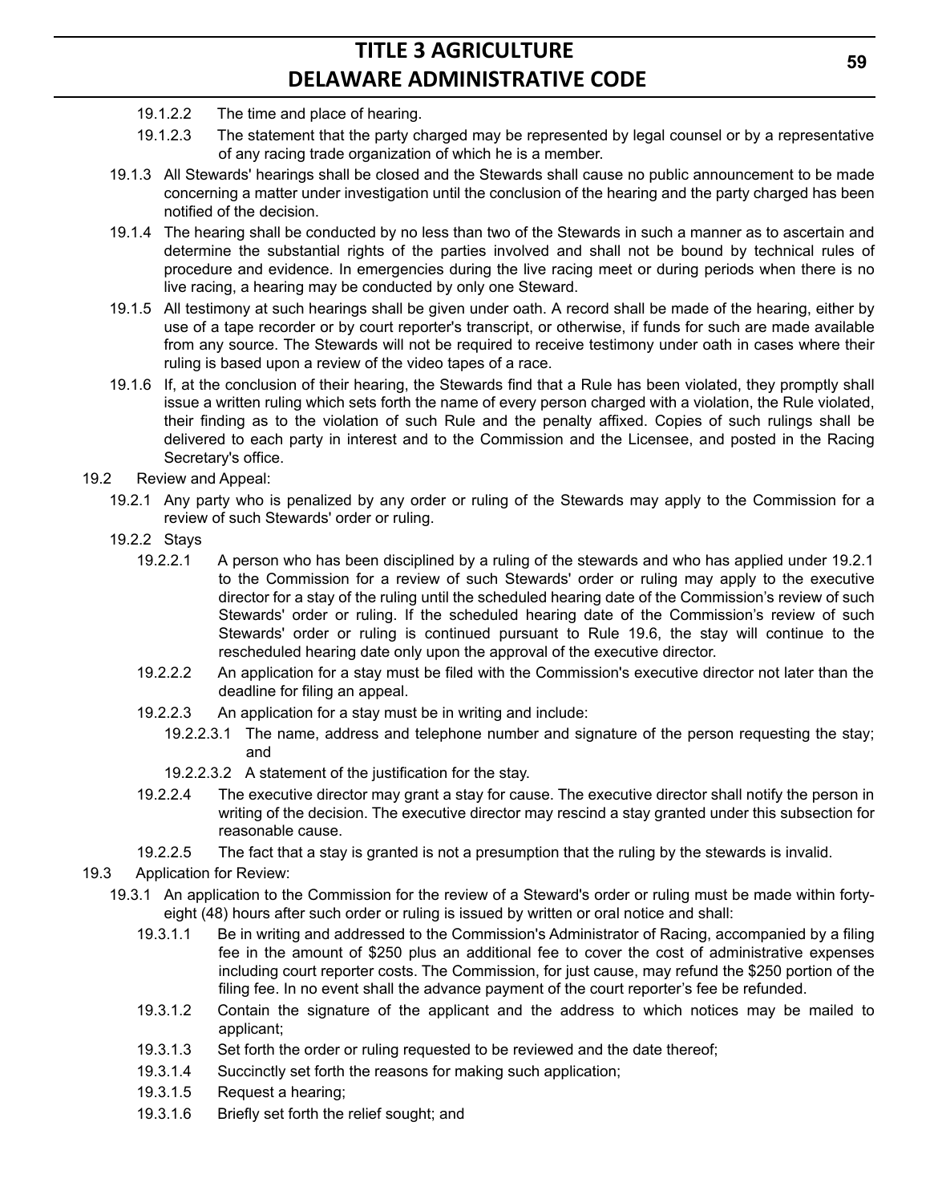19.1.2.2 The time and place of hearing.

19.1.2.3 The statement that the party charged may be represented by legal counsel or by a representative of any racing trade organization of which he is a member.

19.1.3 All Stewards' hearings shall be closed and the Stewards shall cause no public announcement to be made concerning a matter under investigation until the conclusion of the hearing and the party charged has been notified of the decision.

19.1.4 The hearing shall be conducted by no less than two of the Stewards in such a manner as to ascertain and determine the substantial rights of the parties involved and shall not be bound by technical rules of procedure and evidence. In emergencies during the live racing meet or during periods when there is no live racing, a hearing may be conducted by only one Steward.

19.1.5 All testimony at such hearings shall be given under oath. A record shall be made of the hearing, either by use of a tape recorder or by court reporter's transcript, or otherwise, if funds for such are made available from any source. The Stewards will not be required to receive testimony under oath in cases where their ruling is based upon a review of the video tapes of a race.

19.1.6 If, at the conclusion of their hearing, the Stewards find that a Rule has been violated, they promptly shall issue a written ruling which sets forth the name of every person charged with a violation, the Rule violated, their finding as to the violation of such Rule and the penalty affixed. Copies of such rulings shall be delivered to each party in interest and to the Commission and the Licensee, and posted in the Racing Secretary's office.

19.2 Review and Appeal:

19.2.1 Any party who is penalized by any order or ruling of the Stewards may apply to the Commission for a review of such Stewards' order or ruling.

19.2.2 Stays

19.2.2.1 A person who has been disciplined by a ruling of the stewards and who has applied under 19.2.1 to the Commission for a review of such Stewards' order or ruling may apply to the executive director for a stay of the ruling until the scheduled hearing date of the Commission's review of such Stewards' order or ruling. If the scheduled hearing date of the Commission's review of such Stewards' order or ruling is continued pursuant to Rule 19.6, the stay will continue to the rescheduled hearing date only upon the approval of the executive director.

19.2.2.2 An application for a stay must be filed with the Commission's executive director not later than the deadline for filing an appeal.

19.2.2.3 An application for a stay must be in writing and include:

19.2.2.3.1 The name, address and telephone number and signature of the person requesting the stay; and

19.2.2.3.2 A statement of the justification for the stay.

19.2.2.4 The executive director may grant a stay for cause. The executive director shall notify the person in writing of the decision. The executive director may rescind a stay granted under this subsection for reasonable cause.

19.2.2.5 The fact that a stay is granted is not a presumption that the ruling by the stewards is invalid.

19.3 Application for Review:

19.3.1 An application to the Commission for the review of a Steward's order or ruling must be made within forty-eight (48) hours after such order or ruling is issued by written or oral notice and shall:

19.3.1.1 Be in writing and addressed to the Commission's Administrator of Racing, accompanied by a filing fee in the amount of $250 plus an additional fee to cover the cost of administrative expenses including court reporter costs. The Commission, for just cause, may refund the $250 portion of the filing fee. In no event shall the advance payment of the court reporter's fee be refunded.

19.3.1.2 Contain the signature of the applicant and the address to which notices may be mailed to applicant;

19.3.1.3 Set forth the order or ruling requested to be reviewed and the date thereof;

19.3.1.4 Succinctly set forth the reasons for making such application;

19.3.1.5 Request a hearing;

19.3.1.6 Briefly set forth the relief sought; and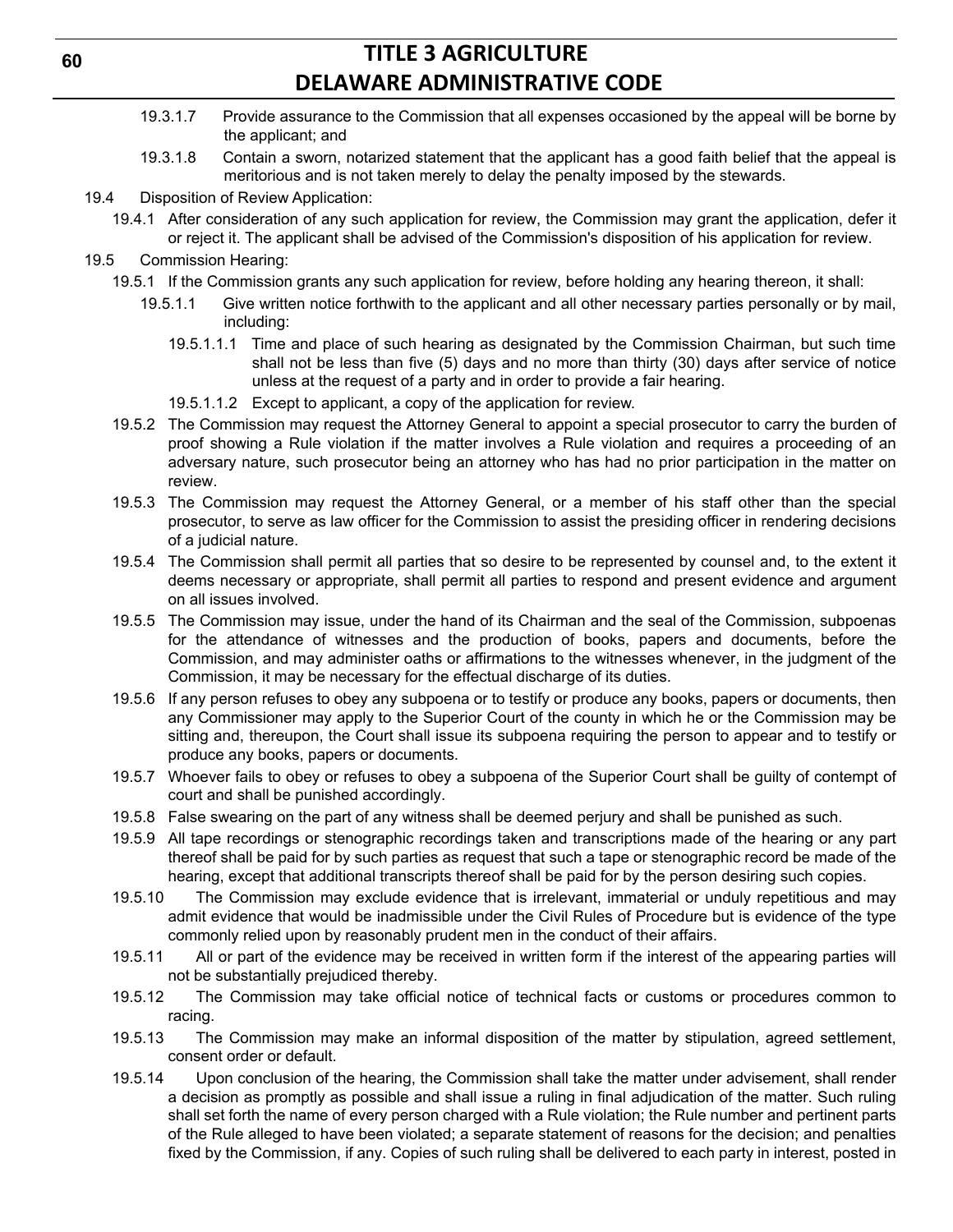19.3.1.7 Provide assurance to the Commission that all expenses occasioned by the appeal will be borne by the applicant; and

19.3.1.8 Contain a sworn, notarized statement that the applicant has a good faith belief that the appeal is meritorious and is not taken merely to delay the penalty imposed by the stewards.

19.4 Disposition of Review Application:

19.4.1 After consideration of any such application for review, the Commission may grant the application, defer it or reject it. The applicant shall be advised of the Commission's disposition of his application for review.

19.5 Commission Hearing:

19.5.1 If the Commission grants any such application for review, before holding any hearing thereon, it shall:

19.5.1.1 Give written notice forthwith to the applicant and all other necessary parties personally or by mail, including:

19.5.1.1.1 Time and place of such hearing as designated by the Commission Chairman, but such time shall not be less than five (5) days and no more than thirty (30) days after service of notice unless at the request of a party and in order to provide a fair hearing.

19.5.1.1.2 Except to applicant, a copy of the application for review.

19.5.2 The Commission may request the Attorney General to appoint a special prosecutor to carry the burden of proof showing a Rule violation if the matter involves a Rule violation and requires a proceeding of an adversary nature, such prosecutor being an attorney who has had no prior participation in the matter on review.

19.5.3 The Commission may request the Attorney General, or a member of his staff other than the special prosecutor, to serve as law officer for the Commission to assist the presiding officer in rendering decisions of a judicial nature.

19.5.4 The Commission shall permit all parties that so desire to be represented by counsel and, to the extent it deems necessary or appropriate, shall permit all parties to respond and present evidence and argument on all issues involved.

19.5.5 The Commission may issue, under the hand of its Chairman and the seal of the Commission, subpoenas for the attendance of witnesses and the production of books, papers and documents, before the Commission, and may administer oaths or affirmations to the witnesses whenever, in the judgment of the Commission, it may be necessary for the effectual discharge of its duties.

19.5.6 If any person refuses to obey any subpoena or to testify or produce any books, papers or documents, then any Commissioner may apply to the Superior Court of the county in which he or the Commission may be sitting and, thereupon, the Court shall issue its subpoena requiring the person to appear and to testify or produce any books, papers or documents.

19.5.7 Whoever fails to obey or refuses to obey a subpoena of the Superior Court shall be guilty of contempt of court and shall be punished accordingly.

19.5.8 False swearing on the part of any witness shall be deemed perjury and shall be punished as such.

19.5.9 All tape recordings or stenographic recordings taken and transcriptions made of the hearing or any part thereof shall be paid for by such parties as request that such a tape or stenographic record be made of the hearing, except that additional transcripts thereof shall be paid for by the person desiring such copies.

19.5.10 The Commission may exclude evidence that is irrelevant, immaterial or unduly repetitious and may admit evidence that would be inadmissible under the Civil Rules of Procedure but is evidence of the type commonly relied upon by reasonably prudent men in the conduct of their affairs.

19.5.11 All or part of the evidence may be received in written form if the interest of the appearing parties will not be substantially prejudiced thereby.

19.5.12 The Commission may take official notice of technical facts or customs or procedures common to racing.

19.5.13 The Commission may make an informal disposition of the matter by stipulation, agreed settlement, consent order or default.

19.5.14 Upon conclusion of the hearing, the Commission shall take the matter under advisement, shall render a decision as promptly as possible and shall issue a ruling in final adjudication of the matter. Such ruling shall set forth the name of every person charged with a Rule violation; the Rule number and pertinent parts of the Rule alleged to have been violated; a separate statement of reasons for the decision; and penalties fixed by the Commission, if any. Copies of such ruling shall be delivered to each party in interest, posted in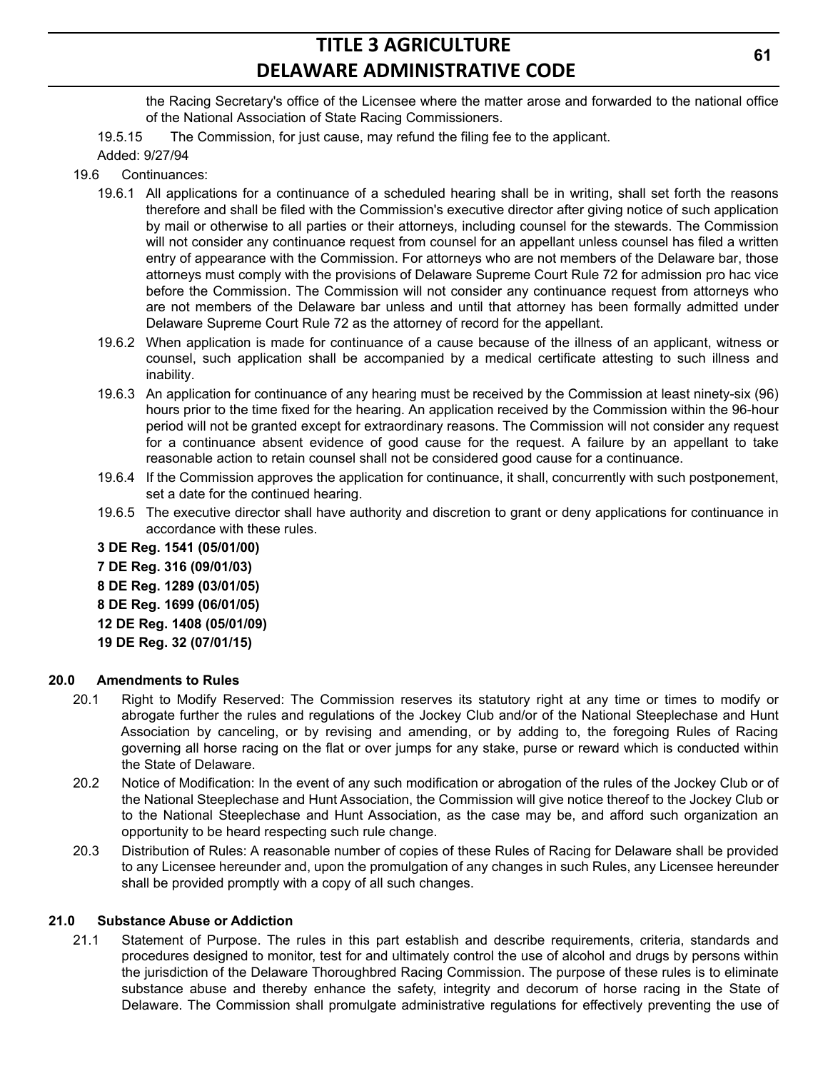the Racing Secretary's office of the Licensee where the matter arose and forwarded to the national office of the National Association of State Racing Commissioners.

19.5.15 The Commission, for just cause, may refund the filing fee to the applicant.

Added: 9/27/94

19.6 Continuances:

19.6.1 All applications for a continuance of a scheduled hearing shall be in writing, shall set forth the reasons therefore and shall be filed with the Commission's executive director after giving notice of such application by mail or otherwise to all parties or their attorneys, including counsel for the stewards. The Commission will not consider any continuance request from counsel for an appellant unless counsel has filed a written entry of appearance with the Commission. For attorneys who are not members of the Delaware bar, those attorneys must comply with the provisions of Delaware Supreme Court Rule 72 for admission pro hac vice before the Commission. The Commission will not consider any continuance request from attorneys who are not members of the Delaware bar unless and until that attorney has been formally admitted under Delaware Supreme Court Rule 72 as the attorney of record for the appellant.

19.6.2 When application is made for continuance of a cause because of the illness of an applicant, witness or counsel, such application shall be accompanied by a medical certificate attesting to such illness and inability.

19.6.3 An application for continuance of any hearing must be received by the Commission at least ninety-six (96) hours prior to the time fixed for the hearing. An application received by the Commission within the 96-hour period will not be granted except for extraordinary reasons. The Commission will not consider any request for a continuance absent evidence of good cause for the request. A failure by an appellant to take reasonable action to retain counsel shall not be considered good cause for a continuance.

19.6.4 If the Commission approves the application for continuance, it shall, concurrently with such postponement, set a date for the continued hearing.

19.6.5 The executive director shall have authority and discretion to grant or deny applications for continuance in accordance with these rules.

**3 DE Reg. 1541 (05/01/00)**

**7 DE Reg. 316 (09/01/03)**

**8 DE Reg. 1289 (03/01/05)**

**8 DE Reg. 1699 (06/01/05)**

**12 DE Reg. 1408 (05/01/09)**

**19 DE Reg. 32 (07/01/15)**

## 20.0 Amendments to Rules

20.1 Right to Modify Reserved: The Commission reserves its statutory right at any time or times to modify or abrogate further the rules and regulations of the Jockey Club and/or of the National Steeplechase and Hunt Association by canceling, or by revising and amending, or by adding to, the foregoing Rules of Racing governing all horse racing on the flat or over jumps for any stake, purse or reward which is conducted within the State of Delaware.

20.2 Notice of Modification: In the event of any such modification or abrogation of the rules of the Jockey Club or of the National Steeplechase and Hunt Association, the Commission will give notice thereof to the Jockey Club or to the National Steeplechase and Hunt Association, as the case may be, and afford such organization an opportunity to be heard respecting such rule change.

20.3 Distribution of Rules: A reasonable number of copies of these Rules of Racing for Delaware shall be provided to any Licensee hereunder and, upon the promulgation of any changes in such Rules, any Licensee hereunder shall be provided promptly with a copy of all such changes.

## 21.0 Substance Abuse or Addiction

21.1 Statement of Purpose. The rules in this part establish and describe requirements, criteria, standards and procedures designed to monitor, test for and ultimately control the use of alcohol and drugs by persons within the jurisdiction of the Delaware Thoroughbred Racing Commission. The purpose of these rules is to eliminate substance abuse and thereby enhance the safety, integrity and decorum of horse racing in the State of Delaware. The Commission shall promulgate administrative regulations for effectively preventing the use of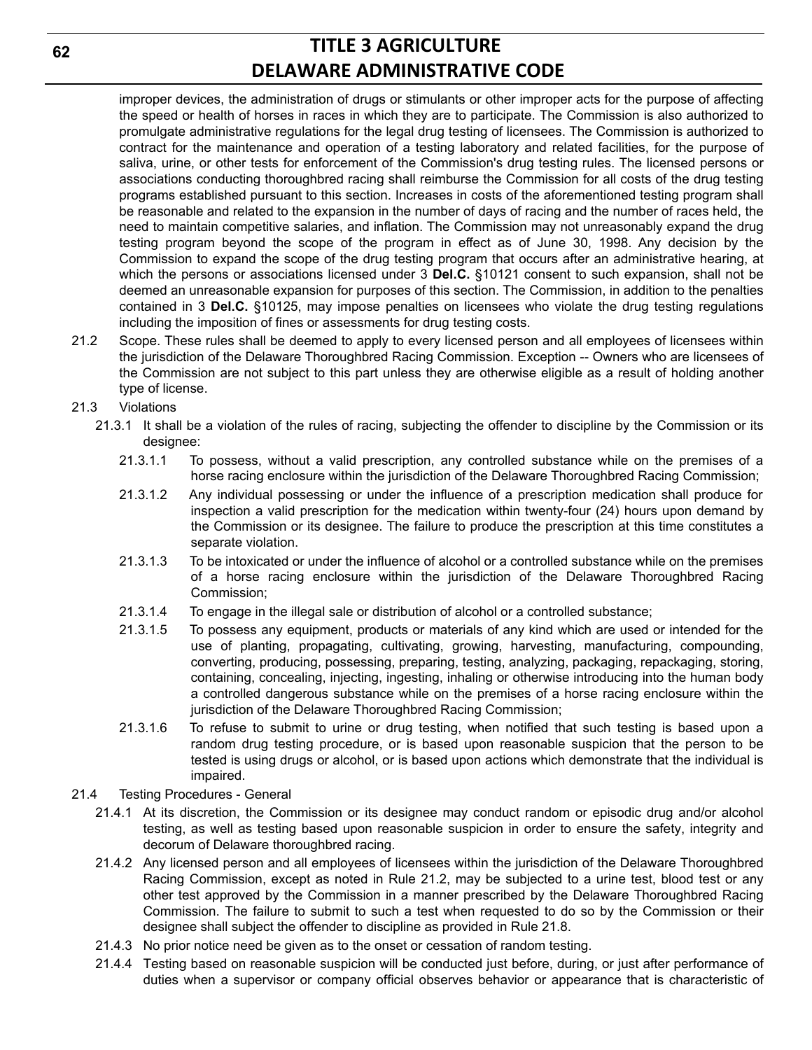improper devices, the administration of drugs or stimulants or other improper acts for the purpose of affecting the speed or health of horses in races in which they are to participate. The Commission is also authorized to promulgate administrative regulations for the legal drug testing of licensees. The Commission is authorized to contract for the maintenance and operation of a testing laboratory and related facilities, for the purpose of saliva, urine, or other tests for enforcement of the Commission's drug testing rules. The licensed persons or associations conducting thoroughbred racing shall reimburse the Commission for all costs of the drug testing programs established pursuant to this section. Increases in costs of the aforementioned testing program shall be reasonable and related to the expansion in the number of days of racing and the number of races held, the need to maintain competitive salaries, and inflation. The Commission may not unreasonably expand the drug testing program beyond the scope of the program in effect as of June 30, 1998. Any decision by the Commission to expand the scope of the drug testing program that occurs after an administrative hearing, at which the persons or associations licensed under 3 **Del.C.** §10121 consent to such expansion, shall not be deemed an unreasonable expansion for purposes of this section. The Commission, in addition to the penalties contained in 3 **Del.C.** §10125, may impose penalties on licensees who violate the drug testing regulations including the imposition of fines or assessments for drug testing costs.

21.2 Scope. These rules shall be deemed to apply to every licensed person and all employees of licensees within the jurisdiction of the Delaware Thoroughbred Racing Commission. Exception -- Owners who are licensees of the Commission are not subject to this part unless they are otherwise eligible as a result of holding another type of license.

21.3 Violations

21.3.1 It shall be a violation of the rules of racing, subjecting the offender to discipline by the Commission or its designee:

21.3.1.1 To possess, without a valid prescription, any controlled substance while on the premises of a horse racing enclosure within the jurisdiction of the Delaware Thoroughbred Racing Commission;

21.3.1.2 Any individual possessing or under the influence of a prescription medication shall produce for inspection a valid prescription for the medication within twenty-four (24) hours upon demand by the Commission or its designee. The failure to produce the prescription at this time constitutes a separate violation.

21.3.1.3 To be intoxicated or under the influence of alcohol or a controlled substance while on the premises of a horse racing enclosure within the jurisdiction of the Delaware Thoroughbred Racing Commission;

21.3.1.4 To engage in the illegal sale or distribution of alcohol or a controlled substance;

21.3.1.5 To possess any equipment, products or materials of any kind which are used or intended for the use of planting, propagating, cultivating, growing, harvesting, manufacturing, compounding, converting, producing, possessing, preparing, testing, analyzing, packaging, repackaging, storing, containing, concealing, injecting, ingesting, inhaling or otherwise introducing into the human body a controlled dangerous substance while on the premises of a horse racing enclosure within the jurisdiction of the Delaware Thoroughbred Racing Commission;

21.3.1.6 To refuse to submit to urine or drug testing, when notified that such testing is based upon a random drug testing procedure, or is based upon reasonable suspicion that the person to be tested is using drugs or alcohol, or is based upon actions which demonstrate that the individual is impaired.

21.4 Testing Procedures - General

21.4.1 At its discretion, the Commission or its designee may conduct random or episodic drug and/or alcohol testing, as well as testing based upon reasonable suspicion in order to ensure the safety, integrity and decorum of Delaware thoroughbred racing.

21.4.2 Any licensed person and all employees of licensees within the jurisdiction of the Delaware Thoroughbred Racing Commission, except as noted in Rule 21.2, may be subjected to a urine test, blood test or any other test approved by the Commission in a manner prescribed by the Delaware Thoroughbred Racing Commission. The failure to submit to such a test when requested to do so by the Commission or their designee shall subject the offender to discipline as provided in Rule 21.8.

21.4.3 No prior notice need be given as to the onset or cessation of random testing.

21.4.4 Testing based on reasonable suspicion will be conducted just before, during, or just after performance of duties when a supervisor or company official observes behavior or appearance that is characteristic of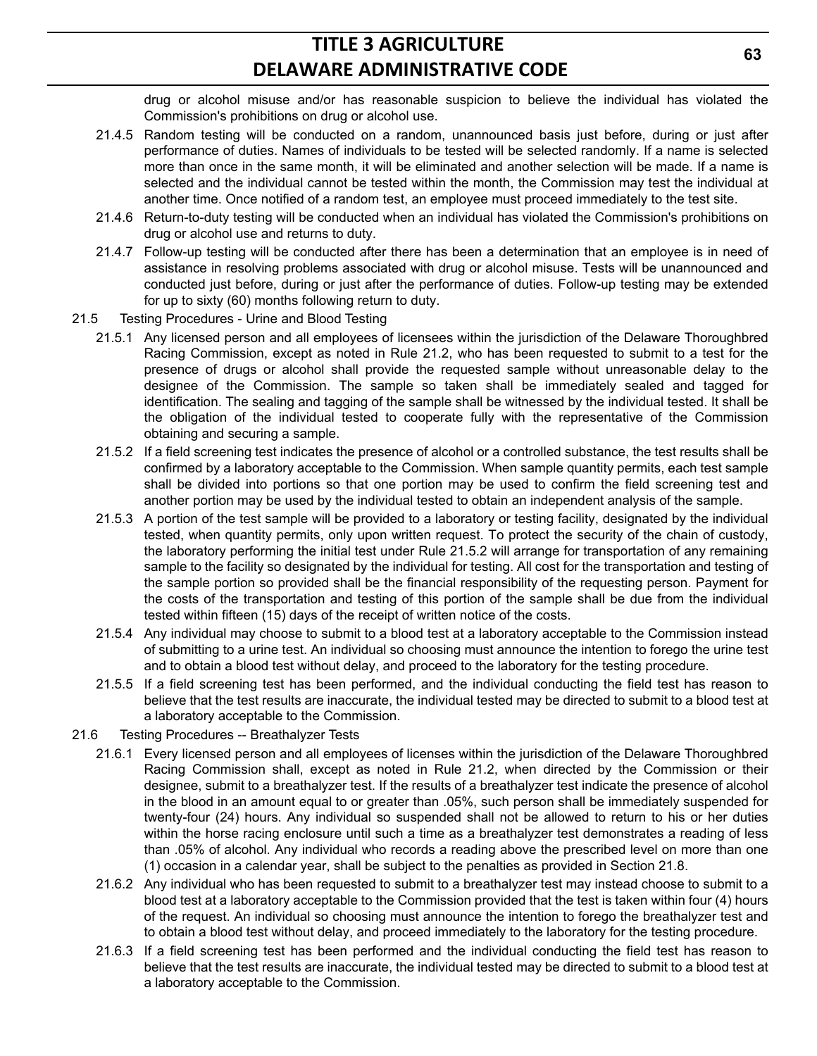drug or alcohol misuse and/or has reasonable suspicion to believe the individual has violated the Commission's prohibitions on drug or alcohol use.

21.4.5 Random testing will be conducted on a random, unannounced basis just before, during or just after performance of duties. Names of individuals to be tested will be selected randomly. If a name is selected more than once in the same month, it will be eliminated and another selection will be made. If a name is selected and the individual cannot be tested within the month, the Commission may test the individual at another time. Once notified of a random test, an employee must proceed immediately to the test site.

21.4.6 Return-to-duty testing will be conducted when an individual has violated the Commission's prohibitions on drug or alcohol use and returns to duty.

21.4.7 Follow-up testing will be conducted after there has been a determination that an employee is in need of assistance in resolving problems associated with drug or alcohol misuse. Tests will be unannounced and conducted just before, during or just after the performance of duties. Follow-up testing may be extended for up to sixty (60) months following return to duty.

21.5 Testing Procedures - Urine and Blood Testing

21.5.1 Any licensed person and all employees of licensees within the jurisdiction of the Delaware Thoroughbred Racing Commission, except as noted in Rule 21.2, who has been requested to submit to a test for the presence of drugs or alcohol shall provide the requested sample without unreasonable delay to the designee of the Commission. The sample so taken shall be immediately sealed and tagged for identification. The sealing and tagging of the sample shall be witnessed by the individual tested. It shall be the obligation of the individual tested to cooperate fully with the representative of the Commission obtaining and securing a sample.

21.5.2 If a field screening test indicates the presence of alcohol or a controlled substance, the test results shall be confirmed by a laboratory acceptable to the Commission. When sample quantity permits, each test sample shall be divided into portions so that one portion may be used to confirm the field screening test and another portion may be used by the individual tested to obtain an independent analysis of the sample.

21.5.3 A portion of the test sample will be provided to a laboratory or testing facility, designated by the individual tested, when quantity permits, only upon written request. To protect the security of the chain of custody, the laboratory performing the initial test under Rule 21.5.2 will arrange for transportation of any remaining sample to the facility so designated by the individual for testing. All cost for the transportation and testing of the sample portion so provided shall be the financial responsibility of the requesting person. Payment for the costs of the transportation and testing of this portion of the sample shall be due from the individual tested within fifteen (15) days of the receipt of written notice of the costs.

21.5.4 Any individual may choose to submit to a blood test at a laboratory acceptable to the Commission instead of submitting to a urine test. An individual so choosing must announce the intention to forego the urine test and to obtain a blood test without delay, and proceed to the laboratory for the testing procedure.

21.5.5 If a field screening test has been performed, and the individual conducting the field test has reason to believe that the test results are inaccurate, the individual tested may be directed to submit to a blood test at a laboratory acceptable to the Commission.

21.6 Testing Procedures -- Breathalyzer Tests

21.6.1 Every licensed person and all employees of licenses within the jurisdiction of the Delaware Thoroughbred Racing Commission shall, except as noted in Rule 21.2, when directed by the Commission or their designee, submit to a breathalyzer test. If the results of a breathalyzer test indicate the presence of alcohol in the blood in an amount equal to or greater than .05%, such person shall be immediately suspended for twenty-four (24) hours. Any individual so suspended shall not be allowed to return to his or her duties within the horse racing enclosure until such a time as a breathalyzer test demonstrates a reading of less than .05% of alcohol. Any individual who records a reading above the prescribed level on more than one (1) occasion in a calendar year, shall be subject to the penalties as provided in Section 21.8.

21.6.2 Any individual who has been requested to submit to a breathalyzer test may instead choose to submit to a blood test at a laboratory acceptable to the Commission provided that the test is taken within four (4) hours of the request. An individual so choosing must announce the intention to forego the breathalyzer test and to obtain a blood test without delay, and proceed immediately to the laboratory for the testing procedure.

21.6.3 If a field screening test has been performed and the individual conducting the field test has reason to believe that the test results are inaccurate, the individual tested may be directed to submit to a blood test at a laboratory acceptable to the Commission.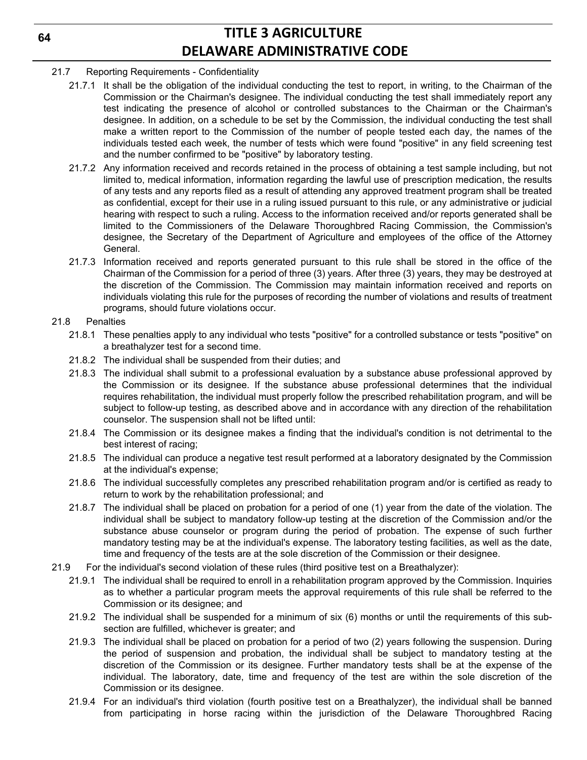21.7 Reporting Requirements - Confidentiality

21.7.1 It shall be the obligation of the individual conducting the test to report, in writing, to the Chairman of the Commission or the Chairman's designee. The individual conducting the test shall immediately report any test indicating the presence of alcohol or controlled substances to the Chairman or the Chairman's designee. In addition, on a schedule to be set by the Commission, the individual conducting the test shall make a written report to the Commission of the number of people tested each day, the names of the individuals tested each week, the number of tests which were found "positive" in any field screening test and the number confirmed to be "positive" by laboratory testing.

21.7.2 Any information received and records retained in the process of obtaining a test sample including, but not limited to, medical information, information regarding the lawful use of prescription medication, the results of any tests and any reports filed as a result of attending any approved treatment program shall be treated as confidential, except for their use in a ruling issued pursuant to this rule, or any administrative or judicial hearing with respect to such a ruling. Access to the information received and/or reports generated shall be limited to the Commissioners of the Delaware Thoroughbred Racing Commission, the Commission's designee, the Secretary of the Department of Agriculture and employees of the office of the Attorney General.

21.7.3 Information received and reports generated pursuant to this rule shall be stored in the office of the Chairman of the Commission for a period of three (3) years. After three (3) years, they may be destroyed at the discretion of the Commission. The Commission may maintain information received and reports on individuals violating this rule for the purposes of recording the number of violations and results of treatment programs, should future violations occur.

21.8 Penalties

21.8.1 These penalties apply to any individual who tests "positive" for a controlled substance or tests "positive" on a breathalyzer test for a second time.

21.8.2 The individual shall be suspended from their duties; and

21.8.3 The individual shall submit to a professional evaluation by a substance abuse professional approved by the Commission or its designee. If the substance abuse professional determines that the individual requires rehabilitation, the individual must properly follow the prescribed rehabilitation program, and will be subject to follow-up testing, as described above and in accordance with any direction of the rehabilitation counselor. The suspension shall not be lifted until:

21.8.4 The Commission or its designee makes a finding that the individual's condition is not detrimental to the best interest of racing;

21.8.5 The individual can produce a negative test result performed at a laboratory designated by the Commission at the individual's expense;

21.8.6 The individual successfully completes any prescribed rehabilitation program and/or is certified as ready to return to work by the rehabilitation professional; and

21.8.7 The individual shall be placed on probation for a period of one (1) year from the date of the violation. The individual shall be subject to mandatory follow-up testing at the discretion of the Commission and/or the substance abuse counselor or program during the period of probation. The expense of such further mandatory testing may be at the individual's expense. The laboratory testing facilities, as well as the date, time and frequency of the tests are at the sole discretion of the Commission or their designee.

21.9 For the individual's second violation of these rules (third positive test on a Breathalyzer):

21.9.1 The individual shall be required to enroll in a rehabilitation program approved by the Commission. Inquiries as to whether a particular program meets the approval requirements of this rule shall be referred to the Commission or its designee; and

21.9.2 The individual shall be suspended for a minimum of six (6) months or until the requirements of this sub-section are fulfilled, whichever is greater; and

21.9.3 The individual shall be placed on probation for a period of two (2) years following the suspension. During the period of suspension and probation, the individual shall be subject to mandatory testing at the discretion of the Commission or its designee. Further mandatory tests shall be at the expense of the individual. The laboratory, date, time and frequency of the test are within the sole discretion of the Commission or its designee.

21.9.4 For an individual's third violation (fourth positive test on a Breathalyzer), the individual shall be banned from participating in horse racing within the jurisdiction of the Delaware Thoroughbred Racing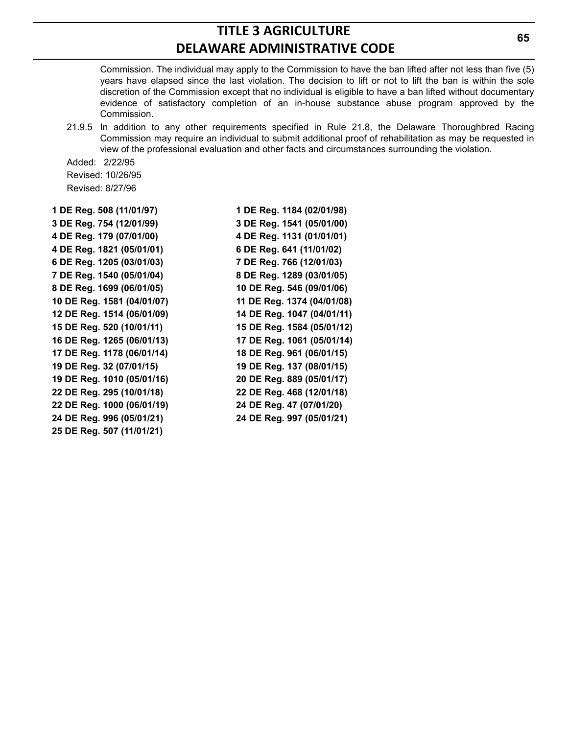Commission. The individual may apply to the Commission to have the ban lifted after not less than five (5) years have elapsed since the last violation. The decision to lift or not to lift the ban is within the sole discretion of the Commission except that no individual is eligible to have a ban lifted without documentary evidence of satisfactory completion of an in-house substance abuse program approved by the Commission.

21.9.5 In addition to any other requirements specified in Rule 21.8, the Delaware Thoroughbred Racing Commission may require an individual to submit additional proof of rehabilitation as may be requested in view of the professional evaluation and other facts and circumstances surrounding the violation.

Added: 2/22/95

Revised: 10/26/95

Revised: 8/27/96

**1 DE Reg. 508 (11/01/97)**
**1 DE Reg. 1184 (02/01/98)**
**3 DE Reg. 754 (12/01/99)**
**3 DE Reg. 1541 (05/01/00)**
**4 DE Reg. 179 (07/01/00)**
**4 DE Reg. 1131 (01/01/01)**
**4 DE Reg. 1821 (05/01/01)**
**6 DE Reg. 641 (11/01/02)**
**6 DE Reg. 1205 (03/01/03)**
**7 DE Reg. 766 (12/01/03)**
**7 DE Reg. 1540 (05/01/04)**
**8 DE Reg. 1289 (03/01/05)**
**8 DE Reg. 1699 (06/01/05)**
**10 DE Reg. 546 (09/01/06)**
**10 DE Reg. 1581 (04/01/07)**
**11 DE Reg. 1374 (04/01/08)**
**12 DE Reg. 1514 (06/01/09)**
**14 DE Reg. 1047 (04/01/11)**
**15 DE Reg. 520 (10/01/11)**
**15 DE Reg. 1584 (05/01/12)**
**16 DE Reg. 1265 (06/01/13)**
**17 DE Reg. 1061 (05/01/14)**
**17 DE Reg. 1178 (06/01/14)**
**18 DE Reg. 961 (06/01/15)**
**19 DE Reg. 32 (07/01/15)**
**19 DE Reg. 137 (08/01/15)**
**19 DE Reg. 1010 (05/01/16)**
**20 DE Reg. 889 (05/01/17)**
**22 DE Reg. 295 (10/01/18)**
**22 DE Reg. 468 (12/01/18)**
**22 DE Reg. 1000 (06/01/19)**
**24 DE Reg. 47 (07/01/20)**
**24 DE Reg. 996 (05/01/21)**
**24 DE Reg. 997 (05/01/21)**
**25 DE Reg. 507 (11/01/21)**